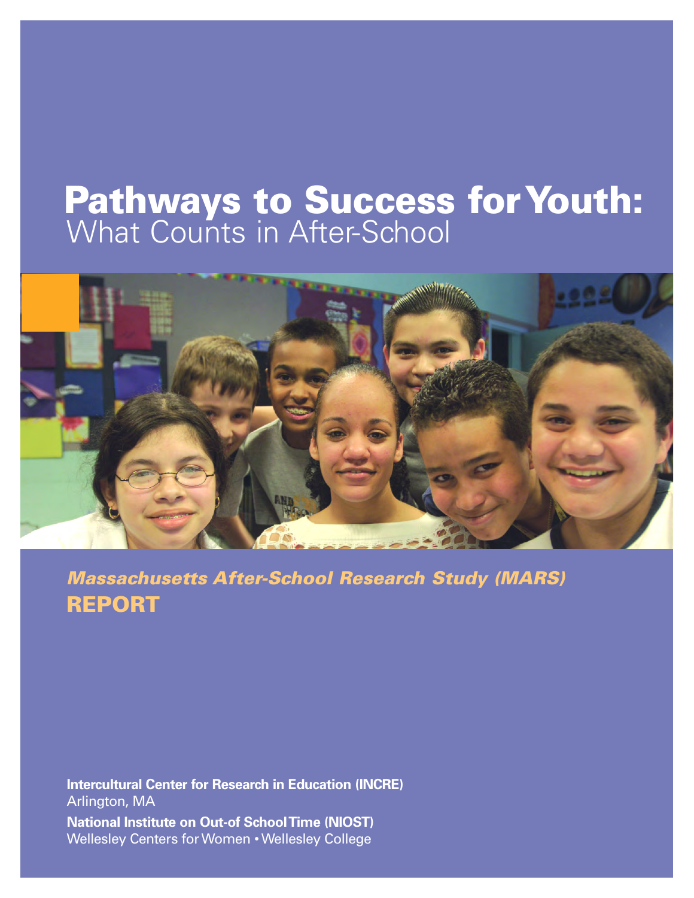# Pathways to Success for Youth:
## What Counts in After-School

***Massachusetts After-School Research Study (MARS)***

**REPORT**

**Intercultural Center for Research in Education (INCRE)**
Arlington, MA

**National Institute on Out-of School Time (NIOST)**
Wellesley Centers for Women • Wellesley College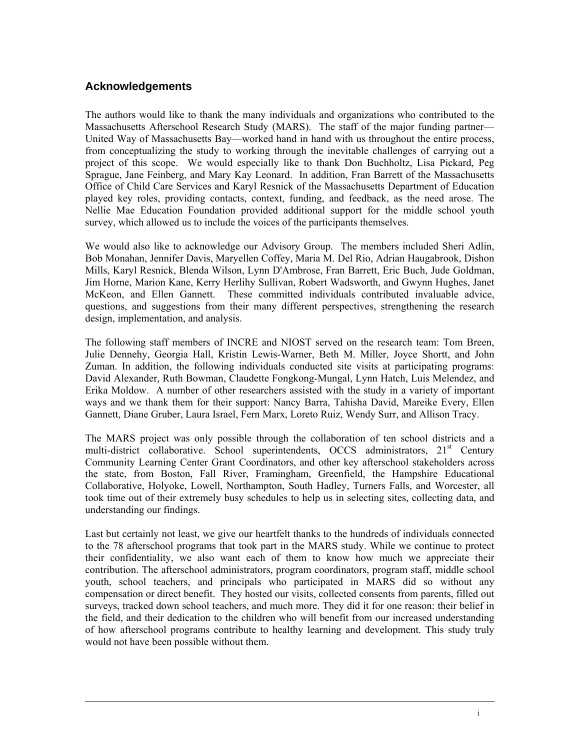## Acknowledgements

The authors would like to thank the many individuals and organizations who contributed to the Massachusetts Afterschool Research Study (MARS). The staff of the major funding partner—United Way of Massachusetts Bay—worked hand in hand with us throughout the entire process, from conceptualizing the study to working through the inevitable challenges of carrying out a project of this scope. We would especially like to thank Don Buchholtz, Lisa Pickard, Peg Sprague, Jane Feinberg, and Mary Kay Leonard. In addition, Fran Barrett of the Massachusetts Office of Child Care Services and Karyl Resnick of the Massachusetts Department of Education played key roles, providing contacts, context, funding, and feedback, as the need arose. The Nellie Mae Education Foundation provided additional support for the middle school youth survey, which allowed us to include the voices of the participants themselves.

We would also like to acknowledge our Advisory Group. The members included Sheri Adlin, Bob Monahan, Jennifer Davis, Maryellen Coffey, Maria M. Del Rio, Adrian Haugabrook, Dishon Mills, Karyl Resnick, Blenda Wilson, Lynn D'Ambrose, Fran Barrett, Eric Buch, Jude Goldman, Jim Horne, Marion Kane, Kerry Herlihy Sullivan, Robert Wadsworth, and Gwynn Hughes, Janet McKeon, and Ellen Gannett. These committed individuals contributed invaluable advice, questions, and suggestions from their many different perspectives, strengthening the research design, implementation, and analysis.

The following staff members of INCRE and NIOST served on the research team: Tom Breen, Julie Dennehy, Georgia Hall, Kristin Lewis-Warner, Beth M. Miller, Joyce Shortt, and John Zuman. In addition, the following individuals conducted site visits at participating programs: David Alexander, Ruth Bowman, Claudette Fongkong-Mungal, Lynn Hatch, Luis Melendez, and Erika Moldow. A number of other researchers assisted with the study in a variety of important ways and we thank them for their support: Nancy Barra, Tahisha David, Mareike Every, Ellen Gannett, Diane Gruber, Laura Israel, Fern Marx, Loreto Ruiz, Wendy Surr, and Allison Tracy.

The MARS project was only possible through the collaboration of ten school districts and a multi-district collaborative. School superintendents, OCCS administrators, 21st Century Community Learning Center Grant Coordinators, and other key afterschool stakeholders across the state, from Boston, Fall River, Framingham, Greenfield, the Hampshire Educational Collaborative, Holyoke, Lowell, Northampton, South Hadley, Turners Falls, and Worcester, all took time out of their extremely busy schedules to help us in selecting sites, collecting data, and understanding our findings.

Last but certainly not least, we give our heartfelt thanks to the hundreds of individuals connected to the 78 afterschool programs that took part in the MARS study. While we continue to protect their confidentiality, we also want each of them to know how much we appreciate their contribution. The afterschool administrators, program coordinators, program staff, middle school youth, school teachers, and principals who participated in MARS did so without any compensation or direct benefit. They hosted our visits, collected consents from parents, filled out surveys, tracked down school teachers, and much more. They did it for one reason: their belief in the field, and their dedication to the children who will benefit from our increased understanding of how afterschool programs contribute to healthy learning and development. This study truly would not have been possible without them.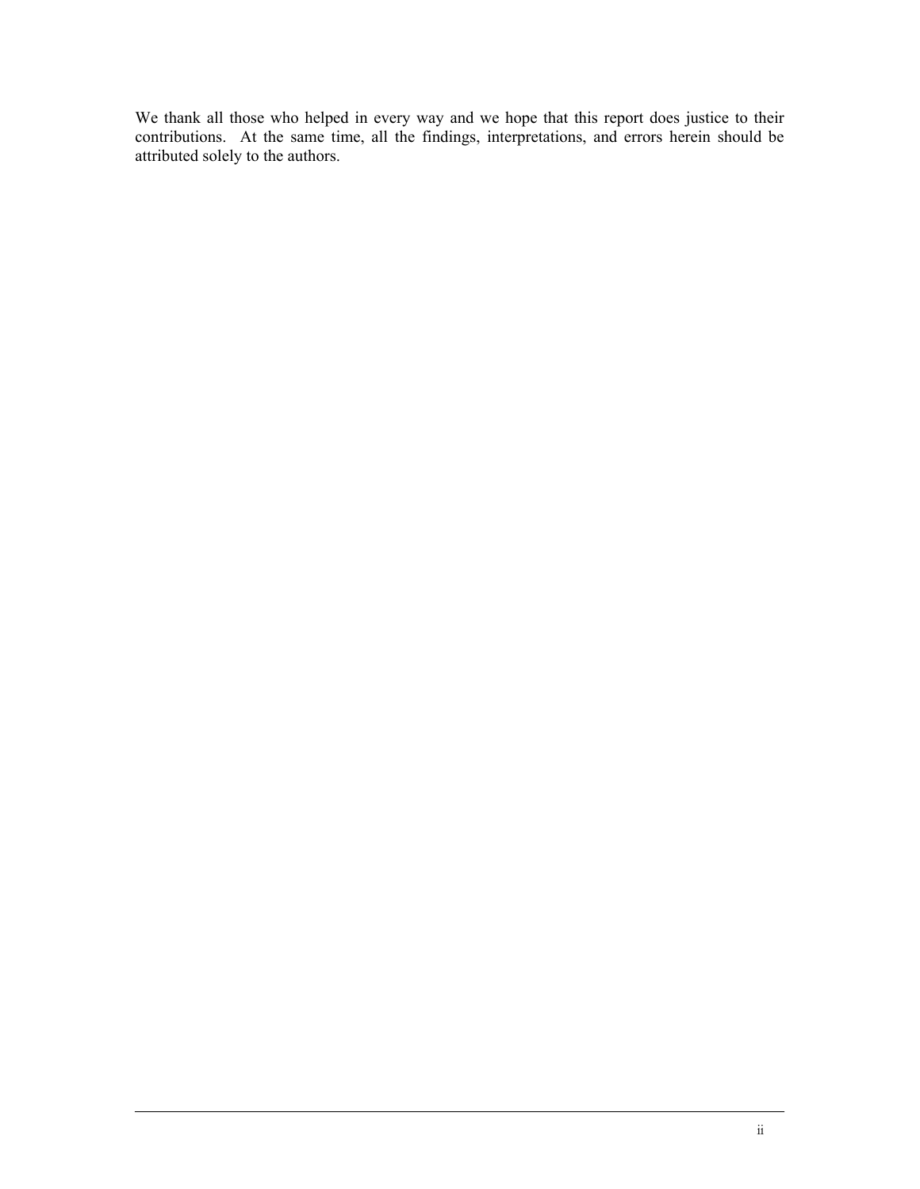We thank all those who helped in every way and we hope that this report does justice to their contributions. At the same time, all the findings, interpretations, and errors herein should be attributed solely to the authors.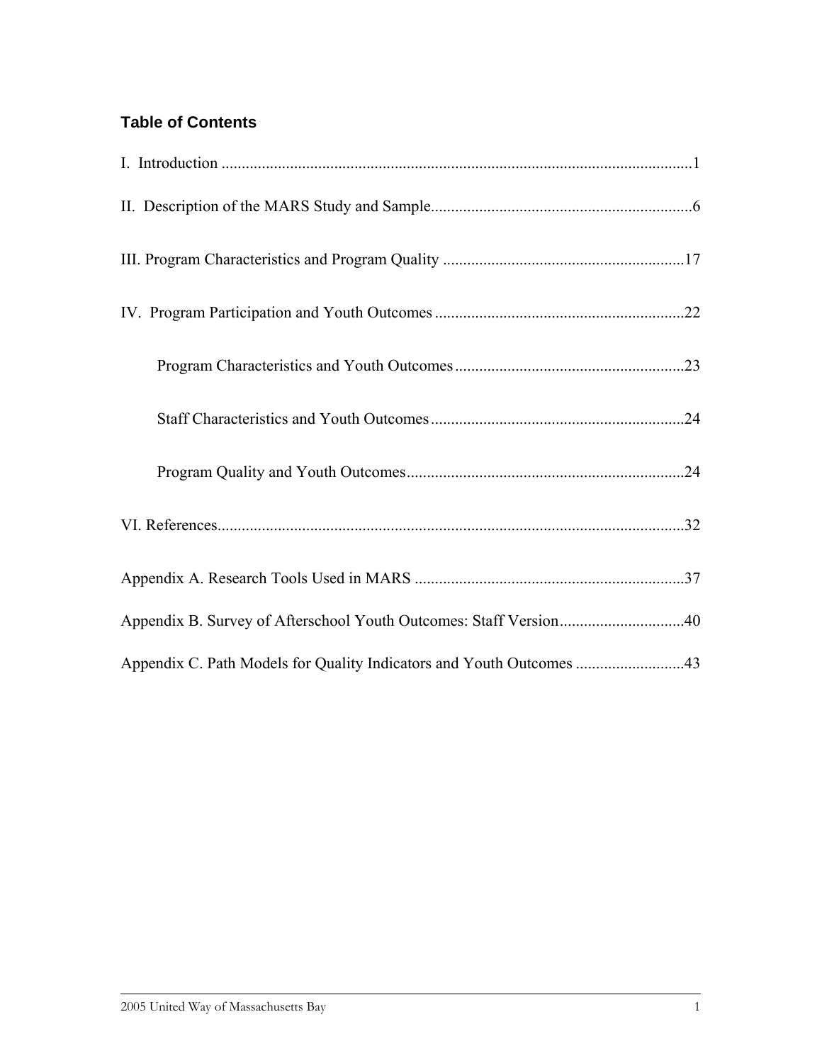### Table of Contents

I. Introduction ....................................................................................................................1

II. Description of the MARS Study and Sample................................................................6

III. Program Characteristics and Program Quality ...........................................................17

IV. Program Participation and Youth Outcomes .............................................................22

- Program Characteristics and Youth Outcomes .........................................................23
- Staff Characteristics and Youth Outcomes ...............................................................24
- Program Quality and Youth Outcomes.....................................................................24

VI. References...................................................................................................................32

Appendix A. Research Tools Used in MARS ..................................................................37

Appendix B. Survey of Afterschool Youth Outcomes: Staff Version...............................40

Appendix C. Path Models for Quality Indicators and Youth Outcomes ...........................43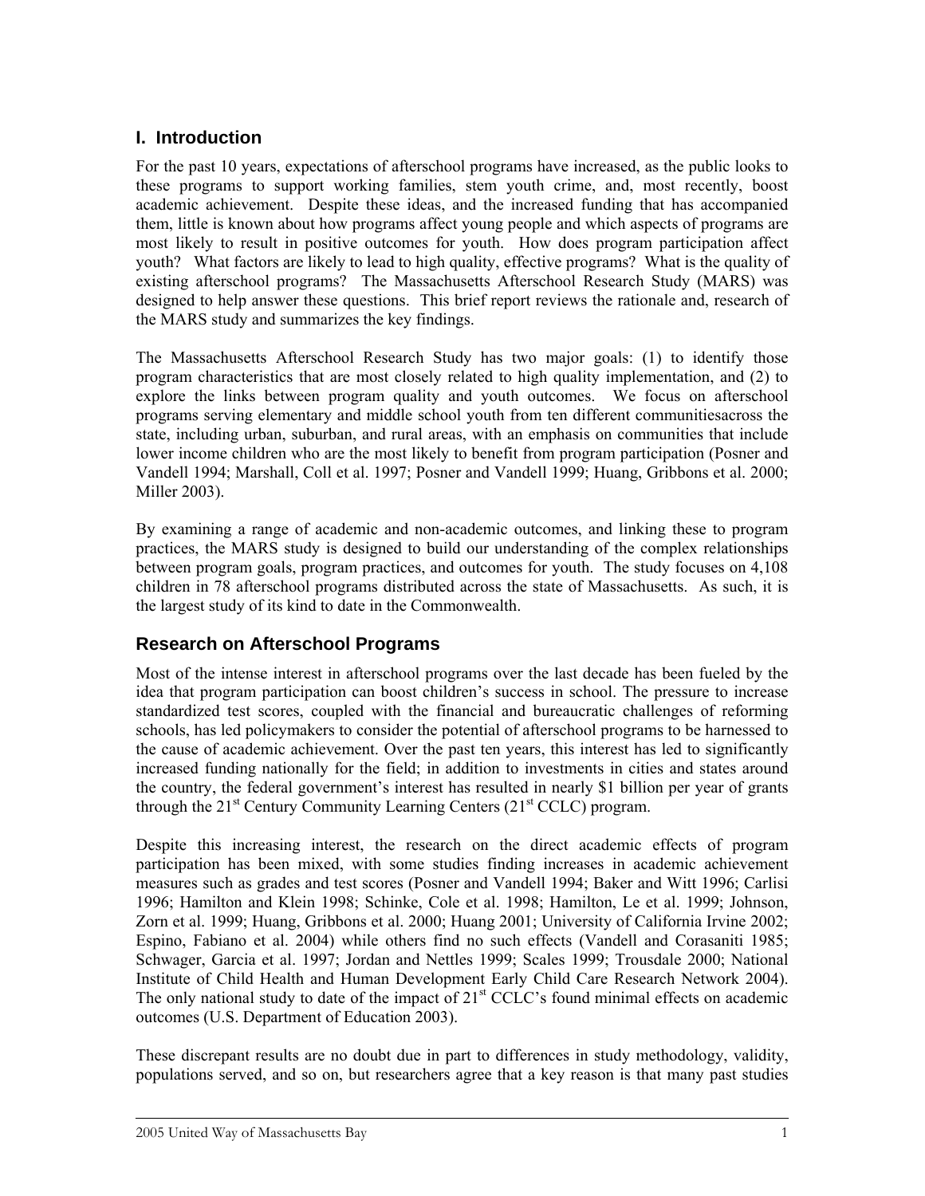## I. Introduction

For the past 10 years, expectations of afterschool programs have increased, as the public looks to these programs to support working families, stem youth crime, and, most recently, boost academic achievement. Despite these ideas, and the increased funding that has accompanied them, little is known about how programs affect young people and which aspects of programs are most likely to result in positive outcomes for youth. How does program participation affect youth? What factors are likely to lead to high quality, effective programs? What is the quality of existing afterschool programs? The Massachusetts Afterschool Research Study (MARS) was designed to help answer these questions. This brief report reviews the rationale and, research of the MARS study and summarizes the key findings.

The Massachusetts Afterschool Research Study has two major goals: (1) to identify those program characteristics that are most closely related to high quality implementation, and (2) to explore the links between program quality and youth outcomes. We focus on afterschool programs serving elementary and middle school youth from ten different communitiesacross the state, including urban, suburban, and rural areas, with an emphasis on communities that include lower income children who are the most likely to benefit from program participation (Posner and Vandell 1994; Marshall, Coll et al. 1997; Posner and Vandell 1999; Huang, Gribbons et al. 2000; Miller 2003).

By examining a range of academic and non-academic outcomes, and linking these to program practices, the MARS study is designed to build our understanding of the complex relationships between program goals, program practices, and outcomes for youth. The study focuses on 4,108 children in 78 afterschool programs distributed across the state of Massachusetts. As such, it is the largest study of its kind to date in the Commonwealth.

### Research on Afterschool Programs

Most of the intense interest in afterschool programs over the last decade has been fueled by the idea that program participation can boost children's success in school. The pressure to increase standardized test scores, coupled with the financial and bureaucratic challenges of reforming schools, has led policymakers to consider the potential of afterschool programs to be harnessed to the cause of academic achievement. Over the past ten years, this interest has led to significantly increased funding nationally for the field; in addition to investments in cities and states around the country, the federal government's interest has resulted in nearly $1 billion per year of grants through the 21st Century Community Learning Centers (21st CCLC) program.

Despite this increasing interest, the research on the direct academic effects of program participation has been mixed, with some studies finding increases in academic achievement measures such as grades and test scores (Posner and Vandell 1994; Baker and Witt 1996; Carlisi 1996; Hamilton and Klein 1998; Schinke, Cole et al. 1998; Hamilton, Le et al. 1999; Johnson, Zorn et al. 1999; Huang, Gribbons et al. 2000; Huang 2001; University of California Irvine 2002; Espino, Fabiano et al. 2004) while others find no such effects (Vandell and Corasaniti 1985; Schwager, Garcia et al. 1997; Jordan and Nettles 1999; Scales 1999; Trousdale 2000; National Institute of Child Health and Human Development Early Child Care Research Network 2004). The only national study to date of the impact of 21st CCLC's found minimal effects on academic outcomes (U.S. Department of Education 2003).

These discrepant results are no doubt due in part to differences in study methodology, validity, populations served, and so on, but researchers agree that a key reason is that many past studies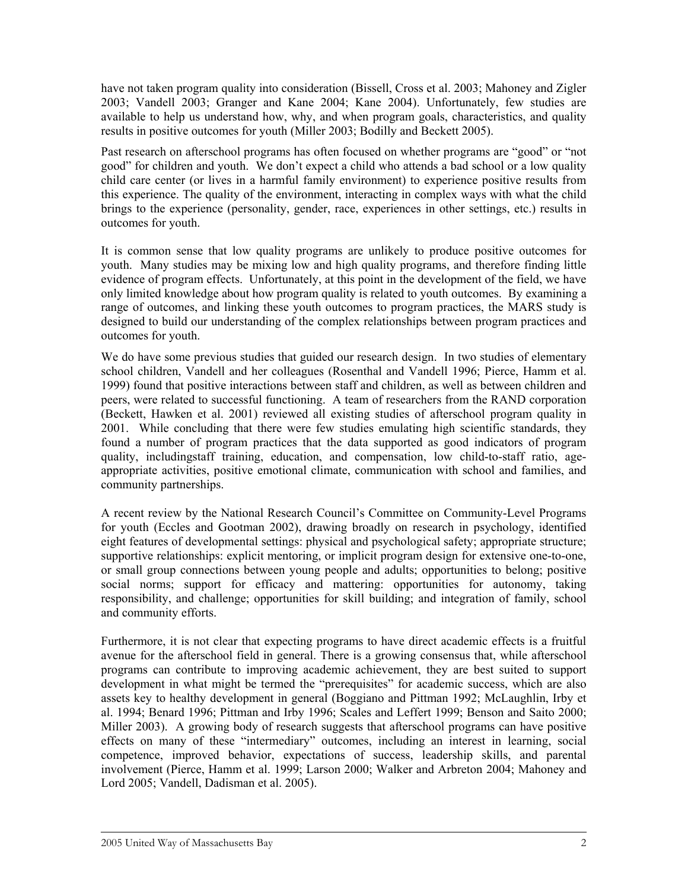have not taken program quality into consideration (Bissell, Cross et al. 2003; Mahoney and Zigler 2003; Vandell 2003; Granger and Kane 2004; Kane 2004). Unfortunately, few studies are available to help us understand how, why, and when program goals, characteristics, and quality results in positive outcomes for youth (Miller 2003; Bodilly and Beckett 2005).

Past research on afterschool programs has often focused on whether programs are "good" or "not good" for children and youth. We don't expect a child who attends a bad school or a low quality child care center (or lives in a harmful family environment) to experience positive results from this experience. The quality of the environment, interacting in complex ways with what the child brings to the experience (personality, gender, race, experiences in other settings, etc.) results in outcomes for youth.

It is common sense that low quality programs are unlikely to produce positive outcomes for youth. Many studies may be mixing low and high quality programs, and therefore finding little evidence of program effects. Unfortunately, at this point in the development of the field, we have only limited knowledge about how program quality is related to youth outcomes. By examining a range of outcomes, and linking these youth outcomes to program practices, the MARS study is designed to build our understanding of the complex relationships between program practices and outcomes for youth.

We do have some previous studies that guided our research design. In two studies of elementary school children, Vandell and her colleagues (Rosenthal and Vandell 1996; Pierce, Hamm et al. 1999) found that positive interactions between staff and children, as well as between children and peers, were related to successful functioning. A team of researchers from the RAND corporation (Beckett, Hawken et al. 2001) reviewed all existing studies of afterschool program quality in 2001. While concluding that there were few studies emulating high scientific standards, they found a number of program practices that the data supported as good indicators of program quality, includingstaff training, education, and compensation, low child-to-staff ratio, age-appropriate activities, positive emotional climate, communication with school and families, and community partnerships.

A recent review by the National Research Council's Committee on Community-Level Programs for youth (Eccles and Gootman 2002), drawing broadly on research in psychology, identified eight features of developmental settings: physical and psychological safety; appropriate structure; supportive relationships: explicit mentoring, or implicit program design for extensive one-to-one, or small group connections between young people and adults; opportunities to belong; positive social norms; support for efficacy and mattering: opportunities for autonomy, taking responsibility, and challenge; opportunities for skill building; and integration of family, school and community efforts.

Furthermore, it is not clear that expecting programs to have direct academic effects is a fruitful avenue for the afterschool field in general. There is a growing consensus that, while afterschool programs can contribute to improving academic achievement, they are best suited to support development in what might be termed the "prerequisites" for academic success, which are also assets key to healthy development in general (Boggiano and Pittman 1992; McLaughlin, Irby et al. 1994; Benard 1996; Pittman and Irby 1996; Scales and Leffert 1999; Benson and Saito 2000; Miller 2003). A growing body of research suggests that afterschool programs can have positive effects on many of these "intermediary" outcomes, including an interest in learning, social competence, improved behavior, expectations of success, leadership skills, and parental involvement (Pierce, Hamm et al. 1999; Larson 2000; Walker and Arbreton 2004; Mahoney and Lord 2005; Vandell, Dadisman et al. 2005).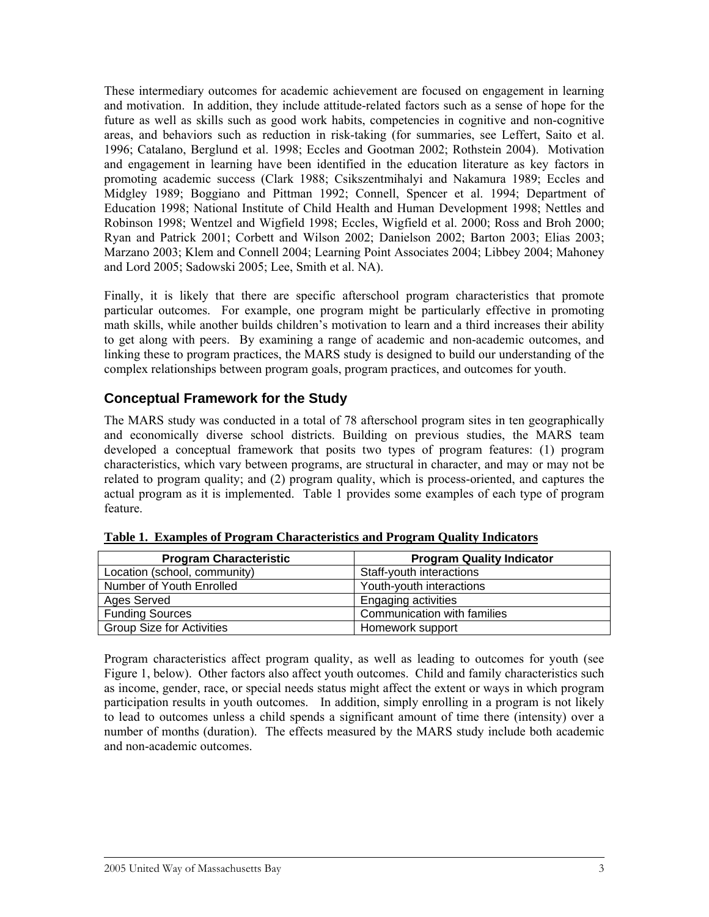These intermediary outcomes for academic achievement are focused on engagement in learning and motivation. In addition, they include attitude-related factors such as a sense of hope for the future as well as skills such as good work habits, competencies in cognitive and non-cognitive areas, and behaviors such as reduction in risk-taking (for summaries, see Leffert, Saito et al. 1996; Catalano, Berglund et al. 1998; Eccles and Gootman 2002; Rothstein 2004). Motivation and engagement in learning have been identified in the education literature as key factors in promoting academic success (Clark 1988; Csikszentmihalyi and Nakamura 1989; Eccles and Midgley 1989; Boggiano and Pittman 1992; Connell, Spencer et al. 1994; Department of Education 1998; National Institute of Child Health and Human Development 1998; Nettles and Robinson 1998; Wentzel and Wigfield 1998; Eccles, Wigfield et al. 2000; Ross and Broh 2000; Ryan and Patrick 2001; Corbett and Wilson 2002; Danielson 2002; Barton 2003; Elias 2003; Marzano 2003; Klem and Connell 2004; Learning Point Associates 2004; Libbey 2004; Mahoney and Lord 2005; Sadowski 2005; Lee, Smith et al. NA).

Finally, it is likely that there are specific afterschool program characteristics that promote particular outcomes. For example, one program might be particularly effective in promoting math skills, while another builds children's motivation to learn and a third increases their ability to get along with peers. By examining a range of academic and non-academic outcomes, and linking these to program practices, the MARS study is designed to build our understanding of the complex relationships between program goals, program practices, and outcomes for youth.

## Conceptual Framework for the Study

The MARS study was conducted in a total of 78 afterschool program sites in ten geographically and economically diverse school districts. Building on previous studies, the MARS team developed a conceptual framework that posits two types of program features: (1) program characteristics, which vary between programs, are structural in character, and may or may not be related to program quality; and (2) program quality, which is process-oriented, and captures the actual program as it is implemented. Table 1 provides some examples of each type of program feature.

**Table 1. Examples of Program Characteristics and Program Quality Indicators**

| Program Characteristic | Program Quality Indicator |
|---|---|
| Location (school, community) | Staff-youth interactions |
| Number of Youth Enrolled | Youth-youth interactions |
| Ages Served | Engaging activities |
| Funding Sources | Communication with families |
| Group Size for Activities | Homework support |

Program characteristics affect program quality, as well as leading to outcomes for youth (see Figure 1, below). Other factors also affect youth outcomes. Child and family characteristics such as income, gender, race, or special needs status might affect the extent or ways in which program participation results in youth outcomes. In addition, simply enrolling in a program is not likely to lead to outcomes unless a child spends a significant amount of time there (intensity) over a number of months (duration). The effects measured by the MARS study include both academic and non-academic outcomes.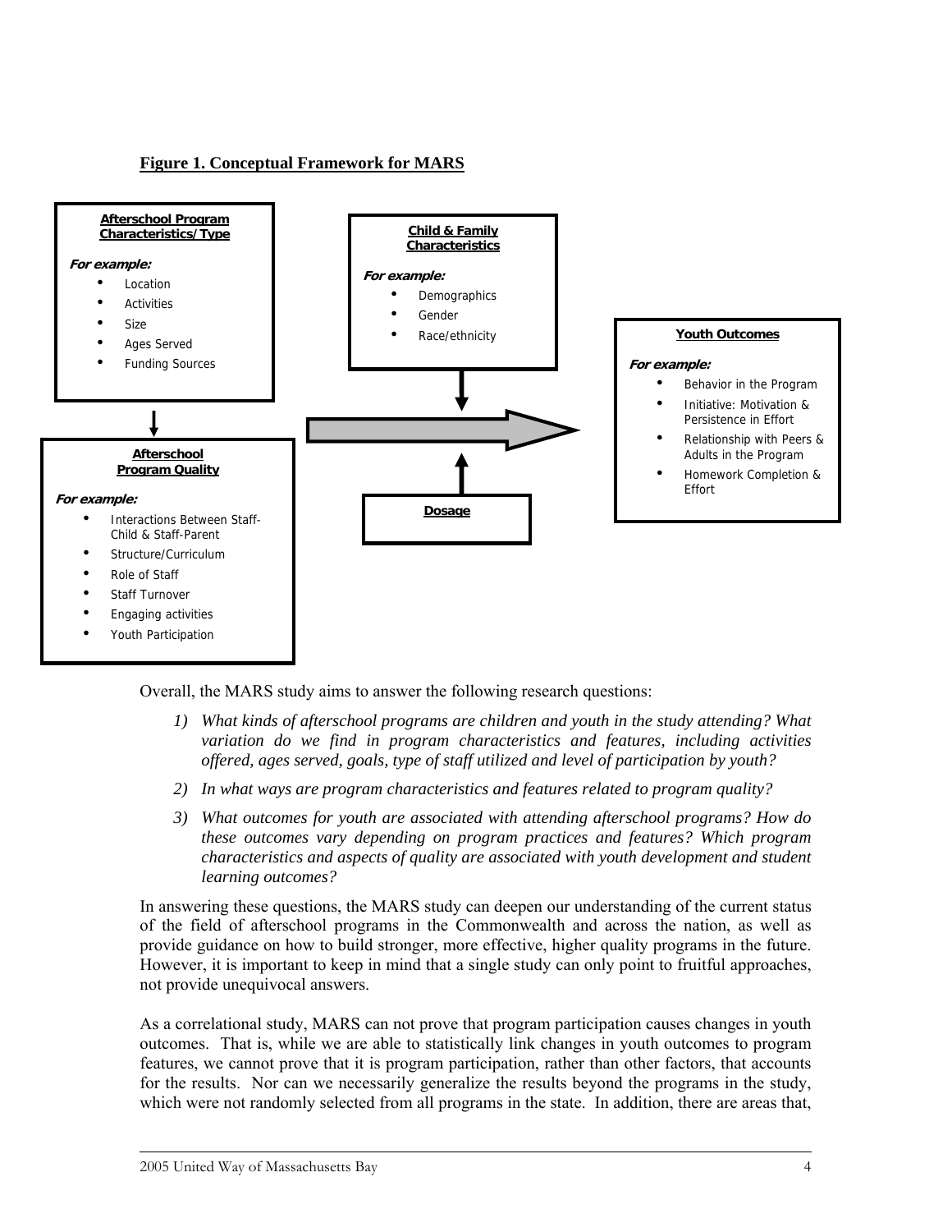**Figure 1. Conceptual Framework for MARS**

**Afterschool Program Characteristics/Type**

*For example:*

- Location
- Activities
- Size
- Ages Served
- Funding Sources

**Afterschool Program Quality**

*For example:*

- Interactions Between Staff-Child & Staff-Parent
- Structure/Curriculum
- Role of Staff
- Staff Turnover
- Engaging activities
- Youth Participation

**Child & Family Characteristics**

*For example:*

- Demographics
- Gender
- Race/ethnicity

**Dosage**

**Youth Outcomes**

*For example:*

- Behavior in the Program
- Initiative: Motivation & Persistence in Effort
- Relationship with Peers & Adults in the Program
- Homework Completion & Effort

Overall, the MARS study aims to answer the following research questions:

1) *What kinds of afterschool programs are children and youth in the study attending? What variation do we find in program characteristics and features, including activities offered, ages served, goals, type of staff utilized and level of participation by youth?*
2) *In what ways are program characteristics and features related to program quality?*
3) *What outcomes for youth are associated with attending afterschool programs? How do these outcomes vary depending on program practices and features? Which program characteristics and aspects of quality are associated with youth development and student learning outcomes?*

In answering these questions, the MARS study can deepen our understanding of the current status of the field of afterschool programs in the Commonwealth and across the nation, as well as provide guidance on how to build stronger, more effective, higher quality programs in the future. However, it is important to keep in mind that a single study can only point to fruitful approaches, not provide unequivocal answers.

As a correlational study, MARS can not prove that program participation causes changes in youth outcomes. That is, while we are able to statistically link changes in youth outcomes to program features, we cannot prove that it is program participation, rather than other factors, that accounts for the results. Nor can we necessarily generalize the results beyond the programs in the study, which were not randomly selected from all programs in the state. In addition, there are areas that,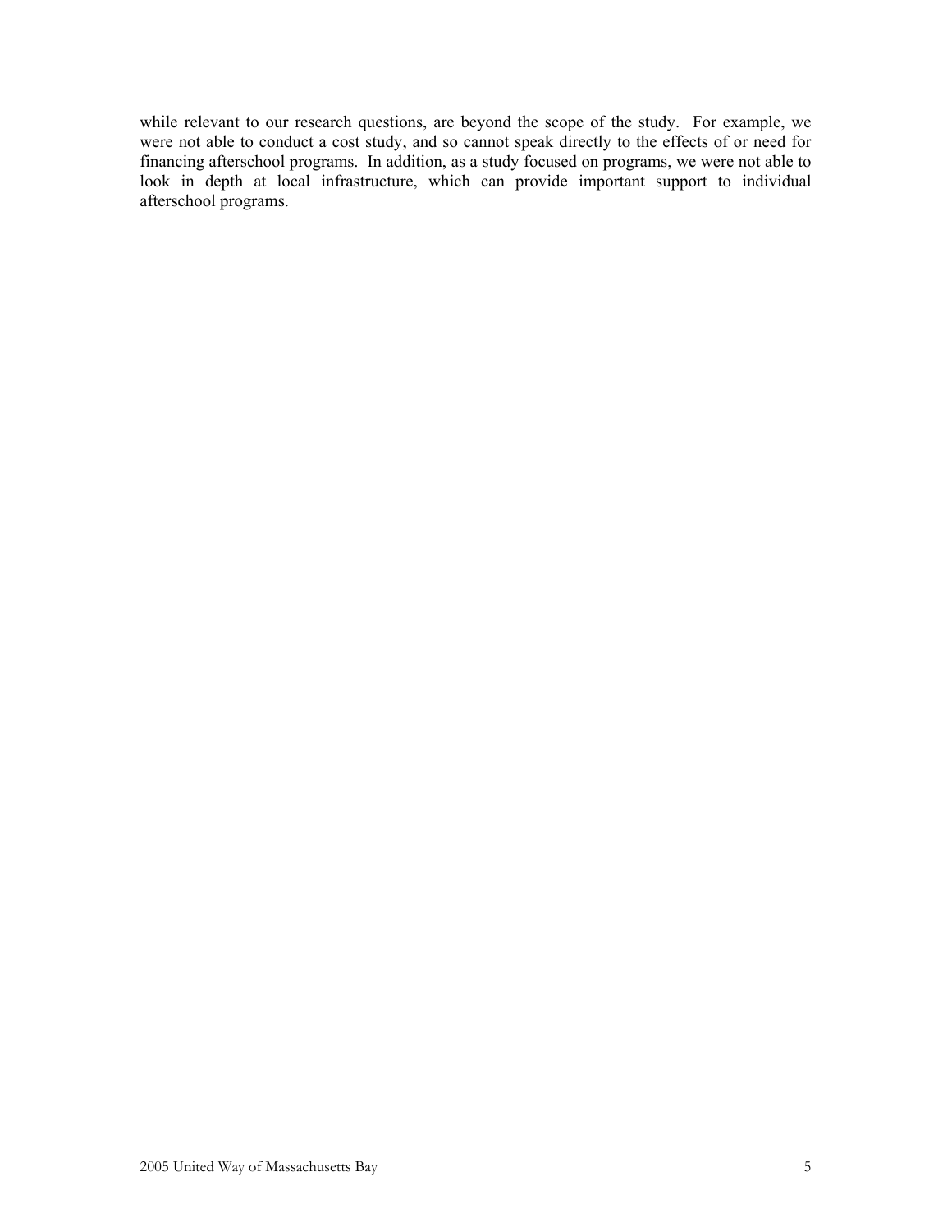while relevant to our research questions, are beyond the scope of the study. For example, we were not able to conduct a cost study, and so cannot speak directly to the effects of or need for financing afterschool programs. In addition, as a study focused on programs, we were not able to look in depth at local infrastructure, which can provide important support to individual afterschool programs.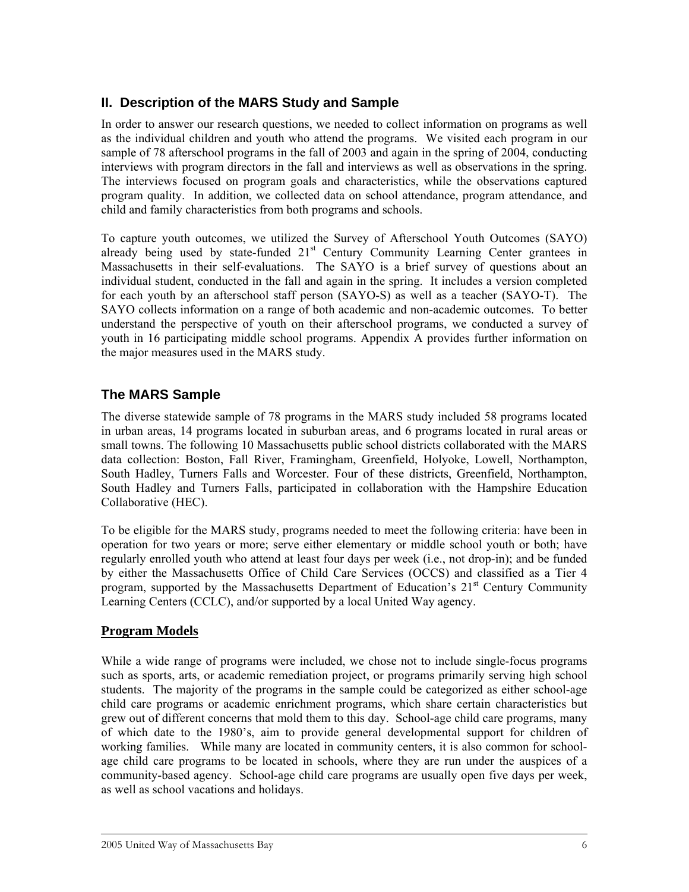## II. Description of the MARS Study and Sample

In order to answer our research questions, we needed to collect information on programs as well as the individual children and youth who attend the programs. We visited each program in our sample of 78 afterschool programs in the fall of 2003 and again in the spring of 2004, conducting interviews with program directors in the fall and interviews as well as observations in the spring. The interviews focused on program goals and characteristics, while the observations captured program quality. In addition, we collected data on school attendance, program attendance, and child and family characteristics from both programs and schools.

To capture youth outcomes, we utilized the Survey of Afterschool Youth Outcomes (SAYO) already being used by state-funded 21st Century Community Learning Center grantees in Massachusetts in their self-evaluations. The SAYO is a brief survey of questions about an individual student, conducted in the fall and again in the spring. It includes a version completed for each youth by an afterschool staff person (SAYO-S) as well as a teacher (SAYO-T). The SAYO collects information on a range of both academic and non-academic outcomes. To better understand the perspective of youth on their afterschool programs, we conducted a survey of youth in 16 participating middle school programs. Appendix A provides further information on the major measures used in the MARS study.

## The MARS Sample

The diverse statewide sample of 78 programs in the MARS study included 58 programs located in urban areas, 14 programs located in suburban areas, and 6 programs located in rural areas or small towns. The following 10 Massachusetts public school districts collaborated with the MARS data collection: Boston, Fall River, Framingham, Greenfield, Holyoke, Lowell, Northampton, South Hadley, Turners Falls and Worcester. Four of these districts, Greenfield, Northampton, South Hadley and Turners Falls, participated in collaboration with the Hampshire Education Collaborative (HEC).

To be eligible for the MARS study, programs needed to meet the following criteria: have been in operation for two years or more; serve either elementary or middle school youth or both; have regularly enrolled youth who attend at least four days per week (i.e., not drop-in); and be funded by either the Massachusetts Office of Child Care Services (OCCS) and classified as a Tier 4 program, supported by the Massachusetts Department of Education's 21st Century Community Learning Centers (CCLC), and/or supported by a local United Way agency.

### Program Models

While a wide range of programs were included, we chose not to include single-focus programs such as sports, arts, or academic remediation project, or programs primarily serving high school students. The majority of the programs in the sample could be categorized as either school-age child care programs or academic enrichment programs, which share certain characteristics but grew out of different concerns that mold them to this day. School-age child care programs, many of which date to the 1980's, aim to provide general developmental support for children of working families. While many are located in community centers, it is also common for school-age child care programs to be located in schools, where they are run under the auspices of a community-based agency. School-age child care programs are usually open five days per week, as well as school vacations and holidays.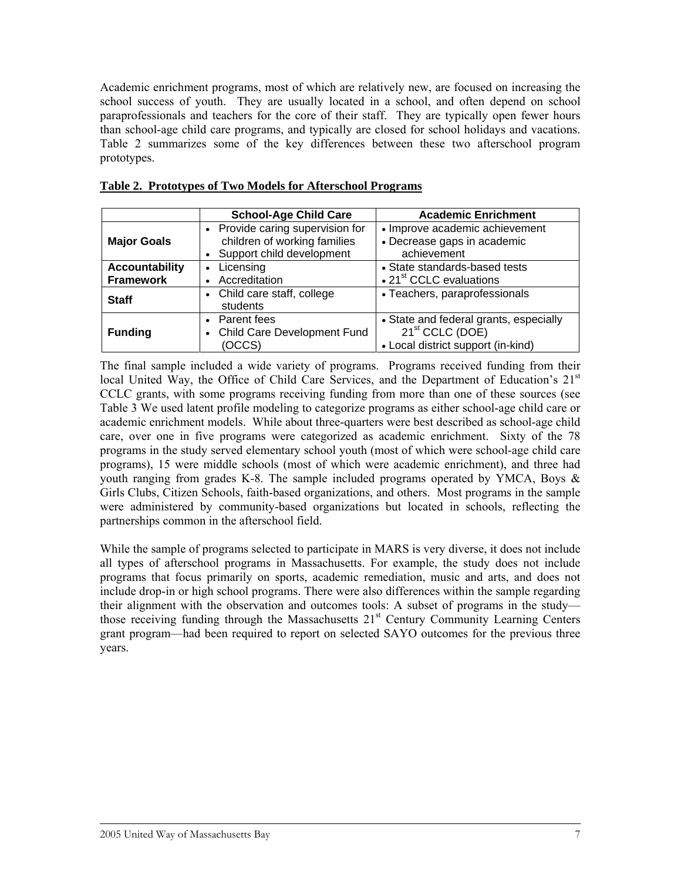Academic enrichment programs, most of which are relatively new, are focused on increasing the school success of youth. They are usually located in a school, and often depend on school paraprofessionals and teachers for the core of their staff. They are typically open fewer hours than school-age child care programs, and typically are closed for school holidays and vacations. Table 2 summarizes some of the key differences between these two afterschool program prototypes.

**Table 2. Prototypes of Two Models for Afterschool Programs**

| | School-Age Child Care | Academic Enrichment |
|---|---|---|
| **Major Goals** | • Provide caring supervision for children of working families<br>• Support child development | • Improve academic achievement<br>• Decrease gaps in academic achievement |
| **Accountability Framework** | • Licensing<br>• Accreditation | • State standards-based tests<br>• 21st CCLC evaluations |
| **Staff** | • Child care staff, college students | • Teachers, paraprofessionals |
| **Funding** | • Parent fees<br>• Child Care Development Fund (OCCS) | • State and federal grants, especially 21st CCLC (DOE)<br>• Local district support (in-kind) |

The final sample included a wide variety of programs. Programs received funding from their local United Way, the Office of Child Care Services, and the Department of Education's 21st CCLC grants, with some programs receiving funding from more than one of these sources (see Table 3 We used latent profile modeling to categorize programs as either school-age child care or academic enrichment models. While about three-quarters were best described as school-age child care, over one in five programs were categorized as academic enrichment. Sixty of the 78 programs in the study served elementary school youth (most of which were school-age child care programs), 15 were middle schools (most of which were academic enrichment), and three had youth ranging from grades K-8. The sample included programs operated by YMCA, Boys & Girls Clubs, Citizen Schools, faith-based organizations, and others. Most programs in the sample were administered by community-based organizations but located in schools, reflecting the partnerships common in the afterschool field.

While the sample of programs selected to participate in MARS is very diverse, it does not include all types of afterschool programs in Massachusetts. For example, the study does not include programs that focus primarily on sports, academic remediation, music and arts, and does not include drop-in or high school programs. There were also differences within the sample regarding their alignment with the observation and outcomes tools: A subset of programs in the study—those receiving funding through the Massachusetts 21st Century Community Learning Centers grant program—had been required to report on selected SAYO outcomes for the previous three years.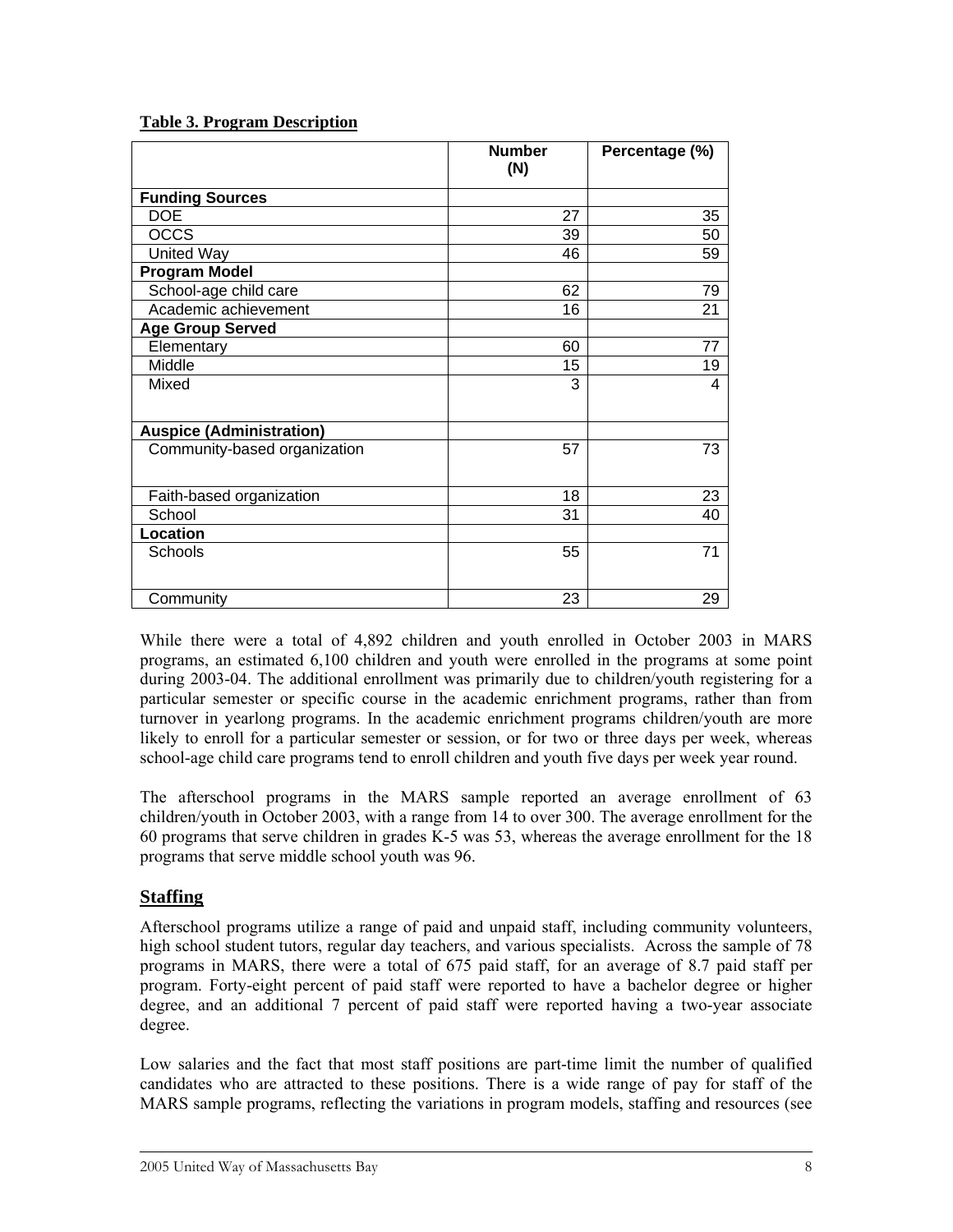**Table 3. Program Description**

| | Number (N) | Percentage (%) |
|---|---|---|
| **Funding Sources** | | |
| DOE | 27 | 35 |
| OCCS | 39 | 50 |
| United Way | 46 | 59 |
| **Program Model** | | |
| School-age child care | 62 | 79 |
| Academic achievement | 16 | 21 |
| **Age Group Served** | | |
| Elementary | 60 | 77 |
| Middle | 15 | 19 |
| Mixed | 3 | 4 |
| **Auspice (Administration)** | | |
| Community-based organization | 57 | 73 |
| Faith-based organization | 18 | 23 |
| School | 31 | 40 |
| **Location** | | |
| Schools | 55 | 71 |
| Community | 23 | 29 |

While there were a total of 4,892 children and youth enrolled in October 2003 in MARS programs, an estimated 6,100 children and youth were enrolled in the programs at some point during 2003-04. The additional enrollment was primarily due to children/youth registering for a particular semester or specific course in the academic enrichment programs, rather than from turnover in yearlong programs. In the academic enrichment programs children/youth are more likely to enroll for a particular semester or session, or for two or three days per week, whereas school-age child care programs tend to enroll children and youth five days per week year round.

The afterschool programs in the MARS sample reported an average enrollment of 63 children/youth in October 2003, with a range from 14 to over 300. The average enrollment for the 60 programs that serve children in grades K-5 was 53, whereas the average enrollment for the 18 programs that serve middle school youth was 96.

## Staffing

Afterschool programs utilize a range of paid and unpaid staff, including community volunteers, high school student tutors, regular day teachers, and various specialists. Across the sample of 78 programs in MARS, there were a total of 675 paid staff, for an average of 8.7 paid staff per program. Forty-eight percent of paid staff were reported to have a bachelor degree or higher degree, and an additional 7 percent of paid staff were reported having a two-year associate degree.

Low salaries and the fact that most staff positions are part-time limit the number of qualified candidates who are attracted to these positions. There is a wide range of pay for staff of the MARS sample programs, reflecting the variations in program models, staffing and resources (see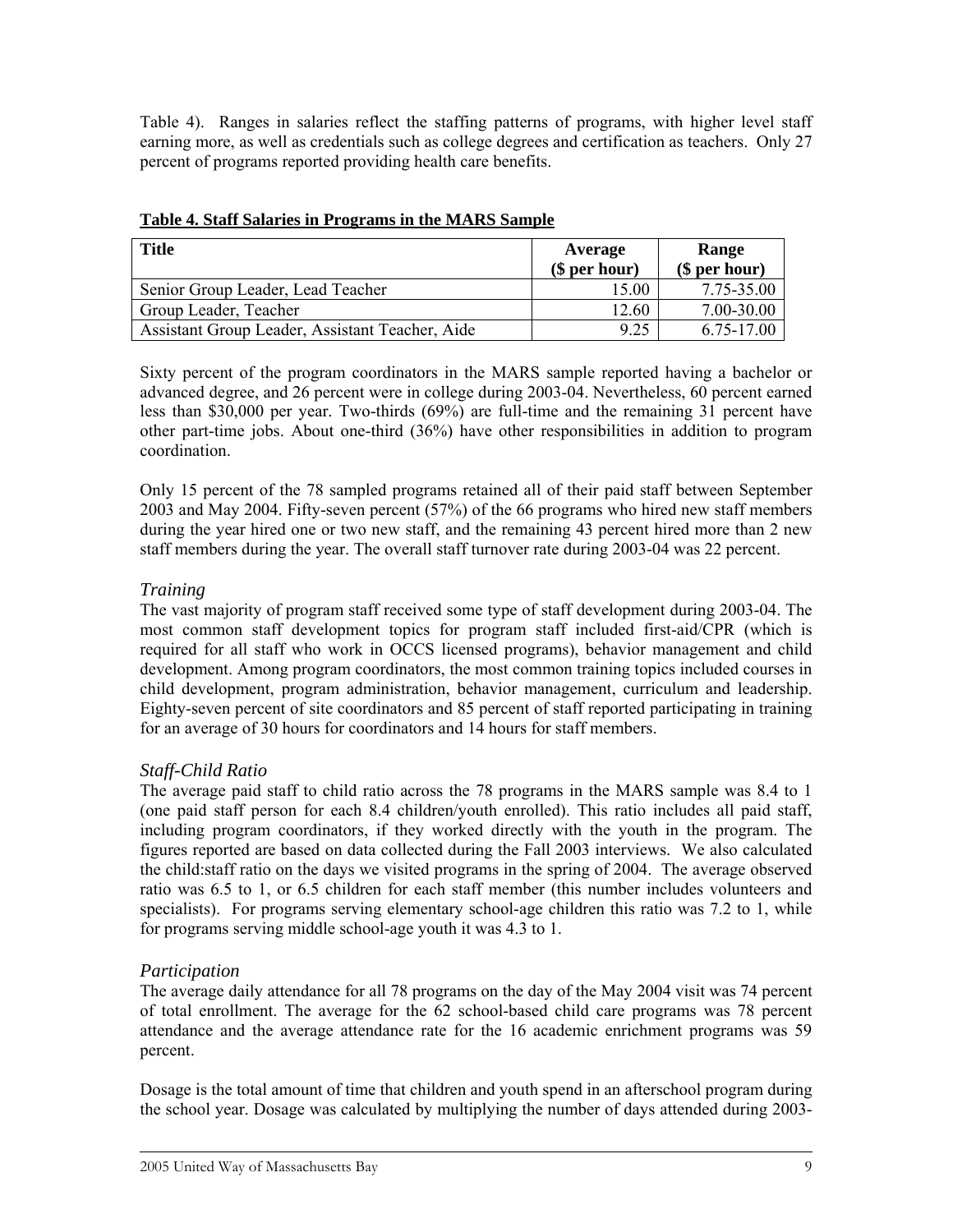Table 4). Ranges in salaries reflect the staffing patterns of programs, with higher level staff earning more, as well as credentials such as college degrees and certification as teachers. Only 27 percent of programs reported providing health care benefits.

**Table 4. Staff Salaries in Programs in the MARS Sample**

| Title | Average ($ per hour) | Range ($ per hour) |
|---|---|---|
| Senior Group Leader, Lead Teacher | 15.00 | 7.75-35.00 |
| Group Leader, Teacher | 12.60 | 7.00-30.00 |
| Assistant Group Leader, Assistant Teacher, Aide | 9.25 | 6.75-17.00 |

Sixty percent of the program coordinators in the MARS sample reported having a bachelor or advanced degree, and 26 percent were in college during 2003-04. Nevertheless, 60 percent earned less than $30,000 per year. Two-thirds (69%) are full-time and the remaining 31 percent have other part-time jobs. About one-third (36%) have other responsibilities in addition to program coordination.

Only 15 percent of the 78 sampled programs retained all of their paid staff between September 2003 and May 2004. Fifty-seven percent (57%) of the 66 programs who hired new staff members during the year hired one or two new staff, and the remaining 43 percent hired more than 2 new staff members during the year. The overall staff turnover rate during 2003-04 was 22 percent.

### *Training*

The vast majority of program staff received some type of staff development during 2003-04. The most common staff development topics for program staff included first-aid/CPR (which is required for all staff who work in OCCS licensed programs), behavior management and child development. Among program coordinators, the most common training topics included courses in child development, program administration, behavior management, curriculum and leadership. Eighty-seven percent of site coordinators and 85 percent of staff reported participating in training for an average of 30 hours for coordinators and 14 hours for staff members.

### *Staff-Child Ratio*

The average paid staff to child ratio across the 78 programs in the MARS sample was 8.4 to 1 (one paid staff person for each 8.4 children/youth enrolled). This ratio includes all paid staff, including program coordinators, if they worked directly with the youth in the program. The figures reported are based on data collected during the Fall 2003 interviews. We also calculated the child:staff ratio on the days we visited programs in the spring of 2004. The average observed ratio was 6.5 to 1, or 6.5 children for each staff member (this number includes volunteers and specialists). For programs serving elementary school-age children this ratio was 7.2 to 1, while for programs serving middle school-age youth it was 4.3 to 1.

### *Participation*

The average daily attendance for all 78 programs on the day of the May 2004 visit was 74 percent of total enrollment. The average for the 62 school-based child care programs was 78 percent attendance and the average attendance rate for the 16 academic enrichment programs was 59 percent.

Dosage is the total amount of time that children and youth spend in an afterschool program during the school year. Dosage was calculated by multiplying the number of days attended during 2003-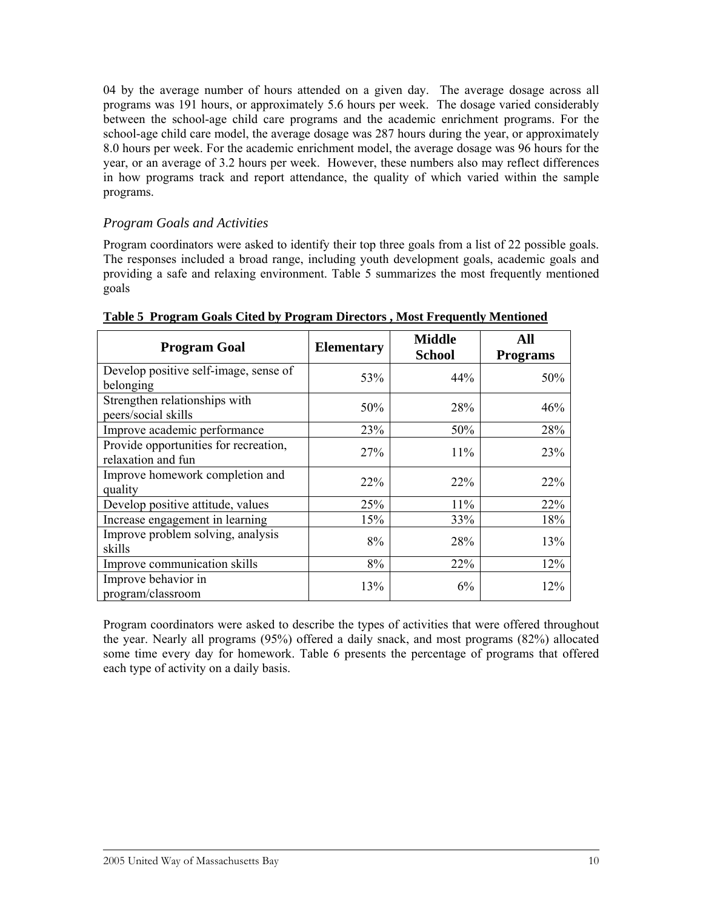04 by the average number of hours attended on a given day. The average dosage across all programs was 191 hours, or approximately 5.6 hours per week. The dosage varied considerably between the school-age child care programs and the academic enrichment programs. For the school-age child care model, the average dosage was 287 hours during the year, or approximately 8.0 hours per week. For the academic enrichment model, the average dosage was 96 hours for the year, or an average of 3.2 hours per week. However, these numbers also may reflect differences in how programs track and report attendance, the quality of which varied within the sample programs.

### *Program Goals and Activities*

Program coordinators were asked to identify their top three goals from a list of 22 possible goals. The responses included a broad range, including youth development goals, academic goals and providing a safe and relaxing environment. Table 5 summarizes the most frequently mentioned goals

**Table 5 Program Goals Cited by Program Directors , Most Frequently Mentioned**

| Program Goal | Elementary | Middle School | All Programs |
|---|---|---|---|
| Develop positive self-image, sense of belonging | 53% | 44% | 50% |
| Strengthen relationships with peers/social skills | 50% | 28% | 46% |
| Improve academic performance | 23% | 50% | 28% |
| Provide opportunities for recreation, relaxation and fun | 27% | 11% | 23% |
| Improve homework completion and quality | 22% | 22% | 22% |
| Develop positive attitude, values | 25% | 11% | 22% |
| Increase engagement in learning | 15% | 33% | 18% |
| Improve problem solving, analysis skills | 8% | 28% | 13% |
| Improve communication skills | 8% | 22% | 12% |
| Improve behavior in program/classroom | 13% | 6% | 12% |

Program coordinators were asked to describe the types of activities that were offered throughout the year. Nearly all programs (95%) offered a daily snack, and most programs (82%) allocated some time every day for homework. Table 6 presents the percentage of programs that offered each type of activity on a daily basis.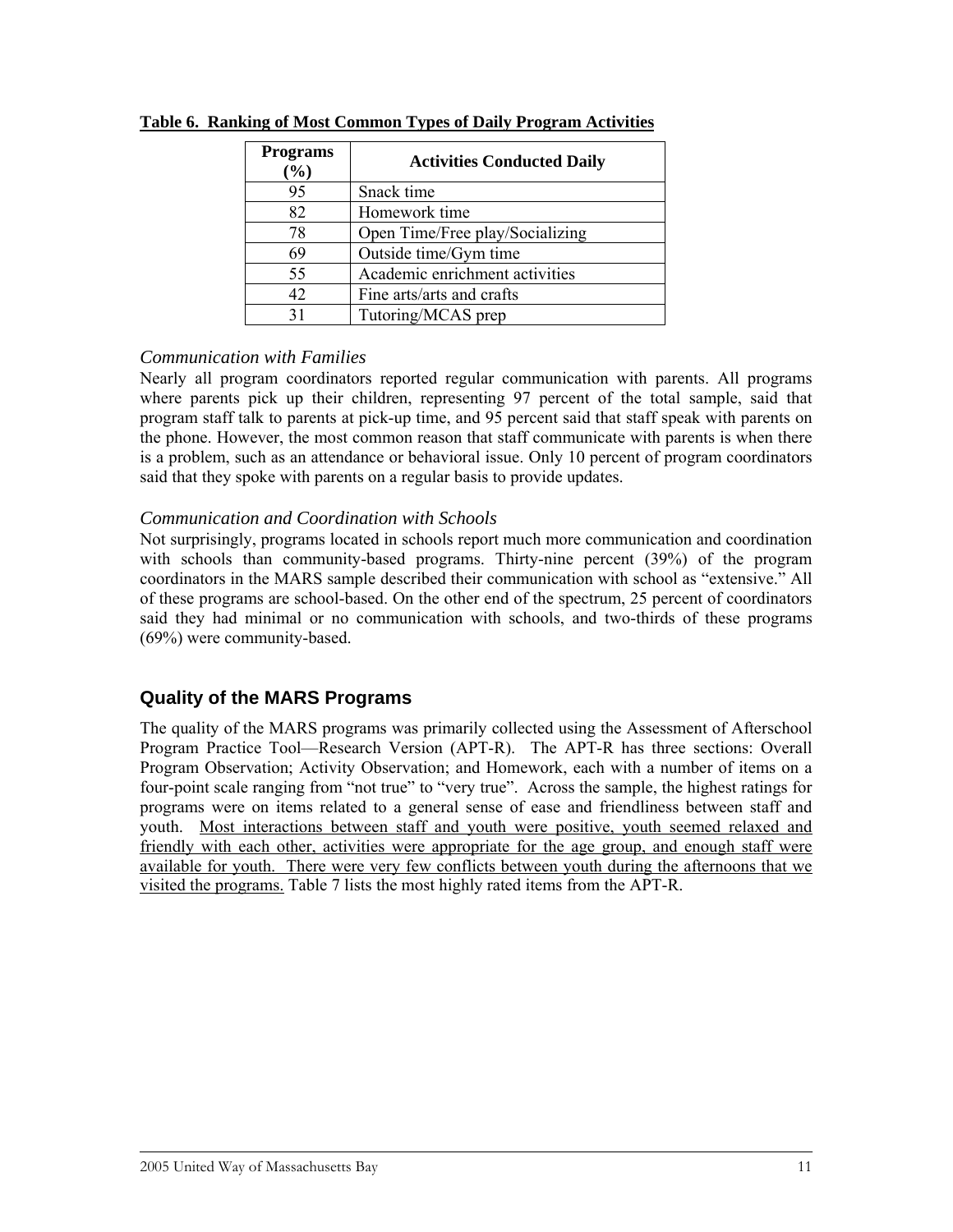**Table 6. Ranking of Most Common Types of Daily Program Activities**

| Programs (%) | Activities Conducted Daily |
|---|---|
| 95 | Snack time |
| 82 | Homework time |
| 78 | Open Time/Free play/Socializing |
| 69 | Outside time/Gym time |
| 55 | Academic enrichment activities |
| 42 | Fine arts/arts and crafts |
| 31 | Tutoring/MCAS prep |

### *Communication with Families*

Nearly all program coordinators reported regular communication with parents. All programs where parents pick up their children, representing 97 percent of the total sample, said that program staff talk to parents at pick-up time, and 95 percent said that staff speak with parents on the phone. However, the most common reason that staff communicate with parents is when there is a problem, such as an attendance or behavioral issue. Only 10 percent of program coordinators said that they spoke with parents on a regular basis to provide updates.

### *Communication and Coordination with Schools*

Not surprisingly, programs located in schools report much more communication and coordination with schools than community-based programs. Thirty-nine percent (39%) of the program coordinators in the MARS sample described their communication with school as "extensive." All of these programs are school-based. On the other end of the spectrum, 25 percent of coordinators said they had minimal or no communication with schools, and two-thirds of these programs (69%) were community-based.

## Quality of the MARS Programs

The quality of the MARS programs was primarily collected using the Assessment of Afterschool Program Practice Tool—Research Version (APT-R). The APT-R has three sections: Overall Program Observation; Activity Observation; and Homework, each with a number of items on a four-point scale ranging from "not true" to "very true". Across the sample, the highest ratings for programs were on items related to a general sense of ease and friendliness between staff and youth. Most interactions between staff and youth were positive, youth seemed relaxed and friendly with each other, activities were appropriate for the age group, and enough staff were available for youth. There were very few conflicts between youth during the afternoons that we visited the programs. Table 7 lists the most highly rated items from the APT-R.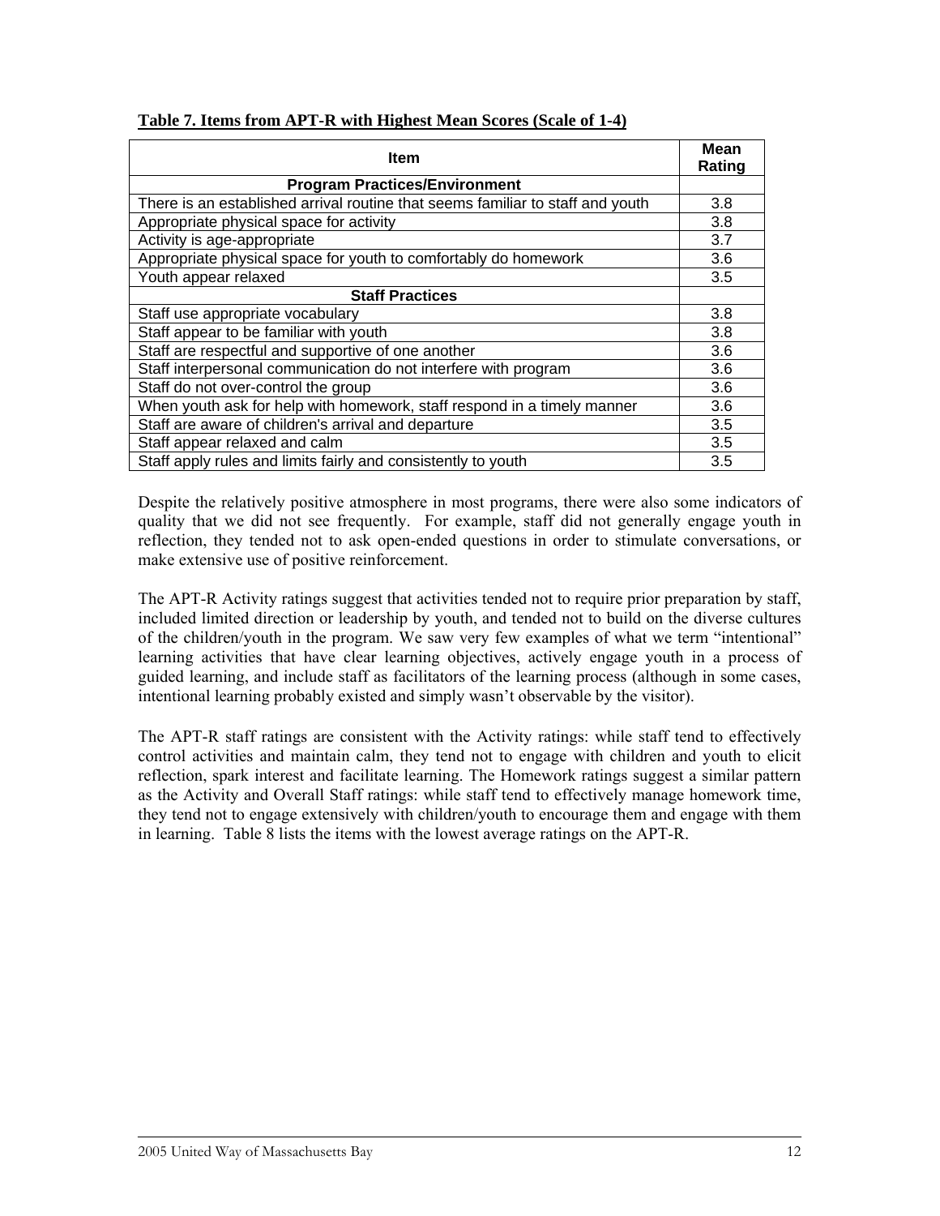**Table 7. Items from APT-R with Highest Mean Scores (Scale of 1-4)**

| Item | Mean Rating |
|---|---|
| **Program Practices/Environment** | |
| There is an established arrival routine that seems familiar to staff and youth | 3.8 |
| Appropriate physical space for activity | 3.8 |
| Activity is age-appropriate | 3.7 |
| Appropriate physical space for youth to comfortably do homework | 3.6 |
| Youth appear relaxed | 3.5 |
| **Staff Practices** | |
| Staff use appropriate vocabulary | 3.8 |
| Staff appear to be familiar with youth | 3.8 |
| Staff are respectful and supportive of one another | 3.6 |
| Staff interpersonal communication do not interfere with program | 3.6 |
| Staff do not over-control the group | 3.6 |
| When youth ask for help with homework, staff respond in a timely manner | 3.6 |
| Staff are aware of children's arrival and departure | 3.5 |
| Staff appear relaxed and calm | 3.5 |
| Staff apply rules and limits fairly and consistently to youth | 3.5 |

Despite the relatively positive atmosphere in most programs, there were also some indicators of quality that we did not see frequently. For example, staff did not generally engage youth in reflection, they tended not to ask open-ended questions in order to stimulate conversations, or make extensive use of positive reinforcement.

The APT-R Activity ratings suggest that activities tended not to require prior preparation by staff, included limited direction or leadership by youth, and tended not to build on the diverse cultures of the children/youth in the program. We saw very few examples of what we term "intentional" learning activities that have clear learning objectives, actively engage youth in a process of guided learning, and include staff as facilitators of the learning process (although in some cases, intentional learning probably existed and simply wasn't observable by the visitor).

The APT-R staff ratings are consistent with the Activity ratings: while staff tend to effectively control activities and maintain calm, they tend not to engage with children and youth to elicit reflection, spark interest and facilitate learning. The Homework ratings suggest a similar pattern as the Activity and Overall Staff ratings: while staff tend to effectively manage homework time, they tend not to engage extensively with children/youth to encourage them and engage with them in learning. Table 8 lists the items with the lowest average ratings on the APT-R.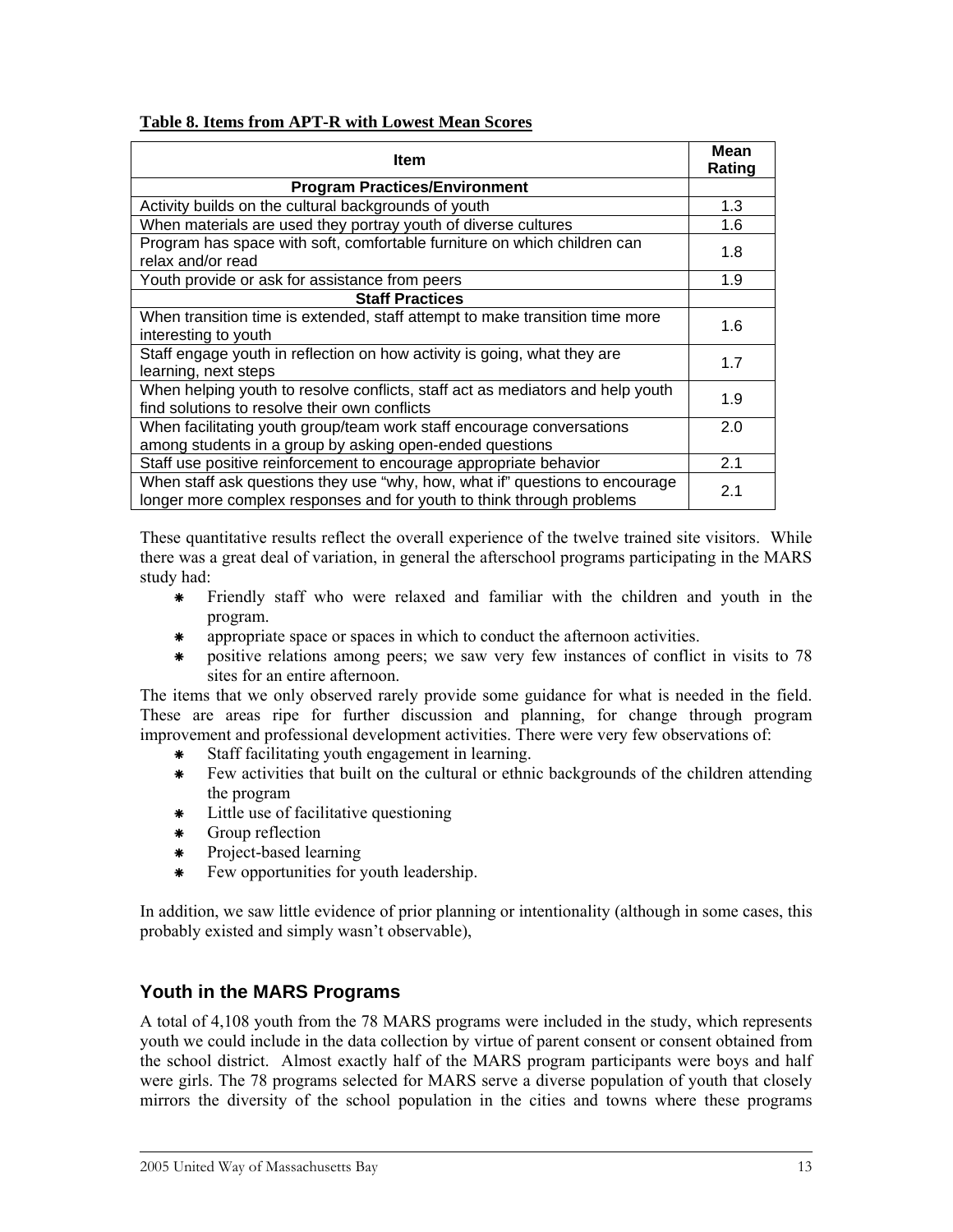**Table 8. Items from APT-R with Lowest Mean Scores**

| Item | Mean Rating |
|---|---|
| **Program Practices/Environment** | |
| Activity builds on the cultural backgrounds of youth | 1.3 |
| When materials are used they portray youth of diverse cultures | 1.6 |
| Program has space with soft, comfortable furniture on which children can relax and/or read | 1.8 |
| Youth provide or ask for assistance from peers | 1.9 |
| **Staff Practices** | |
| When transition time is extended, staff attempt to make transition time more interesting to youth | 1.6 |
| Staff engage youth in reflection on how activity is going, what they are learning, next steps | 1.7 |
| When helping youth to resolve conflicts, staff act as mediators and help youth find solutions to resolve their own conflicts | 1.9 |
| When facilitating youth group/team work staff encourage conversations among students in a group by asking open-ended questions | 2.0 |
| Staff use positive reinforcement to encourage appropriate behavior | 2.1 |
| When staff ask questions they use "why, how, what if" questions to encourage longer more complex responses and for youth to think through problems | 2.1 |

These quantitative results reflect the overall experience of the twelve trained site visitors. While there was a great deal of variation, in general the afterschool programs participating in the MARS study had:

- Friendly staff who were relaxed and familiar with the children and youth in the program.
- appropriate space or spaces in which to conduct the afternoon activities.
- positive relations among peers; we saw very few instances of conflict in visits to 78 sites for an entire afternoon.

The items that we only observed rarely provide some guidance for what is needed in the field. These are areas ripe for further discussion and planning, for change through program improvement and professional development activities. There were very few observations of:

- Staff facilitating youth engagement in learning.
- Few activities that built on the cultural or ethnic backgrounds of the children attending the program
- Little use of facilitative questioning
- Group reflection
- Project-based learning
- Few opportunities for youth leadership.

In addition, we saw little evidence of prior planning or intentionality (although in some cases, this probably existed and simply wasn't observable),

## Youth in the MARS Programs

A total of 4,108 youth from the 78 MARS programs were included in the study, which represents youth we could include in the data collection by virtue of parent consent or consent obtained from the school district. Almost exactly half of the MARS program participants were boys and half were girls. The 78 programs selected for MARS serve a diverse population of youth that closely mirrors the diversity of the school population in the cities and towns where these programs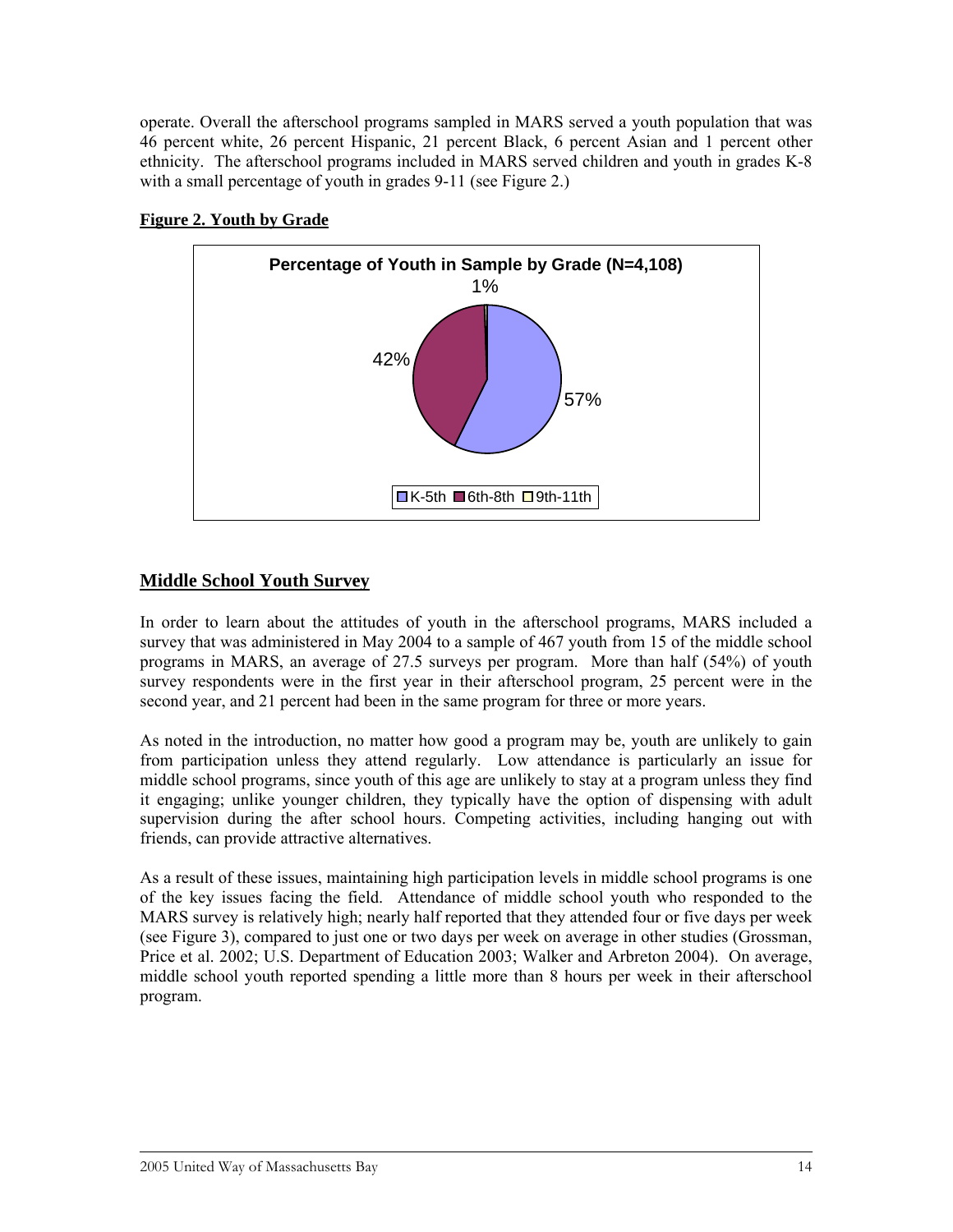operate. Overall the afterschool programs sampled in MARS served a youth population that was 46 percent white, 26 percent Hispanic, 21 percent Black, 6 percent Asian and 1 percent other ethnicity. The afterschool programs included in MARS served children and youth in grades K-8 with a small percentage of youth in grades 9-11 (see Figure 2.)

**Figure 2. Youth by Grade**

**Percentage of Youth in Sample by Grade (N=4,108)**

| Grade | Percentage |
|---|---|
| K-5th | 57% |
| 6th-8th | 42% |
| 9th-11th | 1% |

## Middle School Youth Survey

In order to learn about the attitudes of youth in the afterschool programs, MARS included a survey that was administered in May 2004 to a sample of 467 youth from 15 of the middle school programs in MARS, an average of 27.5 surveys per program. More than half (54%) of youth survey respondents were in the first year in their afterschool program, 25 percent were in the second year, and 21 percent had been in the same program for three or more years.

As noted in the introduction, no matter how good a program may be, youth are unlikely to gain from participation unless they attend regularly. Low attendance is particularly an issue for middle school programs, since youth of this age are unlikely to stay at a program unless they find it engaging; unlike younger children, they typically have the option of dispensing with adult supervision during the after school hours. Competing activities, including hanging out with friends, can provide attractive alternatives.

As a result of these issues, maintaining high participation levels in middle school programs is one of the key issues facing the field. Attendance of middle school youth who responded to the MARS survey is relatively high; nearly half reported that they attended four or five days per week (see Figure 3), compared to just one or two days per week on average in other studies (Grossman, Price et al. 2002; U.S. Department of Education 2003; Walker and Arbreton 2004). On average, middle school youth reported spending a little more than 8 hours per week in their afterschool program.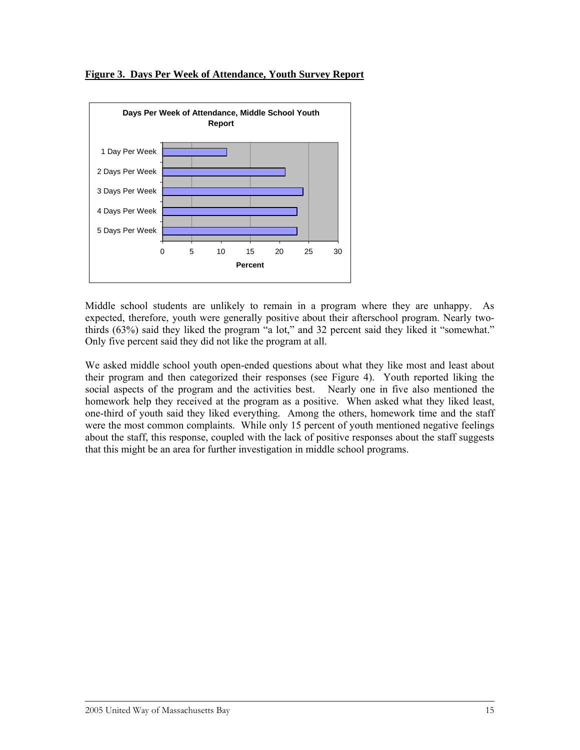**Figure 3. Days Per Week of Attendance, Youth Survey Report**

Middle school students are unlikely to remain in a program where they are unhappy. As expected, therefore, youth were generally positive about their afterschool program. Nearly two-thirds (63%) said they liked the program "a lot," and 32 percent said they liked it "somewhat." Only five percent said they did not like the program at all.

We asked middle school youth open-ended questions about what they like most and least about their program and then categorized their responses (see Figure 4). Youth reported liking the social aspects of the program and the activities best. Nearly one in five also mentioned the homework help they received at the program as a positive. When asked what they liked least, one-third of youth said they liked everything. Among the others, homework time and the staff were the most common complaints. While only 15 percent of youth mentioned negative feelings about the staff, this response, coupled with the lack of positive responses about the staff suggests that this might be an area for further investigation in middle school programs.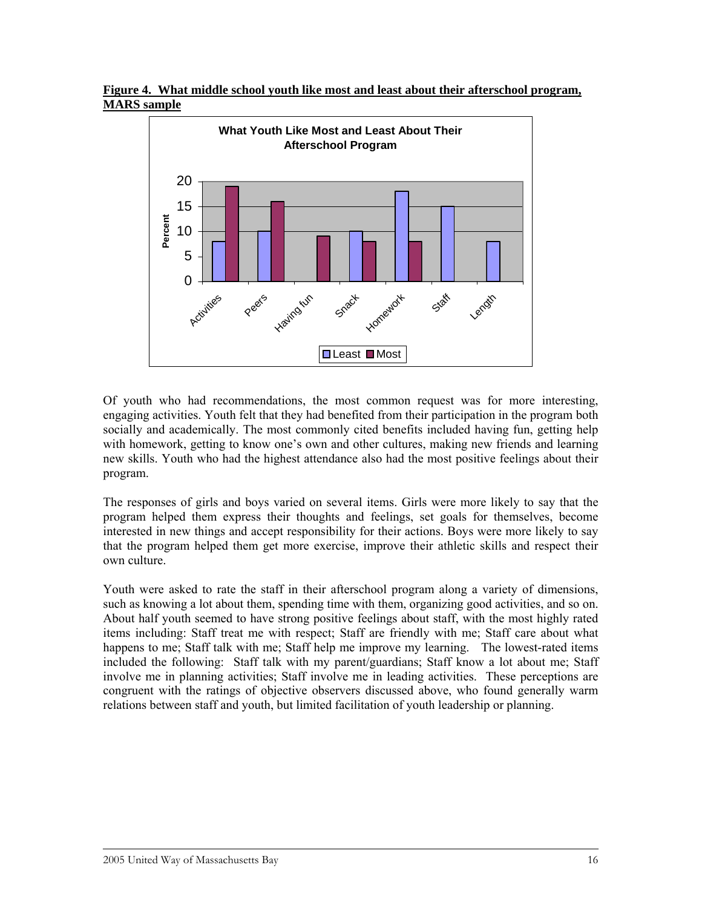**Figure 4. What middle school youth like most and least about their afterschool program, MARS sample**

Of youth who had recommendations, the most common request was for more interesting, engaging activities. Youth felt that they had benefited from their participation in the program both socially and academically. The most commonly cited benefits included having fun, getting help with homework, getting to know one's own and other cultures, making new friends and learning new skills. Youth who had the highest attendance also had the most positive feelings about their program.

The responses of girls and boys varied on several items. Girls were more likely to say that the program helped them express their thoughts and feelings, set goals for themselves, become interested in new things and accept responsibility for their actions. Boys were more likely to say that the program helped them get more exercise, improve their athletic skills and respect their own culture.

Youth were asked to rate the staff in their afterschool program along a variety of dimensions, such as knowing a lot about them, spending time with them, organizing good activities, and so on. About half youth seemed to have strong positive feelings about staff, with the most highly rated items including: Staff treat me with respect; Staff are friendly with me; Staff care about what happens to me; Staff talk with me; Staff help me improve my learning. The lowest-rated items included the following: Staff talk with my parent/guardians; Staff know a lot about me; Staff involve me in planning activities; Staff involve me in leading activities. These perceptions are congruent with the ratings of objective observers discussed above, who found generally warm relations between staff and youth, but limited facilitation of youth leadership or planning.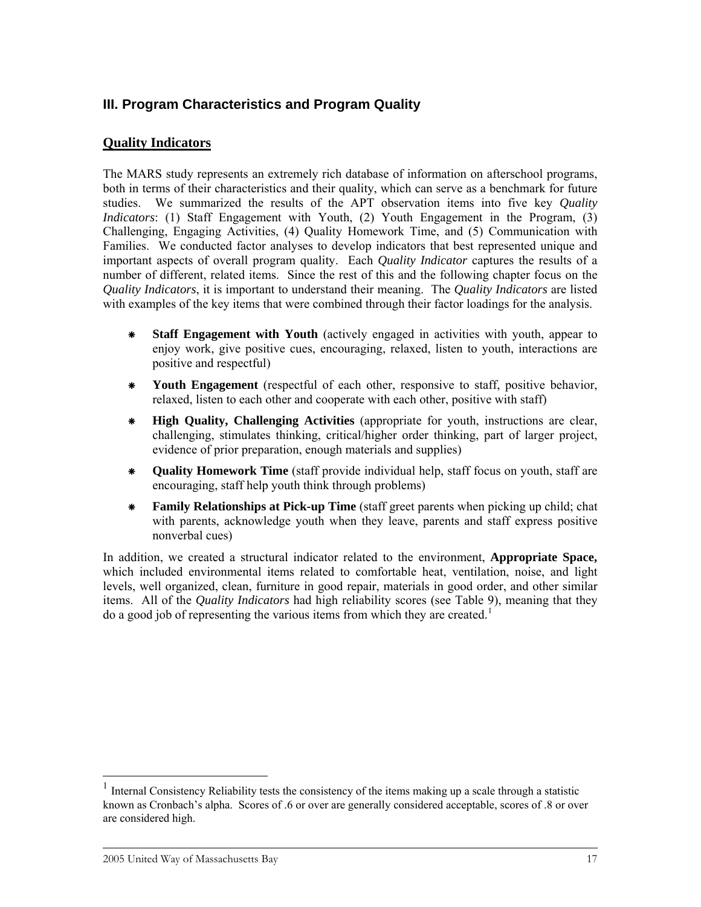## III. Program Characteristics and Program Quality

### Quality Indicators

The MARS study represents an extremely rich database of information on afterschool programs, both in terms of their characteristics and their quality, which can serve as a benchmark for future studies. We summarized the results of the APT observation items into five key *Quality Indicators*: (1) Staff Engagement with Youth, (2) Youth Engagement in the Program, (3) Challenging, Engaging Activities, (4) Quality Homework Time, and (5) Communication with Families. We conducted factor analyses to develop indicators that best represented unique and important aspects of overall program quality. Each *Quality Indicator* captures the results of a number of different, related items. Since the rest of this and the following chapter focus on the *Quality Indicators*, it is important to understand their meaning. The *Quality Indicators* are listed with examples of the key items that were combined through their factor loadings for the analysis.

- **Staff Engagement with Youth** (actively engaged in activities with youth, appear to enjoy work, give positive cues, encouraging, relaxed, listen to youth, interactions are positive and respectful)
- **Youth Engagement** (respectful of each other, responsive to staff, positive behavior, relaxed, listen to each other and cooperate with each other, positive with staff)
- **High Quality, Challenging Activities** (appropriate for youth, instructions are clear, challenging, stimulates thinking, critical/higher order thinking, part of larger project, evidence of prior preparation, enough materials and supplies)
- **Quality Homework Time** (staff provide individual help, staff focus on youth, staff are encouraging, staff help youth think through problems)
- **Family Relationships at Pick-up Time** (staff greet parents when picking up child; chat with parents, acknowledge youth when they leave, parents and staff express positive nonverbal cues)

In addition, we created a structural indicator related to the environment, **Appropriate Space,** which included environmental items related to comfortable heat, ventilation, noise, and light levels, well organized, clean, furniture in good repair, materials in good order, and other similar items. All of the *Quality Indicators* had high reliability scores (see Table 9), meaning that they do a good job of representing the various items from which they are created.[1]

---

[1] Internal Consistency Reliability tests the consistency of the items making up a scale through a statistic known as Cronbach's alpha. Scores of .6 or over are generally considered acceptable, scores of .8 or over are considered high.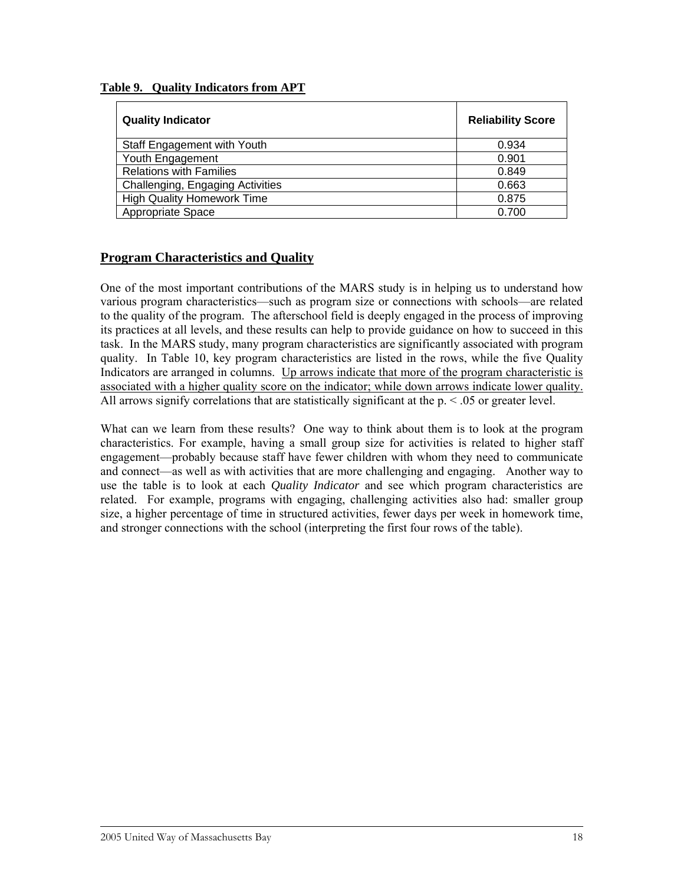**Table 9. Quality Indicators from APT**

| Quality Indicator | Reliability Score |
|---|---|
| Staff Engagement with Youth | 0.934 |
| Youth Engagement | 0.901 |
| Relations with Families | 0.849 |
| Challenging, Engaging Activities | 0.663 |
| High Quality Homework Time | 0.875 |
| Appropriate Space | 0.700 |

## Program Characteristics and Quality

One of the most important contributions of the MARS study is in helping us to understand how various program characteristics—such as program size or connections with schools—are related to the quality of the program. The afterschool field is deeply engaged in the process of improving its practices at all levels, and these results can help to provide guidance on how to succeed in this task. In the MARS study, many program characteristics are significantly associated with program quality. In Table 10, key program characteristics are listed in the rows, while the five Quality Indicators are arranged in columns. Up arrows indicate that more of the program characteristic is associated with a higher quality score on the indicator; while down arrows indicate lower quality. All arrows signify correlations that are statistically significant at the p. < .05 or greater level.

What can we learn from these results? One way to think about them is to look at the program characteristics. For example, having a small group size for activities is related to higher staff engagement—probably because staff have fewer children with whom they need to communicate and connect—as well as with activities that are more challenging and engaging. Another way to use the table is to look at each *Quality Indicator* and see which program characteristics are related. For example, programs with engaging, challenging activities also had: smaller group size, a higher percentage of time in structured activities, fewer days per week in homework time, and stronger connections with the school (interpreting the first four rows of the table).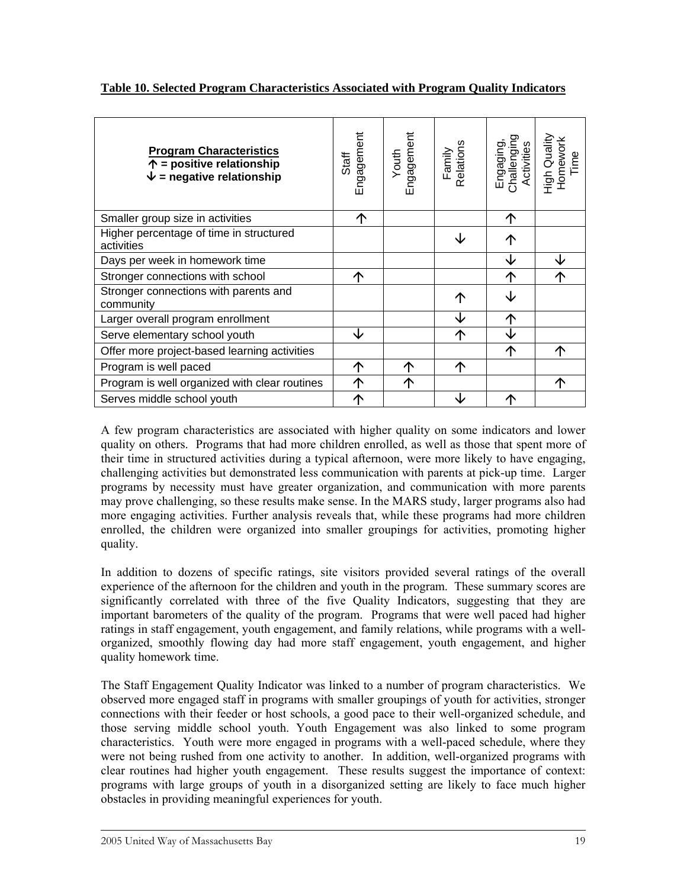**Table 10. Selected Program Characteristics Associated with Program Quality Indicators**

| **Program Characteristics**<br>**↑ = positive relationship**<br>**↓ = negative relationship** | Staff Engagement | Youth Engagement | Family Relations | Engaging, Challenging Activities | High Quality Homework Time |
|---|---|---|---|---|---|
| Smaller group size in activities | ↑ | | | ↑ | |
| Higher percentage of time in structured activities | | | ↓ | ↑ | |
| Days per week in homework time | | | | ↓ | ↓ |
| Stronger connections with school | ↑ | | | ↑ | ↑ |
| Stronger connections with parents and community | | | ↑ | ↓ | |
| Larger overall program enrollment | | | ↓ | ↑ | |
| Serve elementary school youth | ↓ | | ↑ | ↓ | |
| Offer more project-based learning activities | | | | ↑ | ↑ |
| Program is well paced | ↑ | ↑ | ↑ | | |
| Program is well organized with clear routines | ↑ | ↑ | | | ↑ |
| Serves middle school youth | ↑ | | ↓ | ↑ | |

A few program characteristics are associated with higher quality on some indicators and lower quality on others. Programs that had more children enrolled, as well as those that spent more of their time in structured activities during a typical afternoon, were more likely to have engaging, challenging activities but demonstrated less communication with parents at pick-up time. Larger programs by necessity must have greater organization, and communication with more parents may prove challenging, so these results make sense. In the MARS study, larger programs also had more engaging activities. Further analysis reveals that, while these programs had more children enrolled, the children were organized into smaller groupings for activities, promoting higher quality.

In addition to dozens of specific ratings, site visitors provided several ratings of the overall experience of the afternoon for the children and youth in the program. These summary scores are significantly correlated with three of the five Quality Indicators, suggesting that they are important barometers of the quality of the program. Programs that were well paced had higher ratings in staff engagement, youth engagement, and family relations, while programs with a well-organized, smoothly flowing day had more staff engagement, youth engagement, and higher quality homework time.

The Staff Engagement Quality Indicator was linked to a number of program characteristics. We observed more engaged staff in programs with smaller groupings of youth for activities, stronger connections with their feeder or host schools, a good pace to their well-organized schedule, and those serving middle school youth. Youth Engagement was also linked to some program characteristics. Youth were more engaged in programs with a well-paced schedule, where they were not being rushed from one activity to another. In addition, well-organized programs with clear routines had higher youth engagement. These results suggest the importance of context: programs with large groups of youth in a disorganized setting are likely to face much higher obstacles in providing meaningful experiences for youth.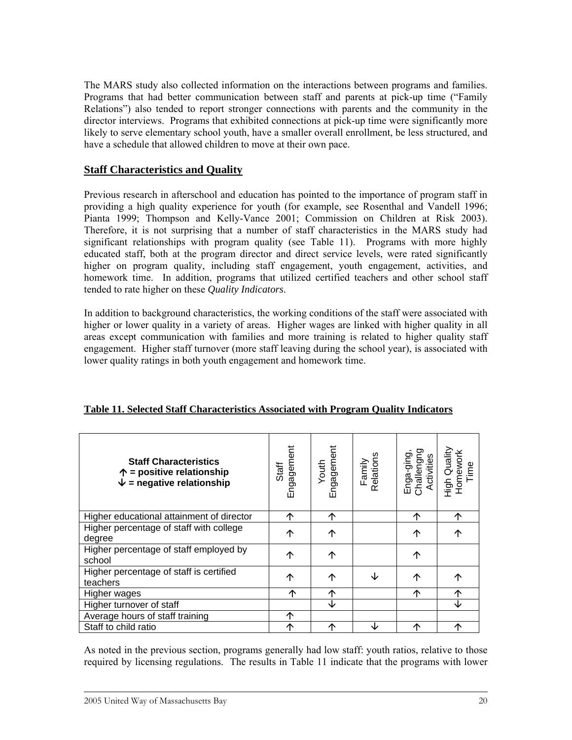The MARS study also collected information on the interactions between programs and families. Programs that had better communication between staff and parents at pick-up time ("Family Relations") also tended to report stronger connections with parents and the community in the director interviews. Programs that exhibited connections at pick-up time were significantly more likely to serve elementary school youth, have a smaller overall enrollment, be less structured, and have a schedule that allowed children to move at their own pace.

## Staff Characteristics and Quality

Previous research in afterschool and education has pointed to the importance of program staff in providing a high quality experience for youth (for example, see Rosenthal and Vandell 1996; Pianta 1999; Thompson and Kelly-Vance 2001; Commission on Children at Risk 2003). Therefore, it is not surprising that a number of staff characteristics in the MARS study had significant relationships with program quality (see Table 11). Programs with more highly educated staff, both at the program director and direct service levels, were rated significantly higher on program quality, including staff engagement, youth engagement, activities, and homework time. In addition, programs that utilized certified teachers and other school staff tended to rate higher on these *Quality Indicators*.

In addition to background characteristics, the working conditions of the staff were associated with higher or lower quality in a variety of areas. Higher wages are linked with higher quality in all areas except communication with families and more training is related to higher quality staff engagement. Higher staff turnover (more staff leaving during the school year), is associated with lower quality ratings in both youth engagement and homework time.

**Table 11. Selected Staff Characteristics Associated with Program Quality Indicators**

| **Staff Characteristics** ↑ = positive relationship ↓ = negative relationship | Staff Engagement | Youth Engagement | Family Relations | Enga-ging, Challengng Activities | High Quality Homework Time |
|---|---|---|---|---|---|
| Higher educational attainment of director | ↑ | ↑ | | ↑ | ↑ |
| Higher percentage of staff with college degree | ↑ | ↑ | | ↑ | ↑ |
| Higher percentage of staff employed by school | ↑ | ↑ | | ↑ | |
| Higher percentage of staff is certified teachers | ↑ | ↑ | ↓ | ↑ | ↑ |
| Higher wages | ↑ | ↑ | | ↑ | ↑ |
| Higher turnover of staff | | ↓ | | | ↓ |
| Average hours of staff training | ↑ | | | | |
| Staff to child ratio | ↑ | ↑ | ↓ | ↑ | ↑ |

As noted in the previous section, programs generally had low staff: youth ratios, relative to those required by licensing regulations. The results in Table 11 indicate that the programs with lower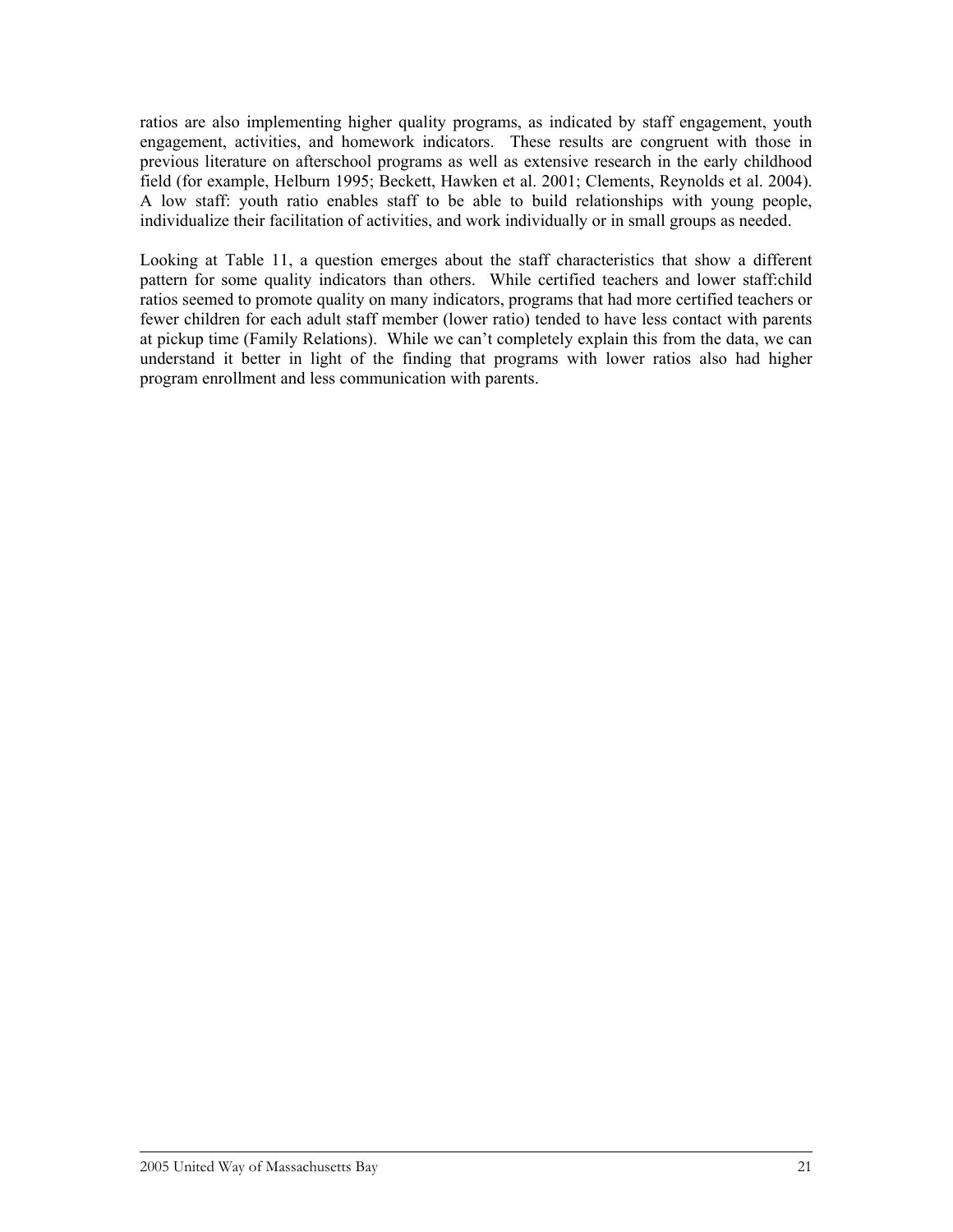ratios are also implementing higher quality programs, as indicated by staff engagement, youth engagement, activities, and homework indicators. These results are congruent with those in previous literature on afterschool programs as well as extensive research in the early childhood field (for example, Helburn 1995; Beckett, Hawken et al. 2001; Clements, Reynolds et al. 2004). A low staff: youth ratio enables staff to be able to build relationships with young people, individualize their facilitation of activities, and work individually or in small groups as needed.

Looking at Table 11, a question emerges about the staff characteristics that show a different pattern for some quality indicators than others. While certified teachers and lower staff:child ratios seemed to promote quality on many indicators, programs that had more certified teachers or fewer children for each adult staff member (lower ratio) tended to have less contact with parents at pickup time (Family Relations). While we can't completely explain this from the data, we can understand it better in light of the finding that programs with lower ratios also had higher program enrollment and less communication with parents.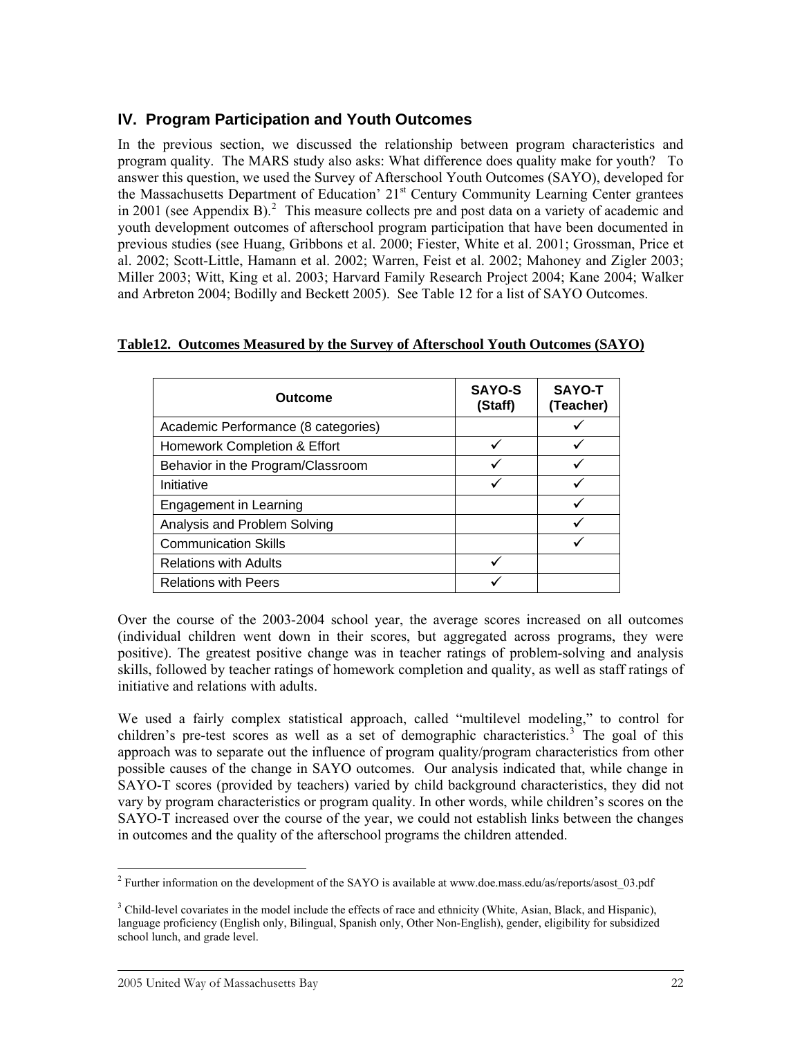## IV. Program Participation and Youth Outcomes

In the previous section, we discussed the relationship between program characteristics and program quality. The MARS study also asks: What difference does quality make for youth? To answer this question, we used the Survey of Afterschool Youth Outcomes (SAYO), developed for the Massachusetts Department of Education' 21st Century Community Learning Center grantees in 2001 (see Appendix B).[2] This measure collects pre and post data on a variety of academic and youth development outcomes of afterschool program participation that have been documented in previous studies (see Huang, Gribbons et al. 2000; Fiester, White et al. 2001; Grossman, Price et al. 2002; Scott-Little, Hamann et al. 2002; Warren, Feist et al. 2002; Mahoney and Zigler 2003; Miller 2003; Witt, King et al. 2003; Harvard Family Research Project 2004; Kane 2004; Walker and Arbreton 2004; Bodilly and Beckett 2005). See Table 12 for a list of SAYO Outcomes.

**Table12. Outcomes Measured by the Survey of Afterschool Youth Outcomes (SAYO)**

| Outcome | SAYO-S (Staff) | SAYO-T (Teacher) |
|---|---|---|
| Academic Performance (8 categories) | | ✓ |
| Homework Completion & Effort | ✓ | ✓ |
| Behavior in the Program/Classroom | ✓ | ✓ |
| Initiative | ✓ | ✓ |
| Engagement in Learning | | ✓ |
| Analysis and Problem Solving | | ✓ |
| Communication Skills | | ✓ |
| Relations with Adults | ✓ | |
| Relations with Peers | ✓ | |

Over the course of the 2003-2004 school year, the average scores increased on all outcomes (individual children went down in their scores, but aggregated across programs, they were positive). The greatest positive change was in teacher ratings of problem-solving and analysis skills, followed by teacher ratings of homework completion and quality, as well as staff ratings of initiative and relations with adults.

We used a fairly complex statistical approach, called "multilevel modeling," to control for children's pre-test scores as well as a set of demographic characteristics.[3] The goal of this approach was to separate out the influence of program quality/program characteristics from other possible causes of the change in SAYO outcomes. Our analysis indicated that, while change in SAYO-T scores (provided by teachers) varied by child background characteristics, they did not vary by program characteristics or program quality. In other words, while children's scores on the SAYO-T increased over the course of the year, we could not establish links between the changes in outcomes and the quality of the afterschool programs the children attended.

[2] Further information on the development of the SAYO is available at www.doe.mass.edu/as/reports/asost_03.pdf

[3] Child-level covariates in the model include the effects of race and ethnicity (White, Asian, Black, and Hispanic), language proficiency (English only, Bilingual, Spanish only, Other Non-English), gender, eligibility for subsidized school lunch, and grade level.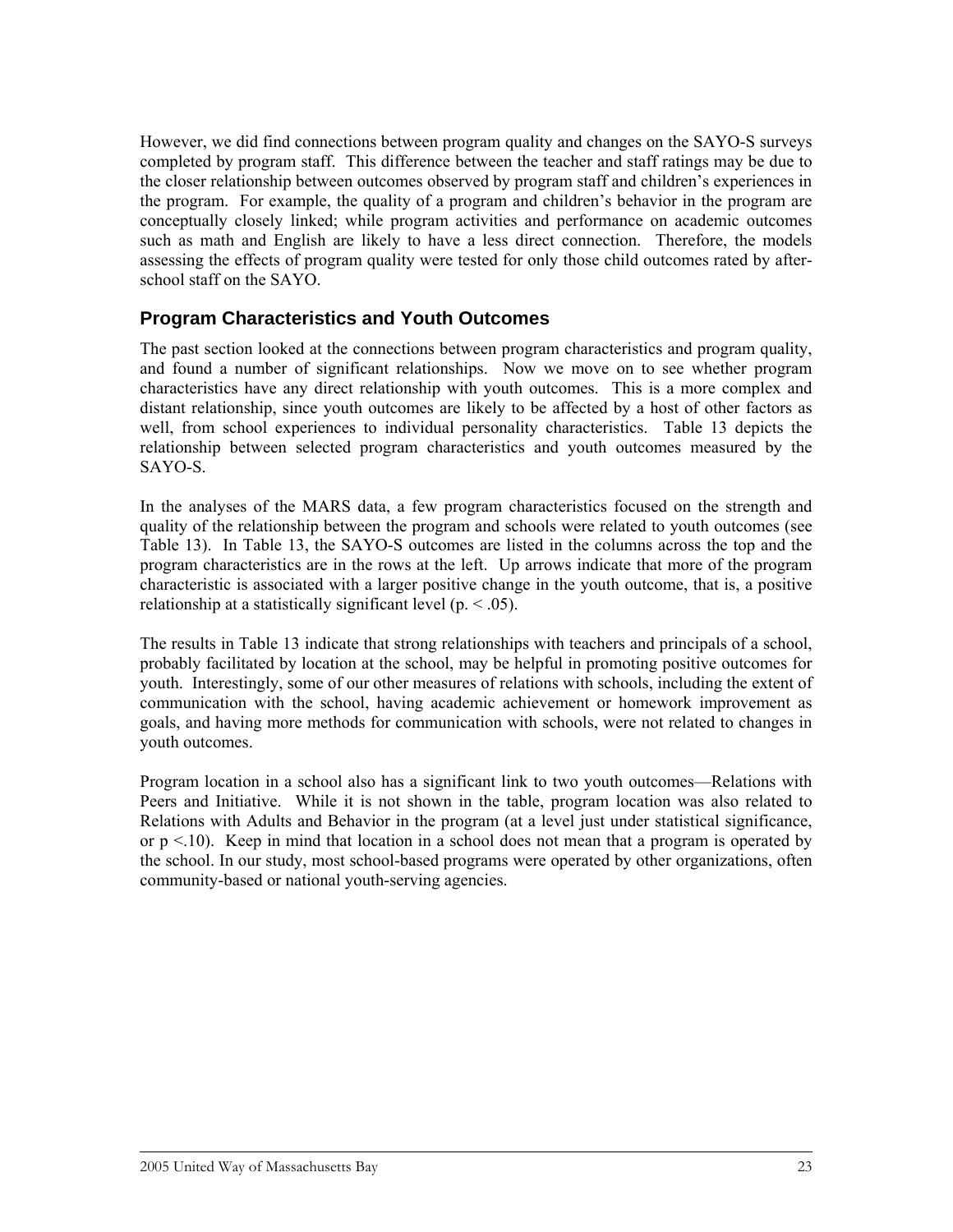However, we did find connections between program quality and changes on the SAYO-S surveys completed by program staff. This difference between the teacher and staff ratings may be due to the closer relationship between outcomes observed by program staff and children's experiences in the program. For example, the quality of a program and children's behavior in the program are conceptually closely linked; while program activities and performance on academic outcomes such as math and English are likely to have a less direct connection. Therefore, the models assessing the effects of program quality were tested for only those child outcomes rated by after-school staff on the SAYO.

## Program Characteristics and Youth Outcomes

The past section looked at the connections between program characteristics and program quality, and found a number of significant relationships. Now we move on to see whether program characteristics have any direct relationship with youth outcomes. This is a more complex and distant relationship, since youth outcomes are likely to be affected by a host of other factors as well, from school experiences to individual personality characteristics. Table 13 depicts the relationship between selected program characteristics and youth outcomes measured by the SAYO-S.

In the analyses of the MARS data, a few program characteristics focused on the strength and quality of the relationship between the program and schools were related to youth outcomes (see Table 13). In Table 13, the SAYO-S outcomes are listed in the columns across the top and the program characteristics are in the rows at the left. Up arrows indicate that more of the program characteristic is associated with a larger positive change in the youth outcome, that is, a positive relationship at a statistically significant level ($p < .05$).

The results in Table 13 indicate that strong relationships with teachers and principals of a school, probably facilitated by location at the school, may be helpful in promoting positive outcomes for youth. Interestingly, some of our other measures of relations with schools, including the extent of communication with the school, having academic achievement or homework improvement as goals, and having more methods for communication with schools, were not related to changes in youth outcomes.

Program location in a school also has a significant link to two youth outcomes—Relations with Peers and Initiative. While it is not shown in the table, program location was also related to Relations with Adults and Behavior in the program (at a level just under statistical significance, or $p < .10$). Keep in mind that location in a school does not mean that a program is operated by the school. In our study, most school-based programs were operated by other organizations, often community-based or national youth-serving agencies.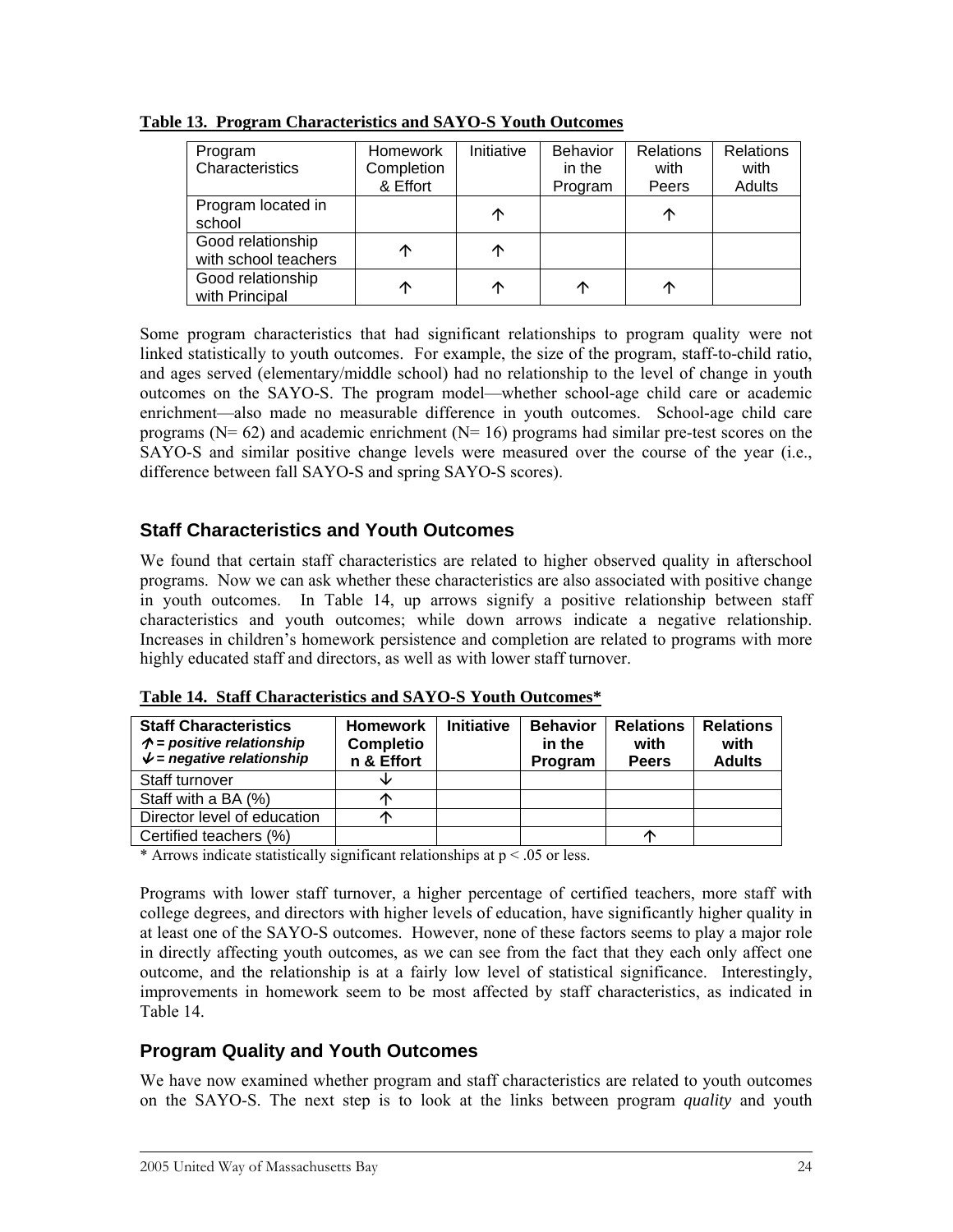**Table 13. Program Characteristics and SAYO-S Youth Outcomes**

| Program Characteristics | Homework Completion & Effort | Initiative | Behavior in the Program | Relations with Peers | Relations with Adults |
|---|---|---|---|---|---|
| Program located in school | | ↑ | | ↑ | |
| Good relationship with school teachers | ↑ | ↑ | | | |
| Good relationship with Principal | ↑ | ↑ | ↑ | ↑ | |

Some program characteristics that had significant relationships to program quality were not linked statistically to youth outcomes. For example, the size of the program, staff-to-child ratio, and ages served (elementary/middle school) had no relationship to the level of change in youth outcomes on the SAYO-S. The program model—whether school-age child care or academic enrichment—also made no measurable difference in youth outcomes. School-age child care programs (N= 62) and academic enrichment (N= 16) programs had similar pre-test scores on the SAYO-S and similar positive change levels were measured over the course of the year (i.e., difference between fall SAYO-S and spring SAYO-S scores).

## Staff Characteristics and Youth Outcomes

We found that certain staff characteristics are related to higher observed quality in afterschool programs. Now we can ask whether these characteristics are also associated with positive change in youth outcomes. In Table 14, up arrows signify a positive relationship between staff characteristics and youth outcomes; while down arrows indicate a negative relationship. Increases in children's homework persistence and completion are related to programs with more highly educated staff and directors, as well as with lower staff turnover.

**Table 14. Staff Characteristics and SAYO-S Youth Outcomes***

| **Staff Characteristics** ***↑ = positive relationship*** ***↓ = negative relationship*** | **Homework Completion & Effort** | **Initiative** | **Behavior in the Program** | **Relations with Peers** | **Relations with Adults** |
|---|---|---|---|---|---|
| Staff turnover | ↓ | | | | |
| Staff with a BA (%) | ↑ | | | | |
| Director level of education | ↑ | | | | |
| Certified teachers (%) | | | | ↑ | |

\* Arrows indicate statistically significant relationships at $p < .05$ or less.

Programs with lower staff turnover, a higher percentage of certified teachers, more staff with college degrees, and directors with higher levels of education, have significantly higher quality in at least one of the SAYO-S outcomes. However, none of these factors seems to play a major role in directly affecting youth outcomes, as we can see from the fact that they each only affect one outcome, and the relationship is at a fairly low level of statistical significance. Interestingly, improvements in homework seem to be most affected by staff characteristics, as indicated in Table 14.

## Program Quality and Youth Outcomes

We have now examined whether program and staff characteristics are related to youth outcomes on the SAYO-S. The next step is to look at the links between program *quality* and youth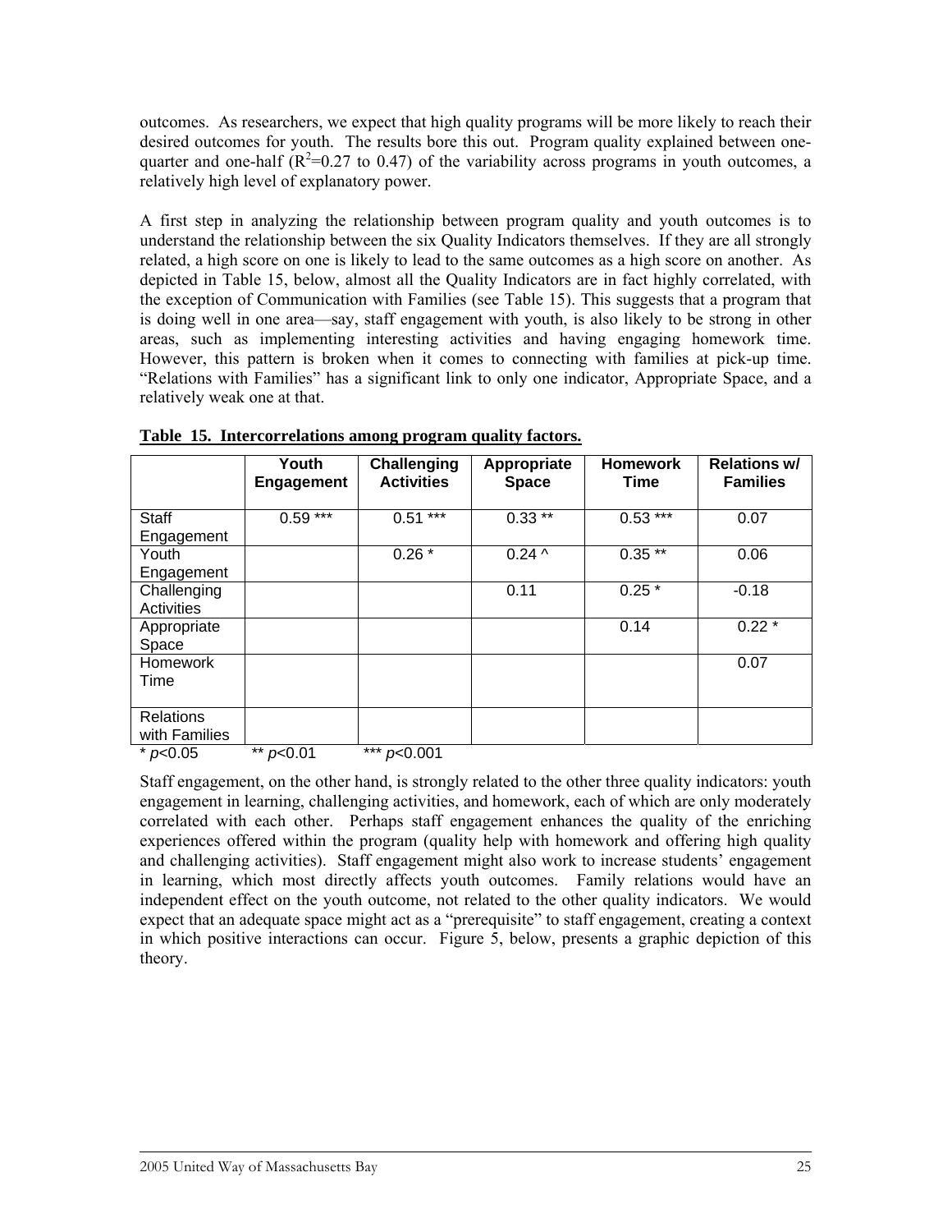outcomes. As researchers, we expect that high quality programs will be more likely to reach their desired outcomes for youth. The results bore this out. Program quality explained between one-quarter and one-half ($R^2$=0.27 to 0.47) of the variability across programs in youth outcomes, a relatively high level of explanatory power.

A first step in analyzing the relationship between program quality and youth outcomes is to understand the relationship between the six Quality Indicators themselves. If they are all strongly related, a high score on one is likely to lead to the same outcomes as a high score on another. As depicted in Table 15, below, almost all the Quality Indicators are in fact highly correlated, with the exception of Communication with Families (see Table 15). This suggests that a program that is doing well in one area—say, staff engagement with youth, is also likely to be strong in other areas, such as implementing interesting activities and having engaging homework time. However, this pattern is broken when it comes to connecting with families at pick-up time. "Relations with Families" has a significant link to only one indicator, Appropriate Space, and a relatively weak one at that.

**Table 15. Intercorrelations among program quality factors.**

| | Youth Engagement | Challenging Activities | Appropriate Space | Homework Time | Relations w/ Families |
|---|---|---|---|---|---|
| Staff Engagement | 0.59 *** | 0.51 *** | 0.33 ** | 0.53 *** | 0.07 |
| Youth Engagement | | 0.26 * | 0.24 ^ | 0.35 ** | 0.06 |
| Challenging Activities | | | 0.11 | 0.25 * | -0.18 |
| Appropriate Space | | | | 0.14 | 0.22 * |
| Homework Time | | | | | 0.07 |
| Relations with Families | | | | | |

* $p<0.05$ &nbsp;&nbsp;&nbsp; ** $p<0.01$ &nbsp;&nbsp;&nbsp; *** $p<0.001$

Staff engagement, on the other hand, is strongly related to the other three quality indicators: youth engagement in learning, challenging activities, and homework, each of which are only moderately correlated with each other. Perhaps staff engagement enhances the quality of the enriching experiences offered within the program (quality help with homework and offering high quality and challenging activities). Staff engagement might also work to increase students' engagement in learning, which most directly affects youth outcomes. Family relations would have an independent effect on the youth outcome, not related to the other quality indicators. We would expect that an adequate space might act as a "prerequisite" to staff engagement, creating a context in which positive interactions can occur. Figure 5, below, presents a graphic depiction of this theory.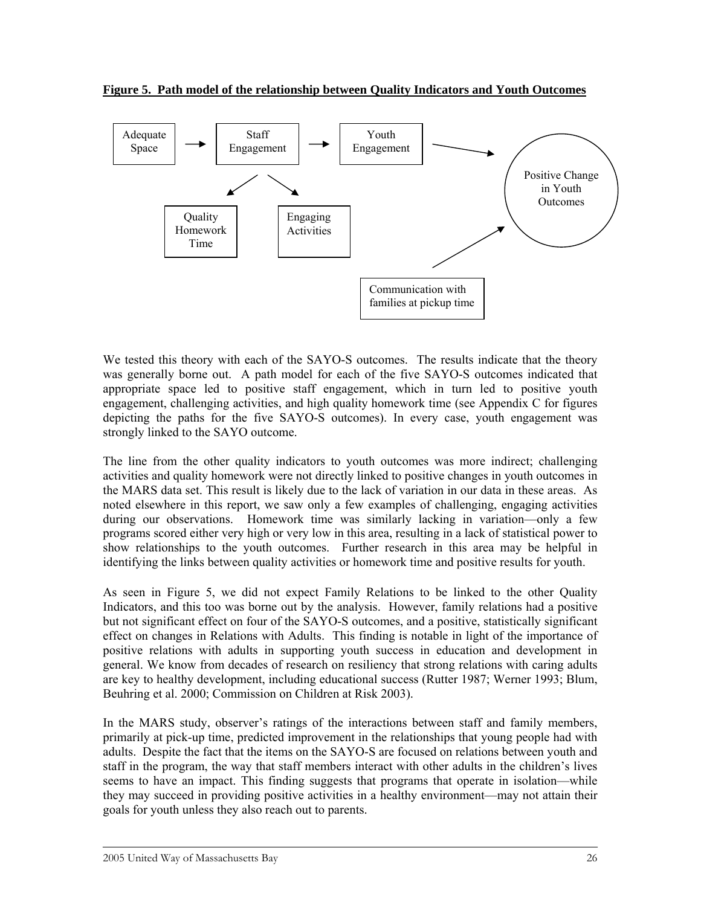**Figure 5. Path model of the relationship between Quality Indicators and Youth Outcomes**

Adequate Space → Staff Engagement → Youth Engagement → Positive Change in Youth Outcomes

Staff Engagement → Quality Homework Time

Staff Engagement → Engaging Activities

Communication with families at pickup time → Positive Change in Youth Outcomes

We tested this theory with each of the SAYO-S outcomes. The results indicate that the theory was generally borne out. A path model for each of the five SAYO-S outcomes indicated that appropriate space led to positive staff engagement, which in turn led to positive youth engagement, challenging activities, and high quality homework time (see Appendix C for figures depicting the paths for the five SAYO-S outcomes). In every case, youth engagement was strongly linked to the SAYO outcome.

The line from the other quality indicators to youth outcomes was more indirect; challenging activities and quality homework were not directly linked to positive changes in youth outcomes in the MARS data set. This result is likely due to the lack of variation in our data in these areas. As noted elsewhere in this report, we saw only a few examples of challenging, engaging activities during our observations. Homework time was similarly lacking in variation—only a few programs scored either very high or very low in this area, resulting in a lack of statistical power to show relationships to the youth outcomes. Further research in this area may be helpful in identifying the links between quality activities or homework time and positive results for youth.

As seen in Figure 5, we did not expect Family Relations to be linked to the other Quality Indicators, and this too was borne out by the analysis. However, family relations had a positive but not significant effect on four of the SAYO-S outcomes, and a positive, statistically significant effect on changes in Relations with Adults. This finding is notable in light of the importance of positive relations with adults in supporting youth success in education and development in general. We know from decades of research on resiliency that strong relations with caring adults are key to healthy development, including educational success (Rutter 1987; Werner 1993; Blum, Beuhring et al. 2000; Commission on Children at Risk 2003).

In the MARS study, observer's ratings of the interactions between staff and family members, primarily at pick-up time, predicted improvement in the relationships that young people had with adults. Despite the fact that the items on the SAYO-S are focused on relations between youth and staff in the program, the way that staff members interact with other adults in the children's lives seems to have an impact. This finding suggests that programs that operate in isolation—while they may succeed in providing positive activities in a healthy environment—may not attain their goals for youth unless they also reach out to parents.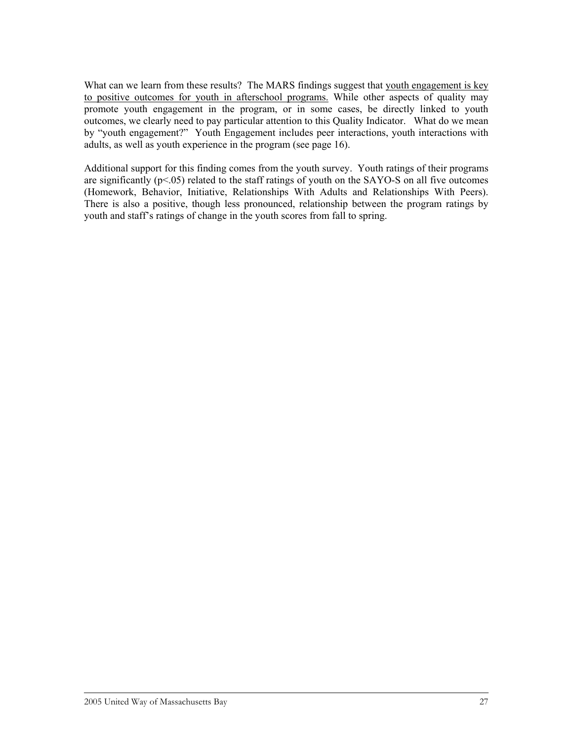What can we learn from these results? The MARS findings suggest that <u>youth engagement is key to positive outcomes for youth in afterschool programs.</u> While other aspects of quality may promote youth engagement in the program, or in some cases, be directly linked to youth outcomes, we clearly need to pay particular attention to this Quality Indicator. What do we mean by "youth engagement?" Youth Engagement includes peer interactions, youth interactions with adults, as well as youth experience in the program (see page 16).

Additional support for this finding comes from the youth survey. Youth ratings of their programs are significantly ($p<.05$) related to the staff ratings of youth on the SAYO-S on all five outcomes (Homework, Behavior, Initiative, Relationships With Adults and Relationships With Peers). There is also a positive, though less pronounced, relationship between the program ratings by youth and staff's ratings of change in the youth scores from fall to spring.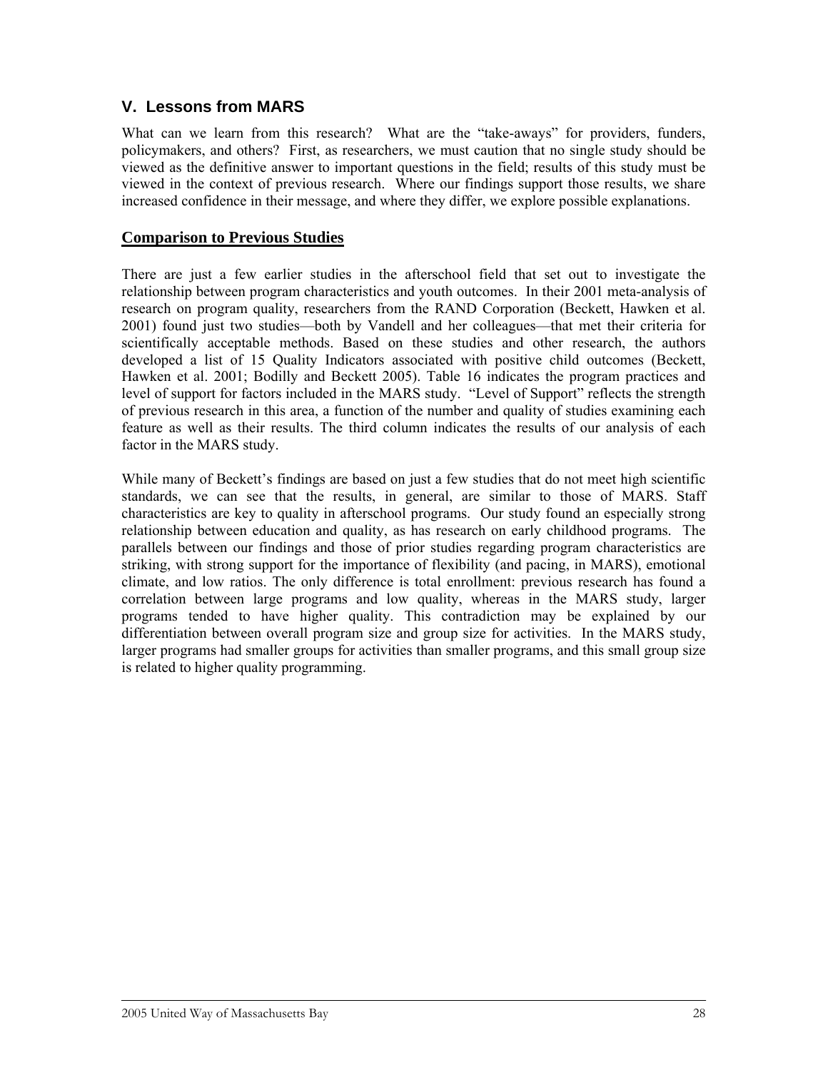## V. Lessons from MARS

What can we learn from this research? What are the "take-aways" for providers, funders, policymakers, and others? First, as researchers, we must caution that no single study should be viewed as the definitive answer to important questions in the field; results of this study must be viewed in the context of previous research. Where our findings support those results, we share increased confidence in their message, and where they differ, we explore possible explanations.

### Comparison to Previous Studies

There are just a few earlier studies in the afterschool field that set out to investigate the relationship between program characteristics and youth outcomes. In their 2001 meta-analysis of research on program quality, researchers from the RAND Corporation (Beckett, Hawken et al. 2001) found just two studies—both by Vandell and her colleagues—that met their criteria for scientifically acceptable methods. Based on these studies and other research, the authors developed a list of 15 Quality Indicators associated with positive child outcomes (Beckett, Hawken et al. 2001; Bodilly and Beckett 2005). Table 16 indicates the program practices and level of support for factors included in the MARS study. "Level of Support" reflects the strength of previous research in this area, a function of the number and quality of studies examining each feature as well as their results. The third column indicates the results of our analysis of each factor in the MARS study.

While many of Beckett's findings are based on just a few studies that do not meet high scientific standards, we can see that the results, in general, are similar to those of MARS. Staff characteristics are key to quality in afterschool programs. Our study found an especially strong relationship between education and quality, as has research on early childhood programs. The parallels between our findings and those of prior studies regarding program characteristics are striking, with strong support for the importance of flexibility (and pacing, in MARS), emotional climate, and low ratios. The only difference is total enrollment: previous research has found a correlation between large programs and low quality, whereas in the MARS study, larger programs tended to have higher quality. This contradiction may be explained by our differentiation between overall program size and group size for activities. In the MARS study, larger programs had smaller groups for activities than smaller programs, and this small group size is related to higher quality programming.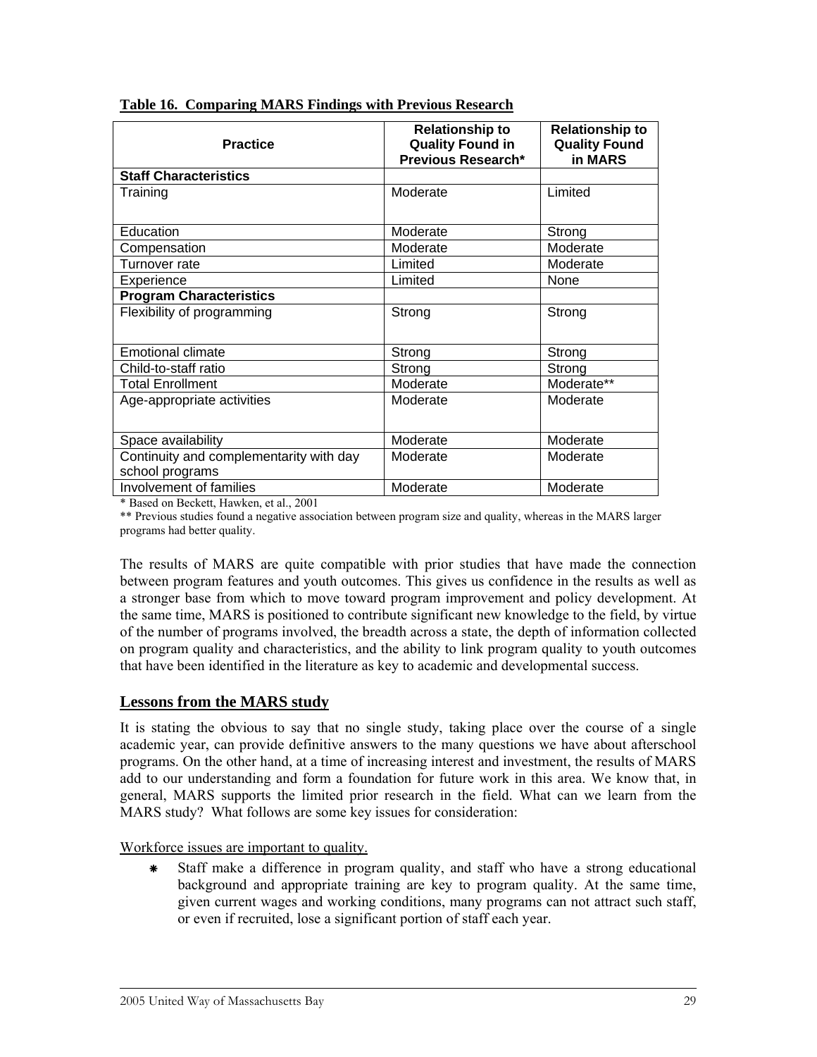**Table 16. Comparing MARS Findings with Previous Research**

| Practice | Relationship to Quality Found in Previous Research* | Relationship to Quality Found in MARS |
|---|---|---|
| **Staff Characteristics** | | |
| Training | Moderate | Limited |
| Education | Moderate | Strong |
| Compensation | Moderate | Moderate |
| Turnover rate | Limited | Moderate |
| Experience | Limited | None |
| **Program Characteristics** | | |
| Flexibility of programming | Strong | Strong |
| Emotional climate | Strong | Strong |
| Child-to-staff ratio | Strong | Strong |
| Total Enrollment | Moderate | Moderate** |
| Age-appropriate activities | Moderate | Moderate |
| Space availability | Moderate | Moderate |
| Continuity and complementarity with day school programs | Moderate | Moderate |
| Involvement of families | Moderate | Moderate |

* Based on Beckett, Hawken, et al., 2001

** Previous studies found a negative association between program size and quality, whereas in the MARS larger programs had better quality.

The results of MARS are quite compatible with prior studies that have made the connection between program features and youth outcomes. This gives us confidence in the results as well as a stronger base from which to move toward program improvement and policy development. At the same time, MARS is positioned to contribute significant new knowledge to the field, by virtue of the number of programs involved, the breadth across a state, the depth of information collected on program quality and characteristics, and the ability to link program quality to youth outcomes that have been identified in the literature as key to academic and developmental success.

## Lessons from the MARS study

It is stating the obvious to say that no single study, taking place over the course of a single academic year, can provide definitive answers to the many questions we have about afterschool programs. On the other hand, at a time of increasing interest and investment, the results of MARS add to our understanding and form a foundation for future work in this area. We know that, in general, MARS supports the limited prior research in the field. What can we learn from the MARS study? What follows are some key issues for consideration:

Workforce issues are important to quality.

- Staff make a difference in program quality, and staff who have a strong educational background and appropriate training are key to program quality. At the same time, given current wages and working conditions, many programs can not attract such staff, or even if recruited, lose a significant portion of staff each year.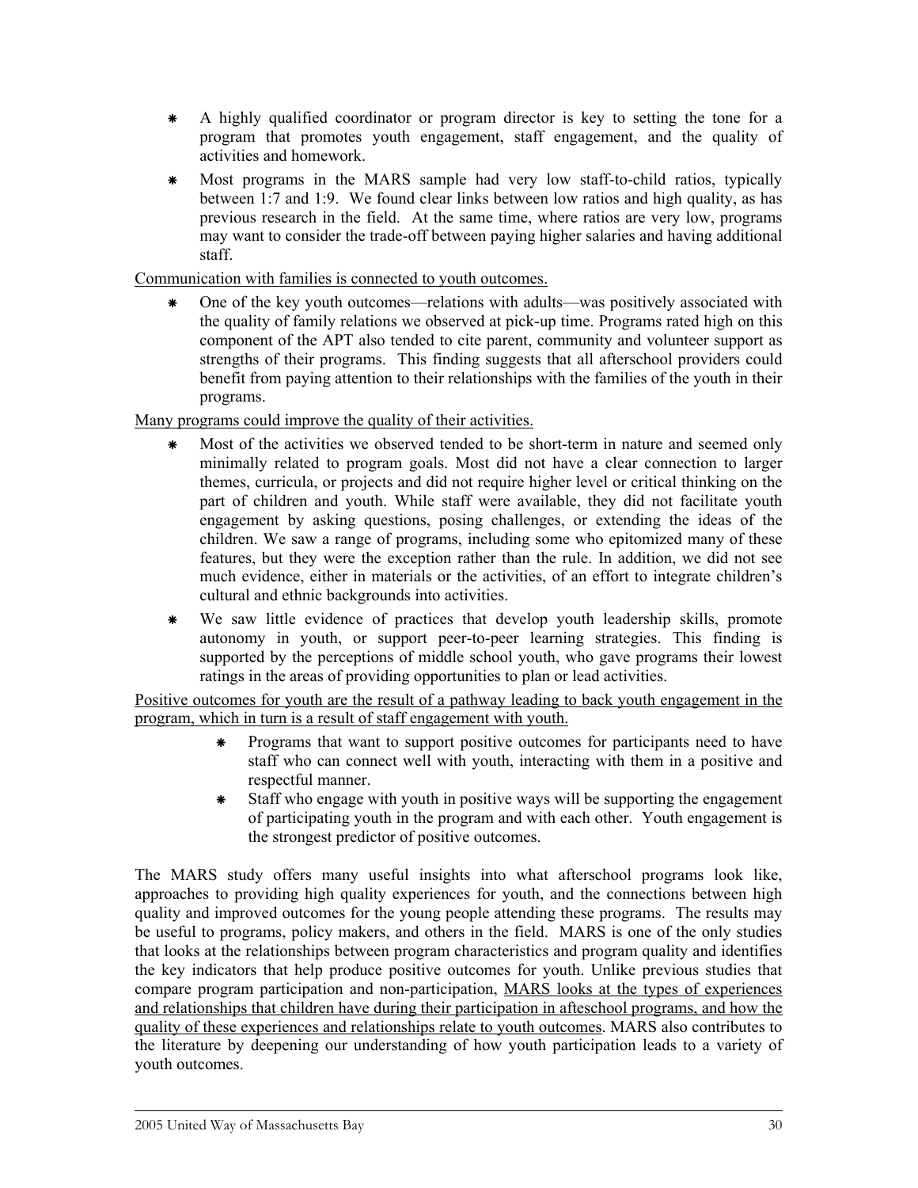- A highly qualified coordinator or program director is key to setting the tone for a program that promotes youth engagement, staff engagement, and the quality of activities and homework.
- Most programs in the MARS sample had very low staff-to-child ratios, typically between 1:7 and 1:9. We found clear links between low ratios and high quality, as has previous research in the field. At the same time, where ratios are very low, programs may want to consider the trade-off between paying higher salaries and having additional staff.

<u>Communication with families is connected to youth outcomes.</u>

- One of the key youth outcomes—relations with adults—was positively associated with the quality of family relations we observed at pick-up time. Programs rated high on this component of the APT also tended to cite parent, community and volunteer support as strengths of their programs. This finding suggests that all afterschool providers could benefit from paying attention to their relationships with the families of the youth in their programs.

<u>Many programs could improve the quality of their activities.</u>

- Most of the activities we observed tended to be short-term in nature and seemed only minimally related to program goals. Most did not have a clear connection to larger themes, curricula, or projects and did not require higher level or critical thinking on the part of children and youth. While staff were available, they did not facilitate youth engagement by asking questions, posing challenges, or extending the ideas of the children. We saw a range of programs, including some who epitomized many of these features, but they were the exception rather than the rule. In addition, we did not see much evidence, either in materials or the activities, of an effort to integrate children's cultural and ethnic backgrounds into activities.
- We saw little evidence of practices that develop youth leadership skills, promote autonomy in youth, or support peer-to-peer learning strategies. This finding is supported by the perceptions of middle school youth, who gave programs their lowest ratings in the areas of providing opportunities to plan or lead activities.

<u>Positive outcomes for youth are the result of a pathway leading to back youth engagement in the program, which in turn is a result of staff engagement with youth.</u>

- Programs that want to support positive outcomes for participants need to have staff who can connect well with youth, interacting with them in a positive and respectful manner.
- Staff who engage with youth in positive ways will be supporting the engagement of participating youth in the program and with each other. Youth engagement is the strongest predictor of positive outcomes.

The MARS study offers many useful insights into what afterschool programs look like, approaches to providing high quality experiences for youth, and the connections between high quality and improved outcomes for the young people attending these programs. The results may be useful to programs, policy makers, and others in the field. MARS is one of the only studies that looks at the relationships between program characteristics and program quality and identifies the key indicators that help produce positive outcomes for youth. Unlike previous studies that compare program participation and non-participation, <u>MARS looks at the types of experiences and relationships that children have during their participation in afteschool programs, and how the quality of these experiences and relationships relate to youth outcomes</u>. MARS also contributes to the literature by deepening our understanding of how youth participation leads to a variety of youth outcomes.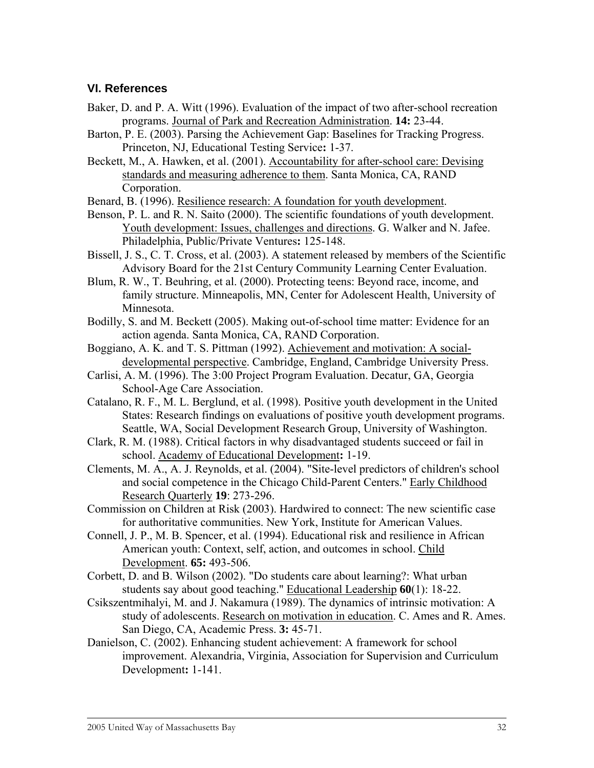## VI. References

Baker, D. and P. A. Witt (1996). Evaluation of the impact of two after-school recreation programs. Journal of Park and Recreation Administration. **14:** 23-44.

Barton, P. E. (2003). Parsing the Achievement Gap: Baselines for Tracking Progress. Princeton, NJ, Educational Testing Service**:** 1-37.

Beckett, M., A. Hawken, et al. (2001). Accountability for after-school care: Devising standards and measuring adherence to them. Santa Monica, CA, RAND Corporation.

Benard, B. (1996). Resilience research: A foundation for youth development.

Benson, P. L. and R. N. Saito (2000). The scientific foundations of youth development. Youth development: Issues, challenges and directions. G. Walker and N. Jafee. Philadelphia, Public/Private Ventures**:** 125-148.

Bissell, J. S., C. T. Cross, et al. (2003). A statement released by members of the Scientific Advisory Board for the 21st Century Community Learning Center Evaluation.

Blum, R. W., T. Beuhring, et al. (2000). Protecting teens: Beyond race, income, and family structure. Minneapolis, MN, Center for Adolescent Health, University of Minnesota.

Bodilly, S. and M. Beckett (2005). Making out-of-school time matter: Evidence for an action agenda. Santa Monica, CA, RAND Corporation.

Boggiano, A. K. and T. S. Pittman (1992). Achievement and motivation: A social-developmental perspective. Cambridge, England, Cambridge University Press.

Carlisi, A. M. (1996). The 3:00 Project Program Evaluation. Decatur, GA, Georgia School-Age Care Association.

Catalano, R. F., M. L. Berglund, et al. (1998). Positive youth development in the United States: Research findings on evaluations of positive youth development programs. Seattle, WA, Social Development Research Group, University of Washington.

Clark, R. M. (1988). Critical factors in why disadvantaged students succeed or fail in school. Academy of Educational Development**:** 1-19.

Clements, M. A., A. J. Reynolds, et al. (2004). "Site-level predictors of children's school and social competence in the Chicago Child-Parent Centers." Early Childhood Research Quarterly **19**: 273-296.

Commission on Children at Risk (2003). Hardwired to connect: The new scientific case for authoritative communities. New York, Institute for American Values.

Connell, J. P., M. B. Spencer, et al. (1994). Educational risk and resilience in African American youth: Context, self, action, and outcomes in school. Child Development. **65:** 493-506.

Corbett, D. and B. Wilson (2002). "Do students care about learning?: What urban students say about good teaching." Educational Leadership **60**(1): 18-22.

Csikszentmihalyi, M. and J. Nakamura (1989). The dynamics of intrinsic motivation: A study of adolescents. Research on motivation in education. C. Ames and R. Ames. San Diego, CA, Academic Press. **3:** 45-71.

Danielson, C. (2002). Enhancing student achievement: A framework for school improvement. Alexandria, Virginia, Association for Supervision and Curriculum Development**:** 1-141.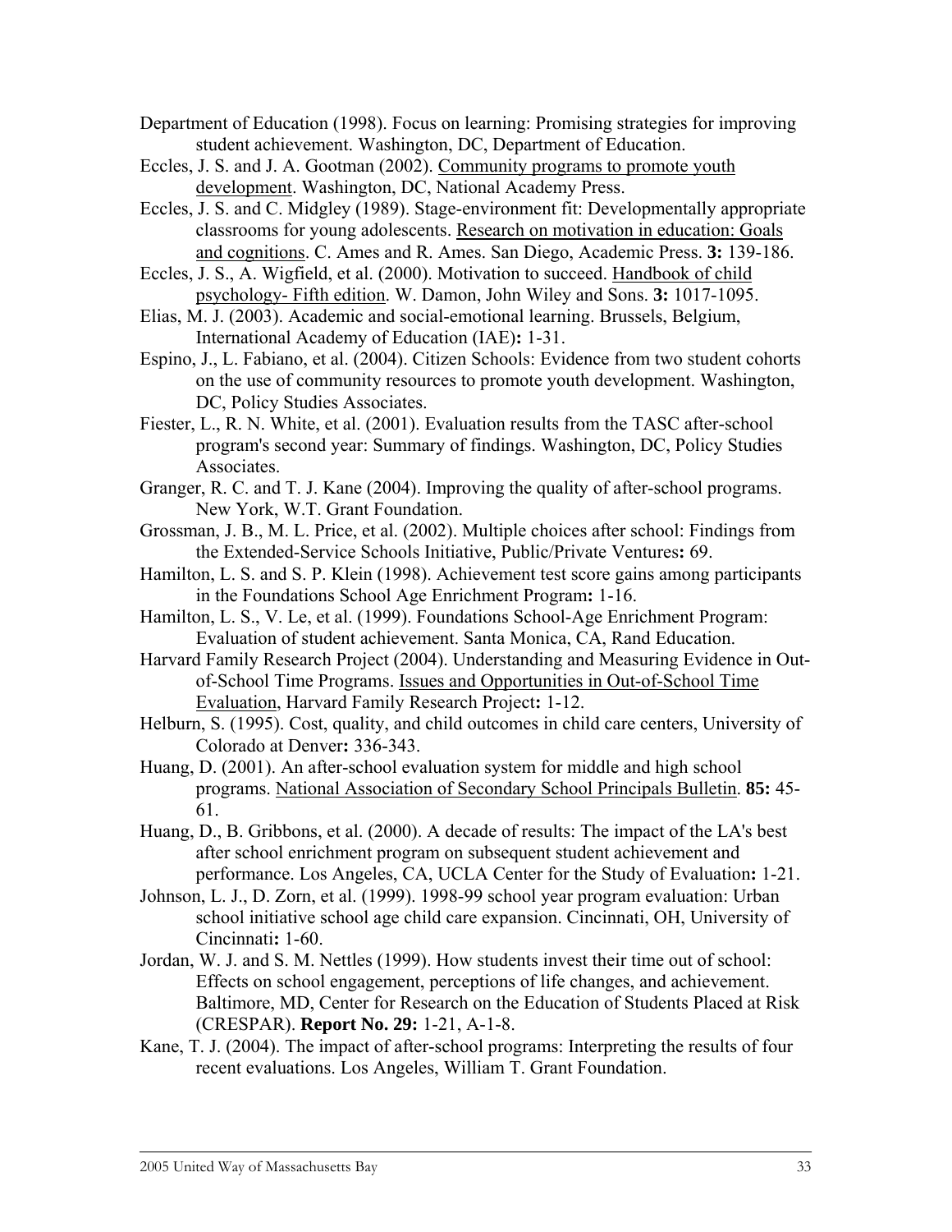Department of Education (1998). Focus on learning: Promising strategies for improving student achievement. Washington, DC, Department of Education.

Eccles, J. S. and J. A. Gootman (2002). Community programs to promote youth development. Washington, DC, National Academy Press.

Eccles, J. S. and C. Midgley (1989). Stage-environment fit: Developmentally appropriate classrooms for young adolescents. Research on motivation in education: Goals and cognitions. C. Ames and R. Ames. San Diego, Academic Press. **3:** 139-186.

Eccles, J. S., A. Wigfield, et al. (2000). Motivation to succeed. Handbook of child psychology- Fifth edition. W. Damon, John Wiley and Sons. **3:** 1017-1095.

Elias, M. J. (2003). Academic and social-emotional learning. Brussels, Belgium, International Academy of Education (IAE)**:** 1-31.

Espino, J., L. Fabiano, et al. (2004). Citizen Schools: Evidence from two student cohorts on the use of community resources to promote youth development. Washington, DC, Policy Studies Associates.

Fiester, L., R. N. White, et al. (2001). Evaluation results from the TASC after-school program's second year: Summary of findings. Washington, DC, Policy Studies Associates.

Granger, R. C. and T. J. Kane (2004). Improving the quality of after-school programs. New York, W.T. Grant Foundation.

Grossman, J. B., M. L. Price, et al. (2002). Multiple choices after school: Findings from the Extended-Service Schools Initiative, Public/Private Ventures**:** 69.

Hamilton, L. S. and S. P. Klein (1998). Achievement test score gains among participants in the Foundations School Age Enrichment Program**:** 1-16.

Hamilton, L. S., V. Le, et al. (1999). Foundations School-Age Enrichment Program: Evaluation of student achievement. Santa Monica, CA, Rand Education.

Harvard Family Research Project (2004). Understanding and Measuring Evidence in Out-of-School Time Programs. Issues and Opportunities in Out-of-School Time Evaluation, Harvard Family Research Project**:** 1-12.

Helburn, S. (1995). Cost, quality, and child outcomes in child care centers, University of Colorado at Denver**:** 336-343.

Huang, D. (2001). An after-school evaluation system for middle and high school programs. National Association of Secondary School Principals Bulletin. **85:** 45-61.

Huang, D., B. Gribbons, et al. (2000). A decade of results: The impact of the LA's best after school enrichment program on subsequent student achievement and performance. Los Angeles, CA, UCLA Center for the Study of Evaluation**:** 1-21.

Johnson, L. J., D. Zorn, et al. (1999). 1998-99 school year program evaluation: Urban school initiative school age child care expansion. Cincinnati, OH, University of Cincinnati**:** 1-60.

Jordan, W. J. and S. M. Nettles (1999). How students invest their time out of school: Effects on school engagement, perceptions of life changes, and achievement. Baltimore, MD, Center for Research on the Education of Students Placed at Risk (CRESPAR). **Report No. 29:** 1-21, A-1-8.

Kane, T. J. (2004). The impact of after-school programs: Interpreting the results of four recent evaluations. Los Angeles, William T. Grant Foundation.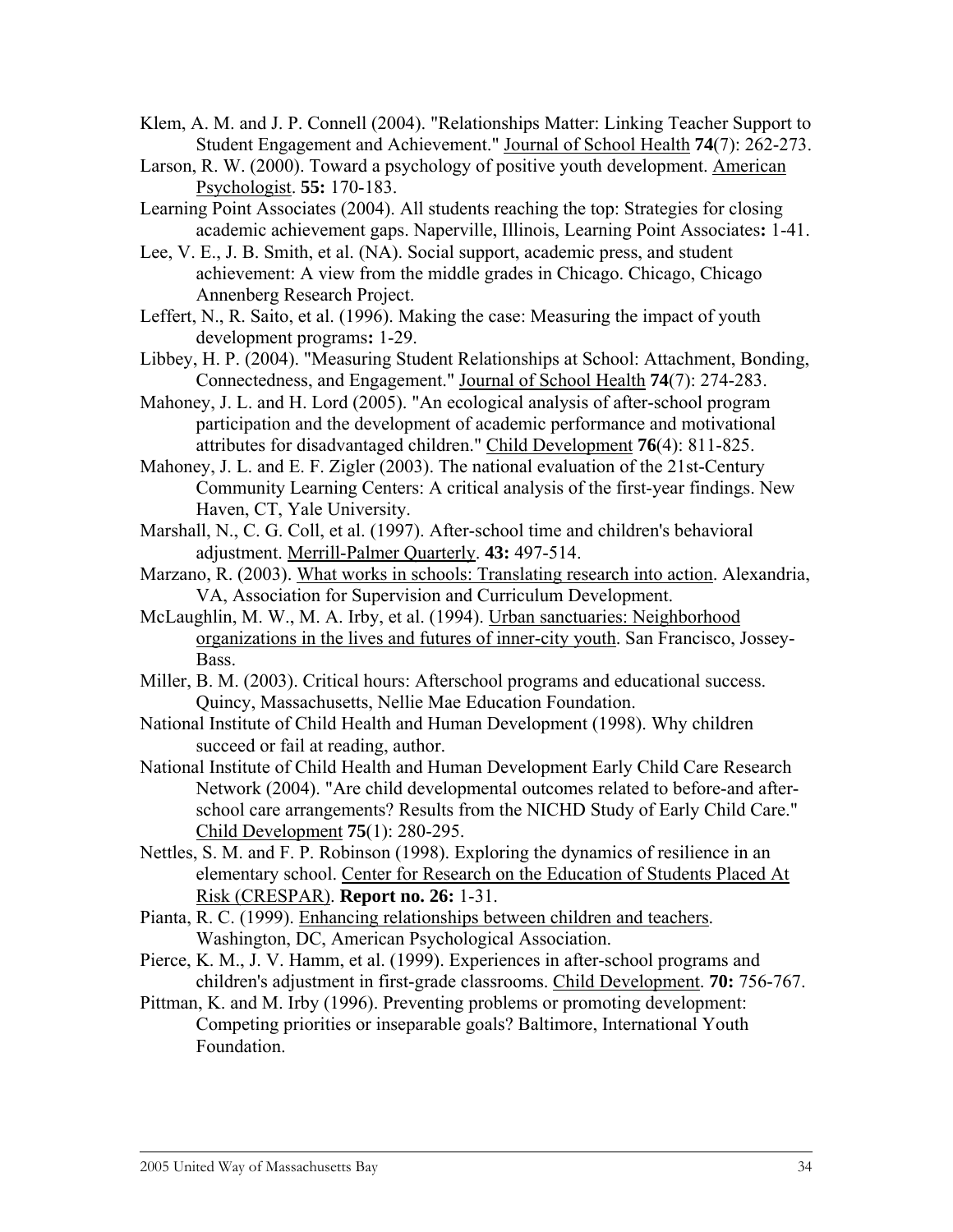Klem, A. M. and J. P. Connell (2004). "Relationships Matter: Linking Teacher Support to Student Engagement and Achievement." Journal of School Health **74**(7): 262-273.

Larson, R. W. (2000). Toward a psychology of positive youth development. American Psychologist. **55:** 170-183.

Learning Point Associates (2004). All students reaching the top: Strategies for closing academic achievement gaps. Naperville, Illinois, Learning Point Associates**:** 1-41.

Lee, V. E., J. B. Smith, et al. (NA). Social support, academic press, and student achievement: A view from the middle grades in Chicago. Chicago, Chicago Annenberg Research Project.

Leffert, N., R. Saito, et al. (1996). Making the case: Measuring the impact of youth development programs**:** 1-29.

Libbey, H. P. (2004). "Measuring Student Relationships at School: Attachment, Bonding, Connectedness, and Engagement." Journal of School Health **74**(7): 274-283.

Mahoney, J. L. and H. Lord (2005). "An ecological analysis of after-school program participation and the development of academic performance and motivational attributes for disadvantaged children." Child Development **76**(4): 811-825.

Mahoney, J. L. and E. F. Zigler (2003). The national evaluation of the 21st-Century Community Learning Centers: A critical analysis of the first-year findings. New Haven, CT, Yale University.

Marshall, N., C. G. Coll, et al. (1997). After-school time and children's behavioral adjustment. Merrill-Palmer Quarterly. **43:** 497-514.

Marzano, R. (2003). What works in schools: Translating research into action. Alexandria, VA, Association for Supervision and Curriculum Development.

McLaughlin, M. W., M. A. Irby, et al. (1994). Urban sanctuaries: Neighborhood organizations in the lives and futures of inner-city youth. San Francisco, Jossey-Bass.

Miller, B. M. (2003). Critical hours: Afterschool programs and educational success. Quincy, Massachusetts, Nellie Mae Education Foundation.

National Institute of Child Health and Human Development (1998). Why children succeed or fail at reading, author.

National Institute of Child Health and Human Development Early Child Care Research Network (2004). "Are child developmental outcomes related to before-and after-school care arrangements? Results from the NICHD Study of Early Child Care." Child Development **75**(1): 280-295.

Nettles, S. M. and F. P. Robinson (1998). Exploring the dynamics of resilience in an elementary school. Center for Research on the Education of Students Placed At Risk (CRESPAR). **Report no. 26:** 1-31.

Pianta, R. C. (1999). Enhancing relationships between children and teachers. Washington, DC, American Psychological Association.

Pierce, K. M., J. V. Hamm, et al. (1999). Experiences in after-school programs and children's adjustment in first-grade classrooms. Child Development. **70:** 756-767.

Pittman, K. and M. Irby (1996). Preventing problems or promoting development: Competing priorities or inseparable goals? Baltimore, International Youth Foundation.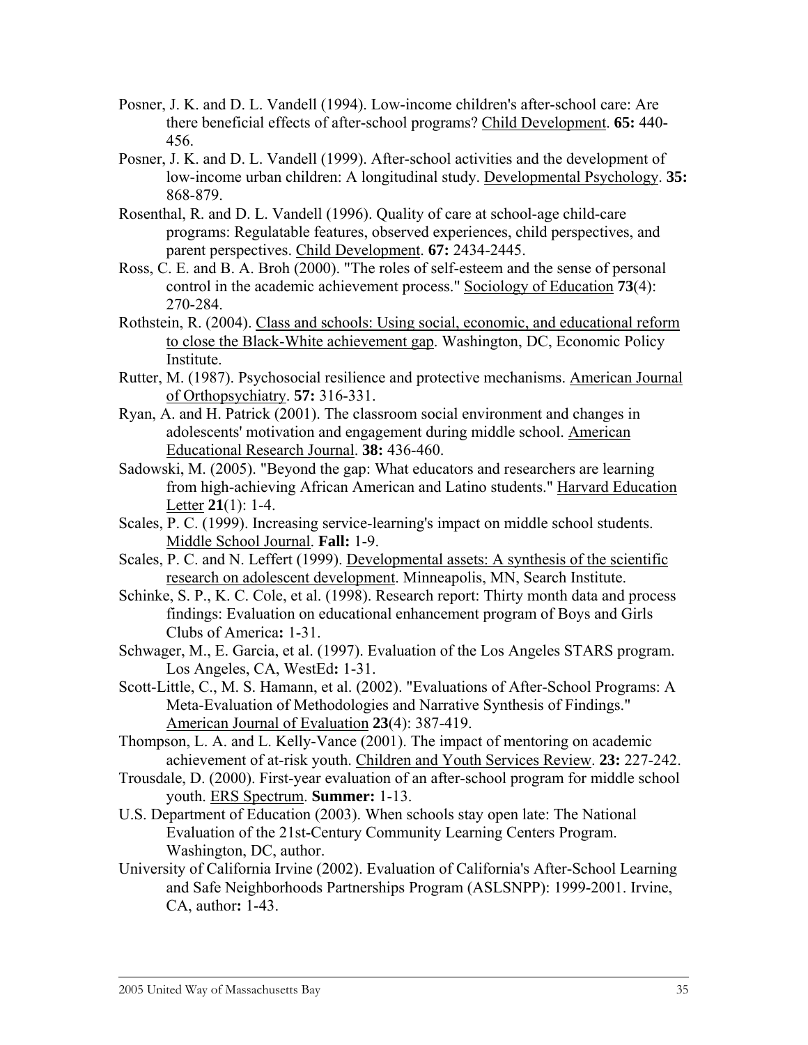Posner, J. K. and D. L. Vandell (1994). Low-income children's after-school care: Are there beneficial effects of after-school programs? Child Development. **65:** 440-456.

Posner, J. K. and D. L. Vandell (1999). After-school activities and the development of low-income urban children: A longitudinal study. Developmental Psychology. **35:** 868-879.

Rosenthal, R. and D. L. Vandell (1996). Quality of care at school-age child-care programs: Regulatable features, observed experiences, child perspectives, and parent perspectives. Child Development. **67:** 2434-2445.

Ross, C. E. and B. A. Broh (2000). "The roles of self-esteem and the sense of personal control in the academic achievement process." Sociology of Education **73**(4): 270-284.

Rothstein, R. (2004). Class and schools: Using social, economic, and educational reform to close the Black-White achievement gap. Washington, DC, Economic Policy Institute.

Rutter, M. (1987). Psychosocial resilience and protective mechanisms. American Journal of Orthopsychiatry. **57:** 316-331.

Ryan, A. and H. Patrick (2001). The classroom social environment and changes in adolescents' motivation and engagement during middle school. American Educational Research Journal. **38:** 436-460.

Sadowski, M. (2005). "Beyond the gap: What educators and researchers are learning from high-achieving African American and Latino students." Harvard Education Letter **21**(1): 1-4.

Scales, P. C. (1999). Increasing service-learning's impact on middle school students. Middle School Journal. **Fall:** 1-9.

Scales, P. C. and N. Leffert (1999). Developmental assets: A synthesis of the scientific research on adolescent development. Minneapolis, MN, Search Institute.

Schinke, S. P., K. C. Cole, et al. (1998). Research report: Thirty month data and process findings: Evaluation on educational enhancement program of Boys and Girls Clubs of America**:** 1-31.

Schwager, M., E. Garcia, et al. (1997). Evaluation of the Los Angeles STARS program. Los Angeles, CA, WestEd**:** 1-31.

Scott-Little, C., M. S. Hamann, et al. (2002). "Evaluations of After-School Programs: A Meta-Evaluation of Methodologies and Narrative Synthesis of Findings." American Journal of Evaluation **23**(4): 387-419.

Thompson, L. A. and L. Kelly-Vance (2001). The impact of mentoring on academic achievement of at-risk youth. Children and Youth Services Review. **23:** 227-242.

Trousdale, D. (2000). First-year evaluation of an after-school program for middle school youth. ERS Spectrum. **Summer:** 1-13.

U.S. Department of Education (2003). When schools stay open late: The National Evaluation of the 21st-Century Community Learning Centers Program. Washington, DC, author.

University of California Irvine (2002). Evaluation of California's After-School Learning and Safe Neighborhoods Partnerships Program (ASLSNPP): 1999-2001. Irvine, CA, author**:** 1-43.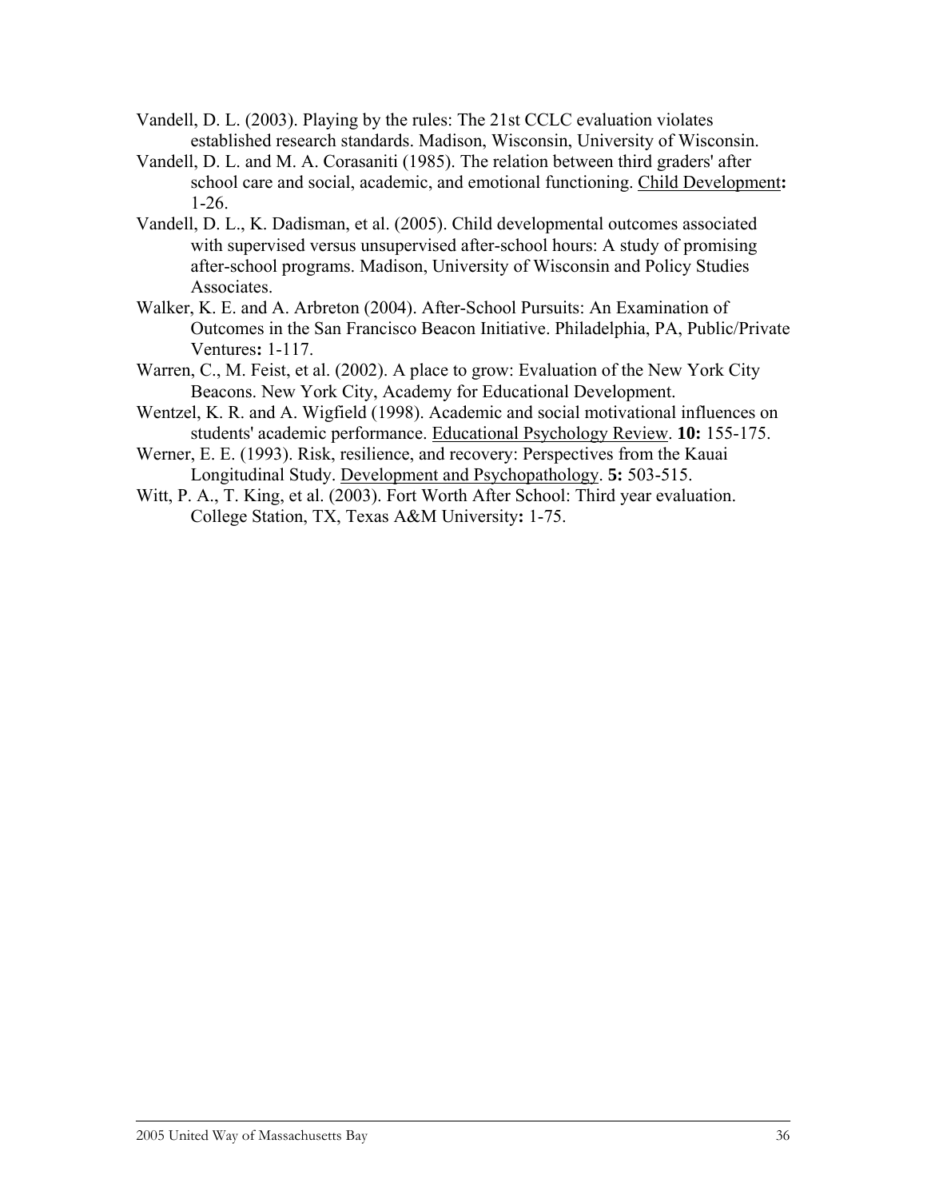Vandell, D. L. (2003). Playing by the rules: The 21st CCLC evaluation violates established research standards. Madison, Wisconsin, University of Wisconsin.

Vandell, D. L. and M. A. Corasaniti (1985). The relation between third graders' after school care and social, academic, and emotional functioning. Child Development**:** 1-26.

Vandell, D. L., K. Dadisman, et al. (2005). Child developmental outcomes associated with supervised versus unsupervised after-school hours: A study of promising after-school programs. Madison, University of Wisconsin and Policy Studies Associates.

Walker, K. E. and A. Arbreton (2004). After-School Pursuits: An Examination of Outcomes in the San Francisco Beacon Initiative. Philadelphia, PA, Public/Private Ventures**:** 1-117.

Warren, C., M. Feist, et al. (2002). A place to grow: Evaluation of the New York City Beacons. New York City, Academy for Educational Development.

Wentzel, K. R. and A. Wigfield (1998). Academic and social motivational influences on students' academic performance. Educational Psychology Review. **10:** 155-175.

Werner, E. E. (1993). Risk, resilience, and recovery: Perspectives from the Kauai Longitudinal Study. Development and Psychopathology. **5:** 503-515.

Witt, P. A., T. King, et al. (2003). Fort Worth After School: Third year evaluation. College Station, TX, Texas A&M University**:** 1-75.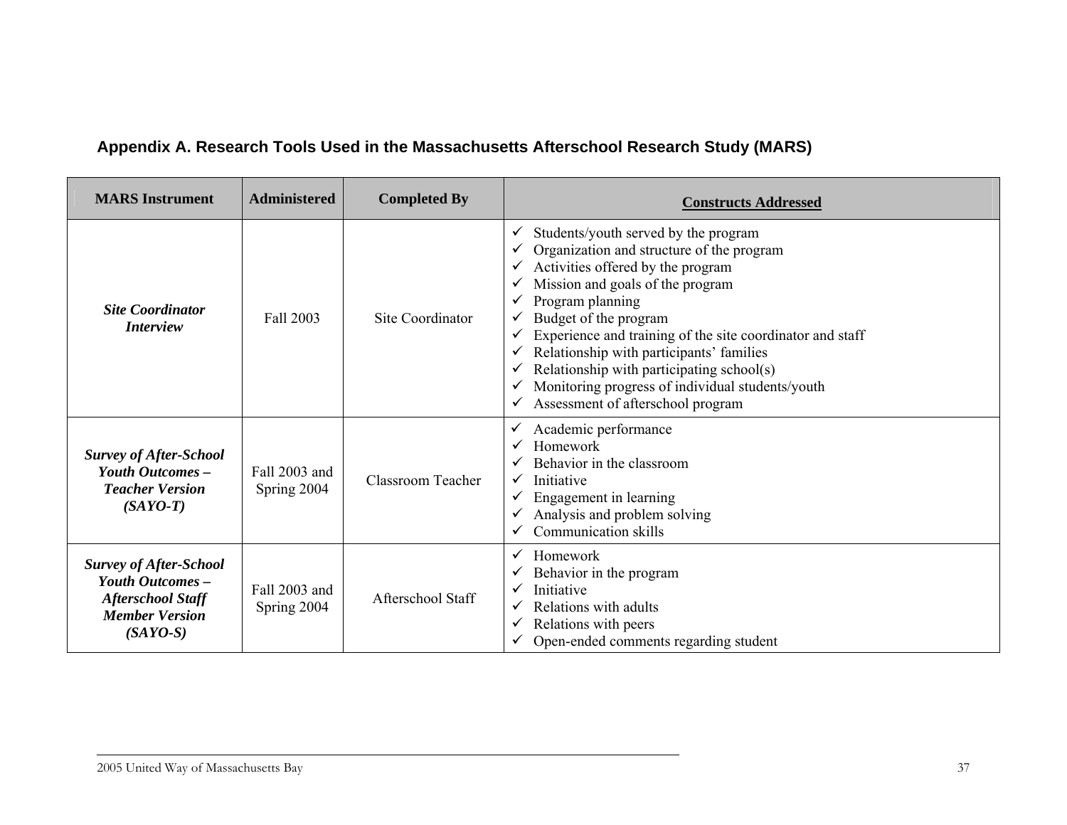## Appendix A. Research Tools Used in the Massachusetts Afterschool Research Study (MARS)

| MARS Instrument | Administered | Completed By | Constructs Addressed |
|---|---|---|---|
| ***Site Coordinator Interview*** | Fall 2003 | Site Coordinator | ✓ Students/youth served by the program<br>✓ Organization and structure of the program<br>✓ Activities offered by the program<br>✓ Mission and goals of the program<br>✓ Program planning<br>✓ Budget of the program<br>✓ Experience and training of the site coordinator and staff<br>✓ Relationship with participants' families<br>✓ Relationship with participating school(s)<br>✓ Monitoring progress of individual students/youth<br>✓ Assessment of afterschool program |
| ***Survey of After-School Youth Outcomes – Teacher Version (SAYO-T)*** | Fall 2003 and Spring 2004 | Classroom Teacher | ✓ Academic performance<br>✓ Homework<br>✓ Behavior in the classroom<br>✓ Initiative<br>✓ Engagement in learning<br>✓ Analysis and problem solving<br>✓ Communication skills |
| ***Survey of After-School Youth Outcomes – Afterschool Staff Member Version (SAYO-S)*** | Fall 2003 and Spring 2004 | Afterschool Staff | ✓ Homework<br>✓ Behavior in the program<br>✓ Initiative<br>✓ Relations with adults<br>✓ Relations with peers<br>✓ Open-ended comments regarding student |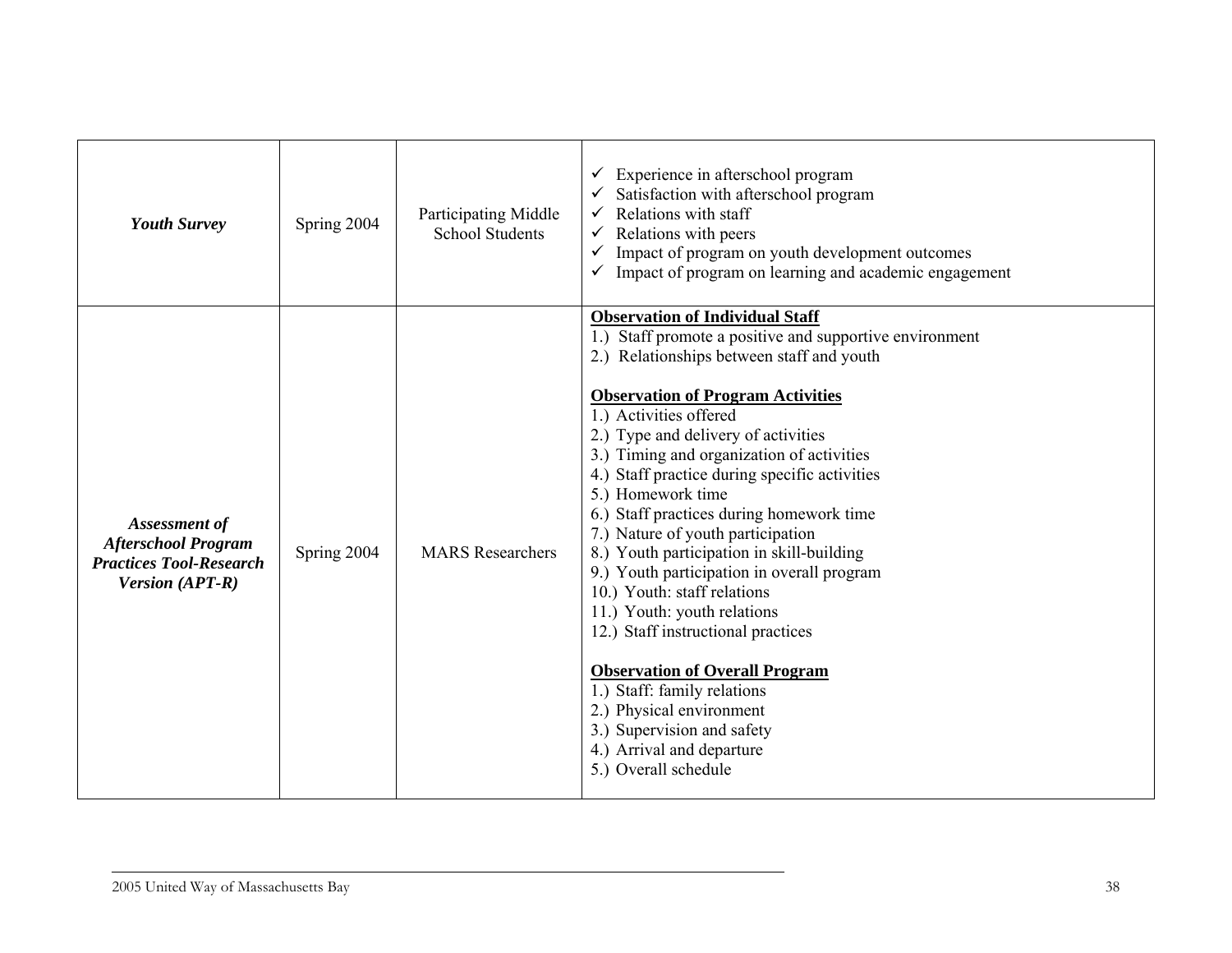| | | | |
|---|---|---|---|
| ***Youth Survey*** | Spring 2004 | Participating Middle School Students | ✓ Experience in afterschool program<br>✓ Satisfaction with afterschool program<br>✓ Relations with staff<br>✓ Relations with peers<br>✓ Impact of program on youth development outcomes<br>✓ Impact of program on learning and academic engagement |
| ***Assessment of Afterschool Program Practices Tool-Research Version (APT-R)*** | Spring 2004 | MARS Researchers | **<u>Observation of Individual Staff</u>**<br>1.) Staff promote a positive and supportive environment<br>2.) Relationships between staff and youth<br><br>**<u>Observation of Program Activities</u>**<br>1.) Activities offered<br>2.) Type and delivery of activities<br>3.) Timing and organization of activities<br>4.) Staff practice during specific activities<br>5.) Homework time<br>6.) Staff practices during homework time<br>7.) Nature of youth participation<br>8.) Youth participation in skill-building<br>9.) Youth participation in overall program<br>10.) Youth: staff relations<br>11.) Youth: youth relations<br>12.) Staff instructional practices<br><br>**<u>Observation of Overall Program</u>**<br>1.) Staff: family relations<br>2.) Physical environment<br>3.) Supervision and safety<br>4.) Arrival and departure<br>5.) Overall schedule |

2005 United Way of Massachusetts Bay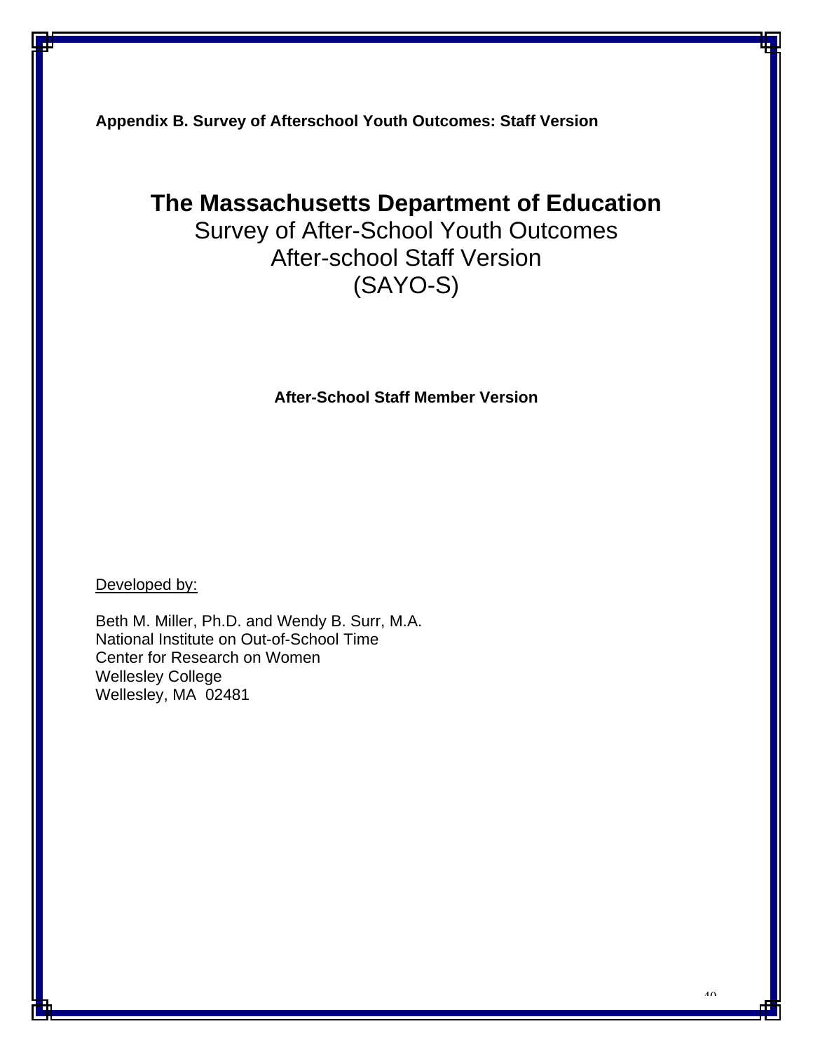**Appendix B. Survey of Afterschool Youth Outcomes: Staff Version**

# The Massachusetts Department of Education

## Survey of After-School Youth Outcomes
## After-school Staff Version
## (SAYO-S)

**After-School Staff Member Version**

Developed by:

Beth M. Miller, Ph.D. and Wendy B. Surr, M.A.
National Institute on Out-of-School Time
Center for Research on Women
Wellesley College
Wellesley, MA 02481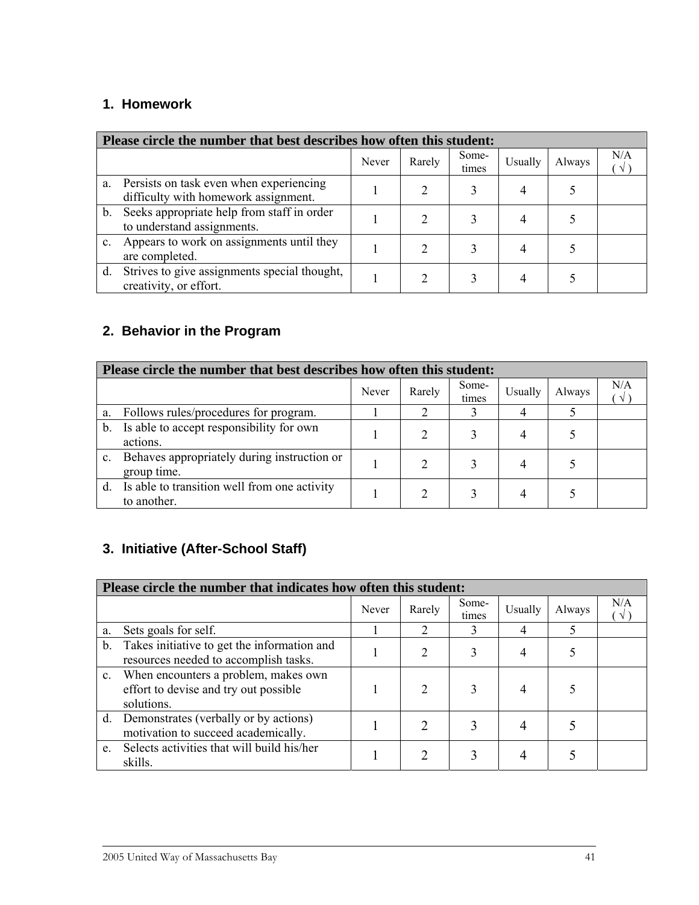## 1. Homework

| Please circle the number that best describes how often this student: | | | | | | |
|---|---|---|---|---|---|---|
| | Never | Rarely | Some-times | Usually | Always | N/A ( √ ) |
| a. Persists on task even when experiencing difficulty with homework assignment. | 1 | 2 | 3 | 4 | 5 | |
| b. Seeks appropriate help from staff in order to understand assignments. | 1 | 2 | 3 | 4 | 5 | |
| c. Appears to work on assignments until they are completed. | 1 | 2 | 3 | 4 | 5 | |
| d. Strives to give assignments special thought, creativity, or effort. | 1 | 2 | 3 | 4 | 5 | |

## 2. Behavior in the Program

| Please circle the number that best describes how often this student: | | | | | | |
|---|---|---|---|---|---|---|
| | Never | Rarely | Some-times | Usually | Always | N/A ( √ ) |
| a. Follows rules/procedures for program. | 1 | 2 | 3 | 4 | 5 | |
| b. Is able to accept responsibility for own actions. | 1 | 2 | 3 | 4 | 5 | |
| c. Behaves appropriately during instruction or group time. | 1 | 2 | 3 | 4 | 5 | |
| d. Is able to transition well from one activity to another. | 1 | 2 | 3 | 4 | 5 | |

## 3. Initiative (After-School Staff)

| Please circle the number that indicates how often this student: | | | | | | |
|---|---|---|---|---|---|---|
| | Never | Rarely | Some-times | Usually | Always | N/A ( √ ) |
| a. Sets goals for self. | 1 | 2 | 3 | 4 | 5 | |
| b. Takes initiative to get the information and resources needed to accomplish tasks. | 1 | 2 | 3 | 4 | 5 | |
| c. When encounters a problem, makes own effort to devise and try out possible solutions. | 1 | 2 | 3 | 4 | 5 | |
| d. Demonstrates (verbally or by actions) motivation to succeed academically. | 1 | 2 | 3 | 4 | 5 | |
| e. Selects activities that will build his/her skills. | 1 | 2 | 3 | 4 | 5 | |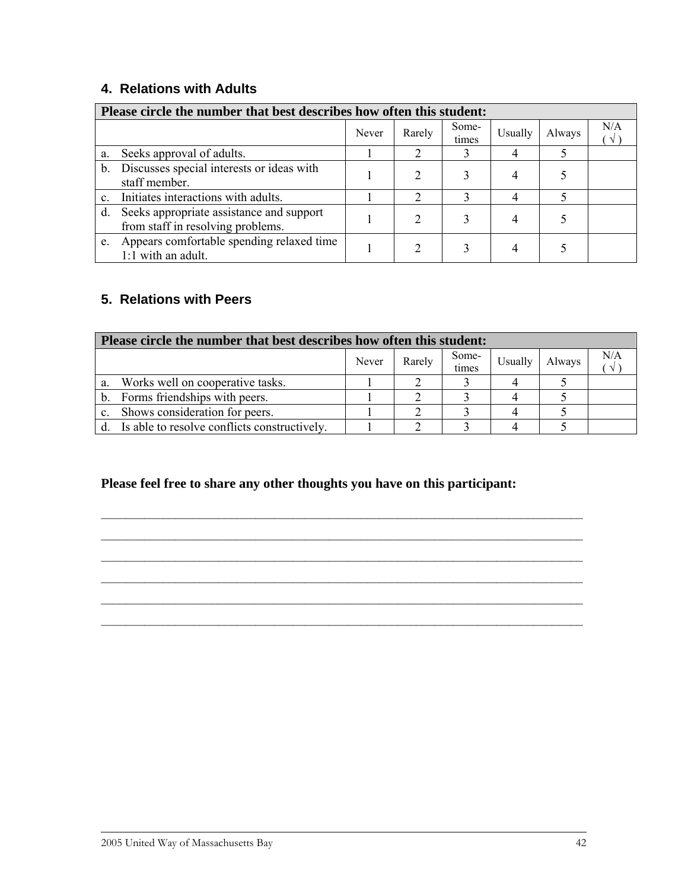## 4. Relations with Adults

| Please circle the number that best describes how often this student: | | | | | | |
|---|---|---|---|---|---|---|
| | Never | Rarely | Some-times | Usually | Always | N/A ( √ ) |
| a. Seeks approval of adults. | 1 | 2 | 3 | 4 | 5 | |
| b. Discusses special interests or ideas with staff member. | 1 | 2 | 3 | 4 | 5 | |
| c. Initiates interactions with adults. | 1 | 2 | 3 | 4 | 5 | |
| d. Seeks appropriate assistance and support from staff in resolving problems. | 1 | 2 | 3 | 4 | 5 | |
| e. Appears comfortable spending relaxed time 1:1 with an adult. | 1 | 2 | 3 | 4 | 5 | |

## 5. Relations with Peers

| Please circle the number that best describes how often this student: | | | | | | |
|---|---|---|---|---|---|---|
| | Never | Rarely | Some-times | Usually | Always | N/A ( √ ) |
| a. Works well on cooperative tasks. | 1 | 2 | 3 | 4 | 5 | |
| b. Forms friendships with peers. | 1 | 2 | 3 | 4 | 5 | |
| c. Shows consideration for peers. | 1 | 2 | 3 | 4 | 5 | |
| d. Is able to resolve conflicts constructively. | 1 | 2 | 3 | 4 | 5 | |

**Please feel free to share any other thoughts you have on this participant:**

_______________________________________________________________________________

_______________________________________________________________________________

_______________________________________________________________________________

_______________________________________________________________________________

_______________________________________________________________________________

_______________________________________________________________________________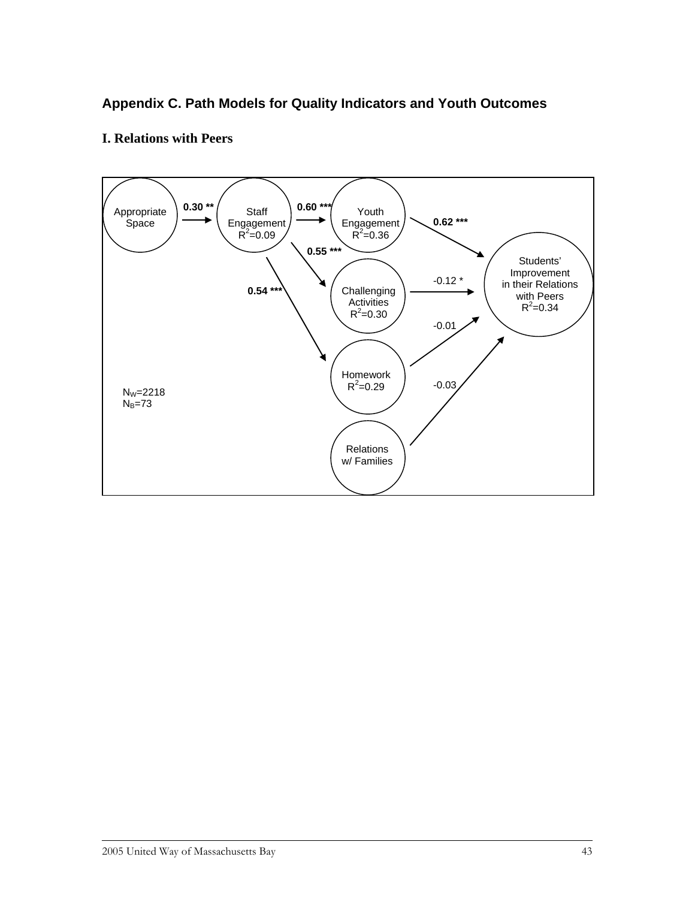## Appendix C. Path Models for Quality Indicators and Youth Outcomes

### I. Relations with Peers

Appropriate Space → **0.30 \*\*** → Staff Engagement $R^2$=0.09

Staff Engagement → **0.60 \*\*\*** → Youth Engagement $R^2$=0.36

Staff Engagement → **0.55 \*\*\*** → Challenging Activities $R^2$=0.30

Staff Engagement → **0.54 \*\*\*** → Homework $R^2$=0.29

Youth Engagement → **0.62 \*\*\*** → Students' Improvement in their Relations with Peers $R^2$=0.34

Challenging Activities → -0.12 \* → Students' Improvement in their Relations with Peers

Homework → -0.01 → Students' Improvement in their Relations with Peers

Relations w/ Families → -0.03 → Students' Improvement in their Relations with Peers

$N_W$=2218
$N_B$=73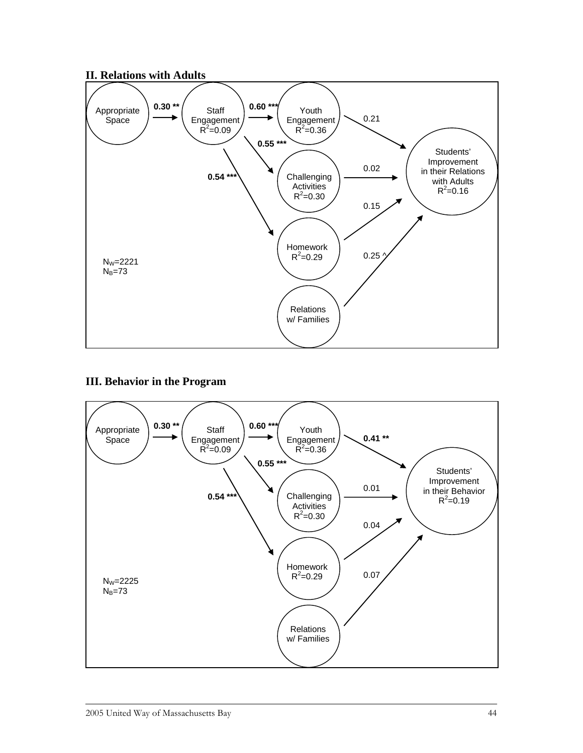## II. Relations with Adults

Appropriate Space → (0.30 **) → Staff Engagement $R^2$=0.09

Staff Engagement → (0.60 ***) → Youth Engagement $R^2$=0.36

Staff Engagement → (0.55 ***) → Challenging Activities $R^2$=0.30

Staff Engagement → (0.54 ***) → Homework $R^2$=0.29

Youth Engagement → (0.21) → Students' Improvement in their Relations with Adults $R^2$=0.16

Challenging Activities → (0.02) → Students' Improvement in their Relations with Adults

Homework → (0.15) → Students' Improvement in their Relations with Adults

Relations w/ Families → (0.25 ^) → Students' Improvement in their Relations with Adults

$N_W$=2221
$N_B$=73

## III. Behavior in the Program

Appropriate Space → (0.30 **) → Staff Engagement $R^2$=0.09

Staff Engagement → (0.60 ***) → Youth Engagement $R^2$=0.36

Staff Engagement → (0.55 ***) → Challenging Activities $R^2$=0.30

Staff Engagement → (0.54 ***) → Homework $R^2$=0.29

Youth Engagement → (0.41 **) → Students' Improvement in their Behavior $R^2$=0.19

Challenging Activities → (0.01) → Students' Improvement in their Behavior

Homework → (0.04) → Students' Improvement in their Behavior

Relations w/ Families → (0.07) → Students' Improvement in their Behavior

$N_W$=2225
$N_B$=73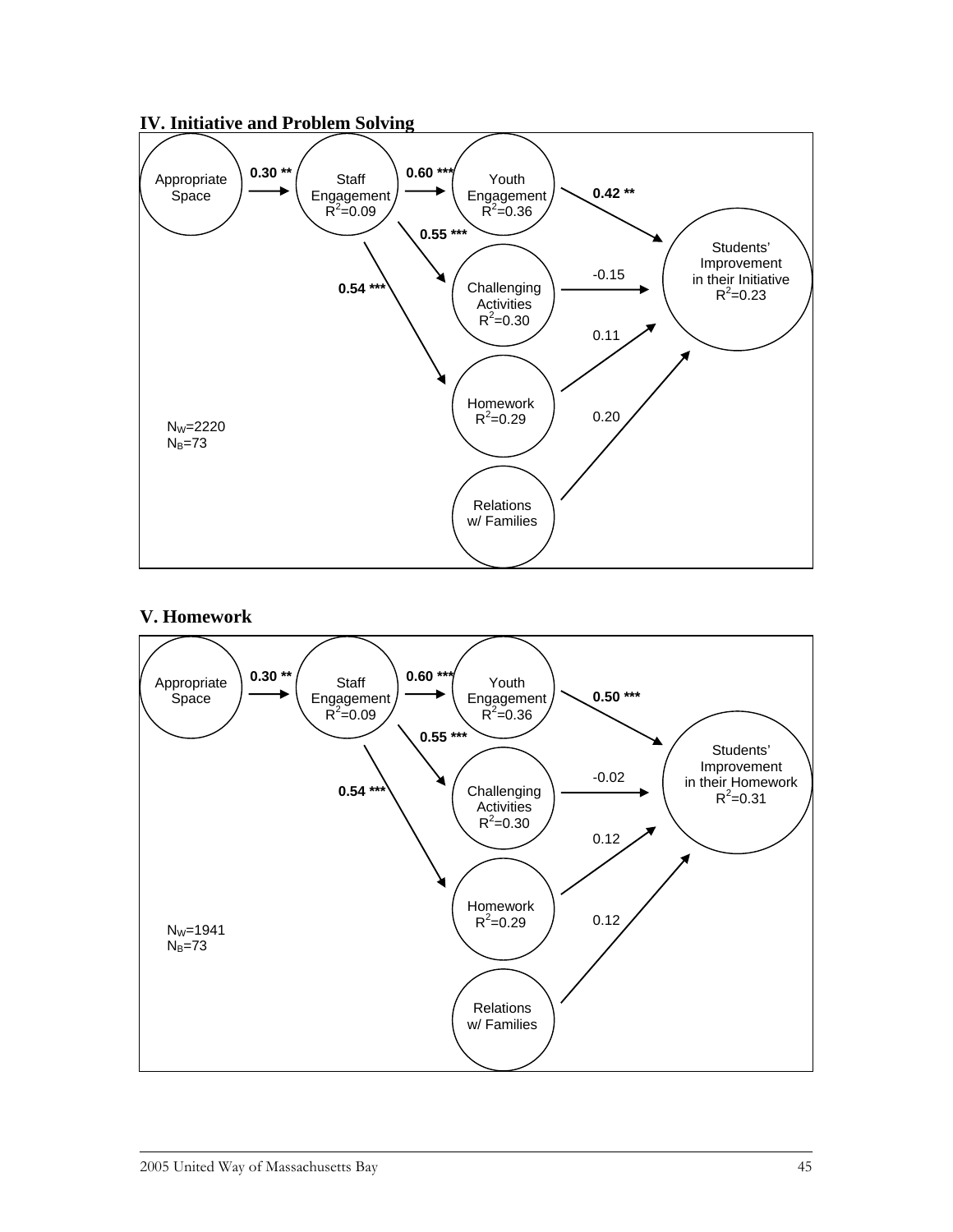## IV. Initiative and Problem Solving

Appropriate Space → (0.30 **) → Staff Engagement $R^2$=0.09

Staff Engagement → (0.60 ***) → Youth Engagement $R^2$=0.36

Staff Engagement → (0.55 ***) → Challenging Activities $R^2$=0.30

Staff Engagement → (0.54 ***) → Homework $R^2$=0.29

Youth Engagement → (0.42 **) → Students' Improvement in their Initiative $R^2$=0.23

Challenging Activities → (-0.15) → Students' Improvement in their Initiative

Homework → (0.11) → Students' Improvement in their Initiative

Relations w/ Families → (0.20) → Students' Improvement in their Initiative

$N_W$=2220
$N_B$=73

## V. Homework

Appropriate Space → (0.30 **) → Staff Engagement $R^2$=0.09

Staff Engagement → (0.60 ***) → Youth Engagement $R^2$=0.36

Staff Engagement → (0.55 ***) → Challenging Activities $R^2$=0.30

Staff Engagement → (0.54 ***) → Homework $R^2$=0.29

Youth Engagement → (0.50 ***) → Students' Improvement in their Homework $R^2$=0.31

Challenging Activities → (-0.02) → Students' Improvement in their Homework

Homework → (0.12) → Students' Improvement in their Homework

Relations w/ Families → (0.12) → Students' Improvement in their Homework

$N_W$=1941
$N_B$=73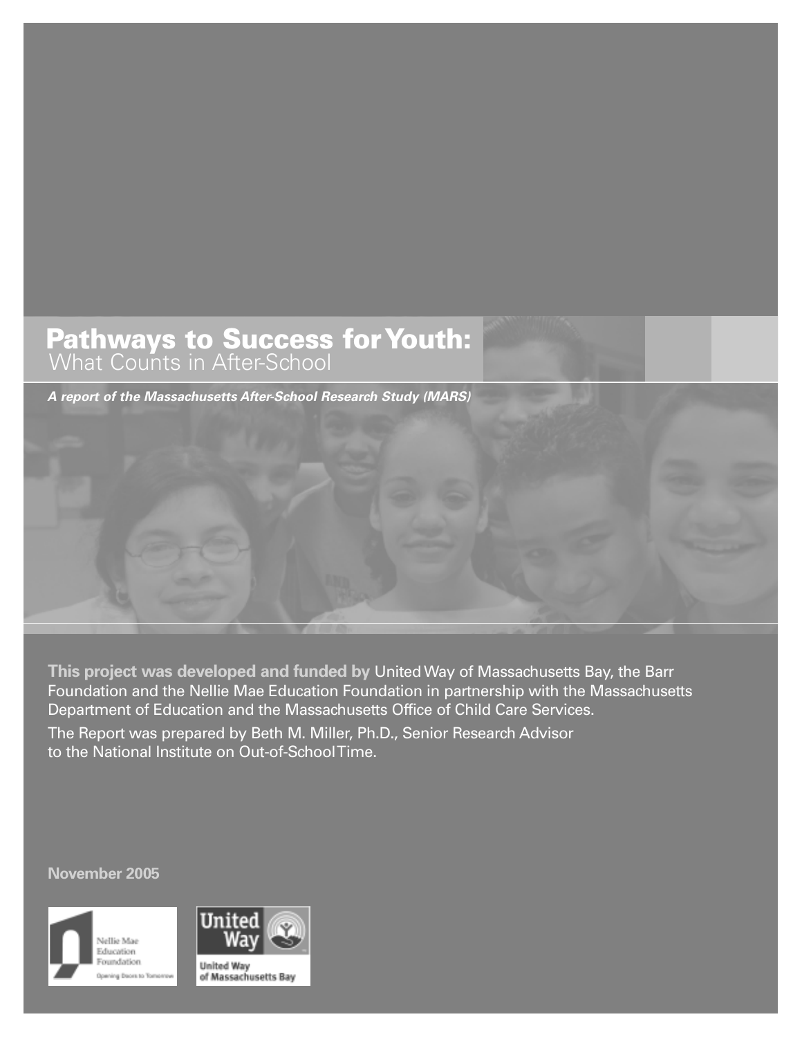# Pathways to Success for Youth:

## What Counts in After-School

***A report of the Massachusetts After-School Research Study (MARS)***

**This project was developed and funded by** United Way of Massachusetts Bay, the Barr Foundation and the Nellie Mae Education Foundation in partnership with the Massachusetts Department of Education and the Massachusetts Office of Child Care Services.

The Report was prepared by Beth M. Miller, Ph.D., Senior Research Advisor to the National Institute on Out-of-School Time.

**November 2005**

Nellie Mae Education Foundation
Opening Doors to Tomorrow

United Way
United Way of Massachusetts Bay